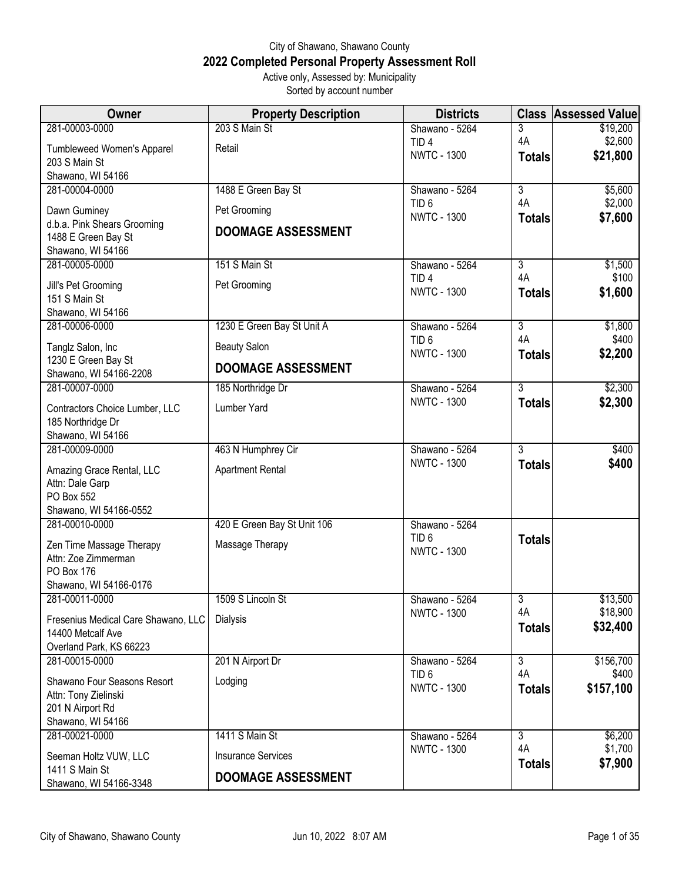City of Shawano, Shawano County

# 2022 Completed Personal Property Assessment Roll

Active only, Assessed by: Municipality

Sorted by account number

| Owner | Property Description | Districts | Class | Assessed Value |
|---|---|---|---|---|
| 281-00003-0000<br>Tumbleweed Women's Apparel<br>203 S Main St<br>Shawano, WI 54166 | 203 S Main St<br>Retail | Shawano - 5264<br>TID 4<br>NWTC - 1300 | 3<br>4A<br>**Totals** | $19,200<br>$2,600<br>**$21,800** |
| 281-00004-0000<br>Dawn Guminey<br>d.b.a. Pink Shears Grooming<br>1488 E Green Bay St<br>Shawano, WI 54166 | 1488 E Green Bay St<br>Pet Grooming<br>**DOOMAGE ASSESSMENT** | Shawano - 5264<br>TID 6<br>NWTC - 1300 | 3<br>4A<br>**Totals** | $5,600<br>$2,000<br>**$7,600** |
| 281-00005-0000<br>Jill's Pet Grooming<br>151 S Main St<br>Shawano, WI 54166 | 151 S Main St<br>Pet Grooming | Shawano - 5264<br>TID 4<br>NWTC - 1300 | 3<br>4A<br>**Totals** | $1,500<br>$100<br>**$1,600** |
| 281-00006-0000<br>Tanglz Salon, Inc<br>1230 E Green Bay St<br>Shawano, WI 54166-2208 | 1230 E Green Bay St Unit A<br>Beauty Salon<br>**DOOMAGE ASSESSMENT** | Shawano - 5264<br>TID 6<br>NWTC - 1300 | 3<br>4A<br>**Totals** | $1,800<br>$400<br>**$2,200** |
| 281-00007-0000<br>Contractors Choice Lumber, LLC<br>185 Northridge Dr<br>Shawano, WI 54166 | 185 Northridge Dr<br>Lumber Yard | Shawano - 5264<br>NWTC - 1300 | 3<br>**Totals** | $2,300<br>**$2,300** |
| 281-00009-0000<br>Amazing Grace Rental, LLC<br>Attn: Dale Garp<br>PO Box 552<br>Shawano, WI 54166-0552 | 463 N Humphrey Cir<br>Apartment Rental | Shawano - 5264<br>NWTC - 1300 | 3<br>**Totals** | $400<br>**$400** |
| 281-00010-0000<br>Zen Time Massage Therapy<br>Attn: Zoe Zimmerman<br>PO Box 176<br>Shawano, WI 54166-0176 | 420 E Green Bay St Unit 106<br>Massage Therapy | Shawano - 5264<br>TID 6<br>NWTC - 1300 | **Totals** | |
| 281-00011-0000<br>Fresenius Medical Care Shawano, LLC<br>14400 Metcalf Ave<br>Overland Park, KS 66223 | 1509 S Lincoln St<br>Dialysis | Shawano - 5264<br>NWTC - 1300 | 3<br>4A<br>**Totals** | $13,500<br>$18,900<br>**$32,400** |
| 281-00015-0000<br>Shawano Four Seasons Resort<br>Attn: Tony Zielinski<br>201 N Airport Rd<br>Shawano, WI 54166 | 201 N Airport Dr<br>Lodging | Shawano - 5264<br>TID 6<br>NWTC - 1300 | 3<br>4A<br>**Totals** | $156,700<br>$400<br>**$157,100** |
| 281-00021-0000<br>Seeman Holtz VUW, LLC<br>1411 S Main St<br>Shawano, WI 54166-3348 | 1411 S Main St<br>Insurance Services<br>**DOOMAGE ASSESSMENT** | Shawano - 5264<br>NWTC - 1300 | 3<br>4A<br>**Totals** | $6,200<br>$1,700<br>**$7,900** |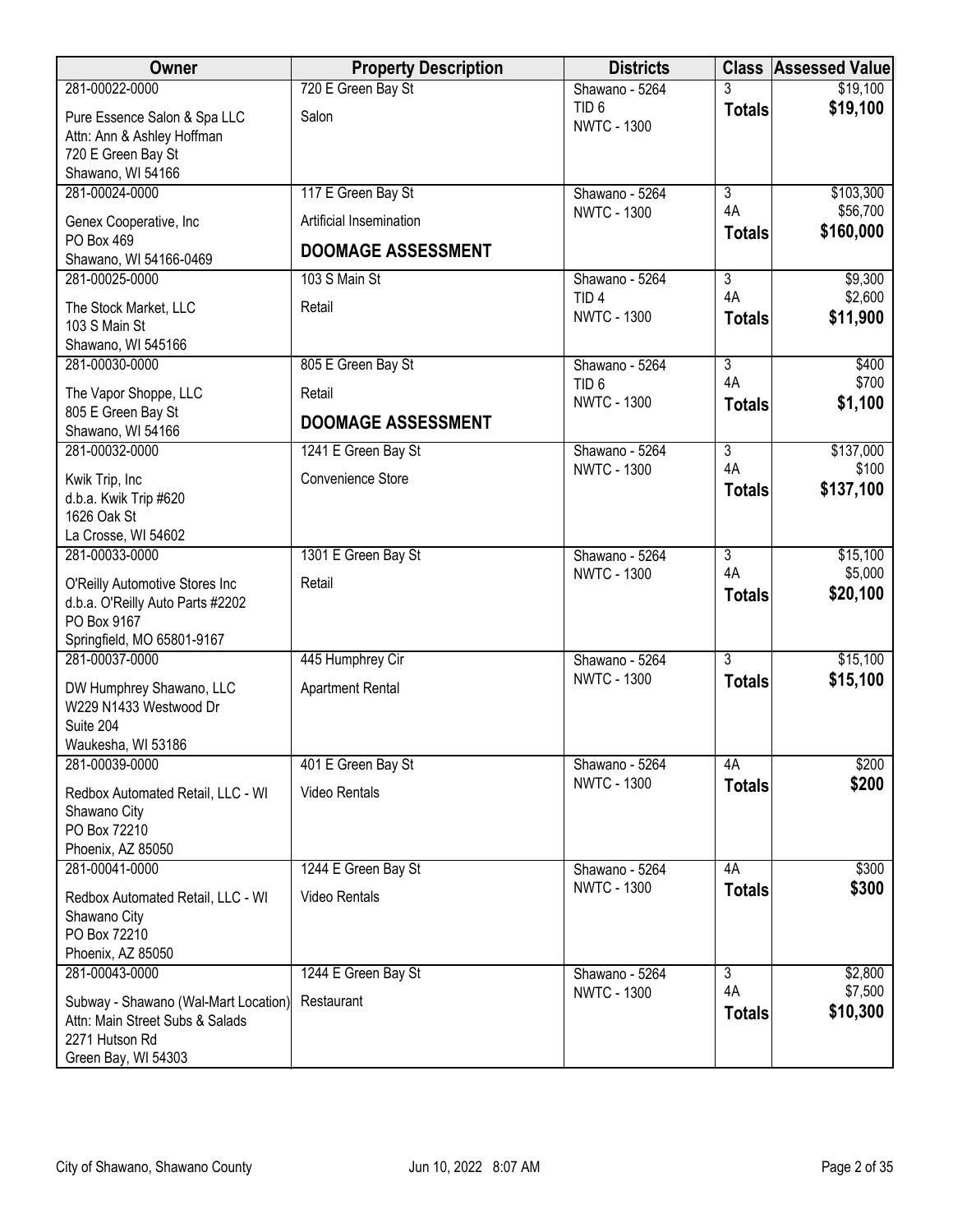| Owner | Property Description | Districts | Class | Assessed Value |
|---|---|---|---|---|
| 281-00022-0000<br>Pure Essence Salon & Spa LLC<br>Attn: Ann & Ashley Hoffman<br>720 E Green Bay St<br>Shawano, WI 54166 | 720 E Green Bay St<br>Salon | Shawano - 5264<br>TID 6<br>NWTC - 1300 | 3<br>**Totals** | $19,100<br>**$19,100** |
| 281-00024-0000<br>Genex Cooperative, Inc<br>PO Box 469<br>Shawano, WI 54166-0469 | 117 E Green Bay St<br>Artificial Insemination<br>**DOOMAGE ASSESSMENT** | Shawano - 5264<br>NWTC - 1300 | 3<br>4A<br>**Totals** | $103,300<br>$56,700<br>**$160,000** |
| 281-00025-0000<br>The Stock Market, LLC<br>103 S Main St<br>Shawano, WI 545166 | 103 S Main St<br>Retail | Shawano - 5264<br>TID 4<br>NWTC - 1300 | 3<br>4A<br>**Totals** | $9,300<br>$2,600<br>**$11,900** |
| 281-00030-0000<br>The Vapor Shoppe, LLC<br>805 E Green Bay St<br>Shawano, WI 54166 | 805 E Green Bay St<br>Retail<br>**DOOMAGE ASSESSMENT** | Shawano - 5264<br>TID 6<br>NWTC - 1300 | 3<br>4A<br>**Totals** | $400<br>$700<br>**$1,100** |
| 281-00032-0000<br>Kwik Trip, Inc<br>d.b.a. Kwik Trip #620<br>1626 Oak St<br>La Crosse, WI 54602 | 1241 E Green Bay St<br>Convenience Store | Shawano - 5264<br>NWTC - 1300 | 3<br>4A<br>**Totals** | $137,000<br>$100<br>**$137,100** |
| 281-00033-0000<br>O'Reilly Automotive Stores Inc<br>d.b.a. O'Reilly Auto Parts #2202<br>PO Box 9167<br>Springfield, MO 65801-9167 | 1301 E Green Bay St<br>Retail | Shawano - 5264<br>NWTC - 1300 | 3<br>4A<br>**Totals** | $15,100<br>$5,000<br>**$20,100** |
| 281-00037-0000<br>DW Humphrey Shawano, LLC<br>W229 N1433 Westwood Dr<br>Suite 204<br>Waukesha, WI 53186 | 445 Humphrey Cir<br>Apartment Rental | Shawano - 5264<br>NWTC - 1300 | 3<br>**Totals** | $15,100<br>**$15,100** |
| 281-00039-0000<br>Redbox Automated Retail, LLC - WI<br>Shawano City<br>PO Box 72210<br>Phoenix, AZ 85050 | 401 E Green Bay St<br>Video Rentals | Shawano - 5264<br>NWTC - 1300 | 4A<br>**Totals** | $200<br>**$200** |
| 281-00041-0000<br>Redbox Automated Retail, LLC - WI<br>Shawano City<br>PO Box 72210<br>Phoenix, AZ 85050 | 1244 E Green Bay St<br>Video Rentals | Shawano - 5264<br>NWTC - 1300 | 4A<br>**Totals** | $300<br>**$300** |
| 281-00043-0000<br>Subway - Shawano (Wal-Mart Location)<br>Attn: Main Street Subs & Salads<br>2271 Hutson Rd<br>Green Bay, WI 54303 | 1244 E Green Bay St<br>Restaurant | Shawano - 5264<br>NWTC - 1300 | 3<br>4A<br>**Totals** | $2,800<br>$7,500<br>**$10,300** |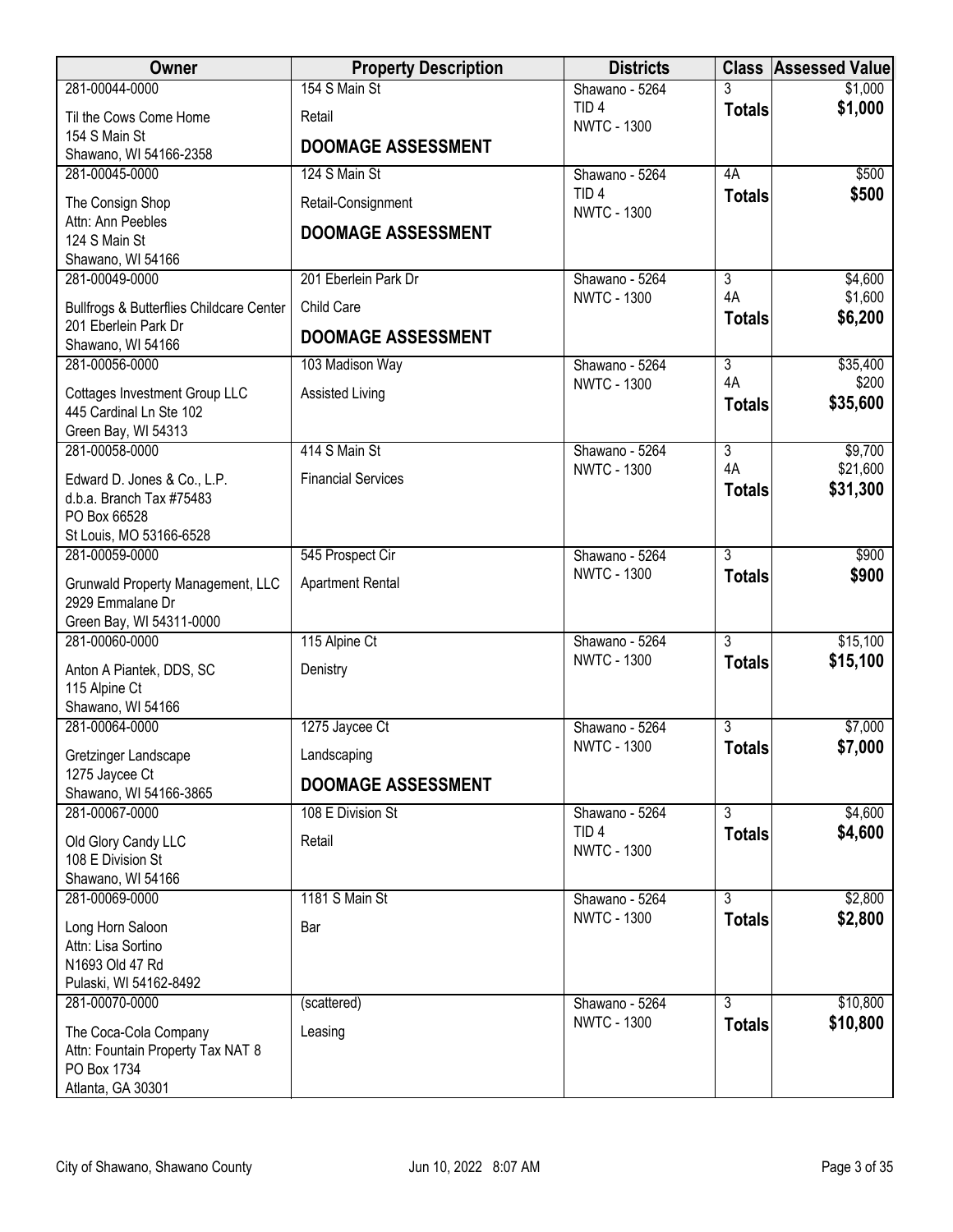| Owner | Property Description | Districts | Class | Assessed Value |
|---|---|---|---|---|
| 281-00044-0000<br>Til the Cows Come Home<br>154 S Main St<br>Shawano, WI 54166-2358 | 154 S Main St<br>Retail<br>**DOOMAGE ASSESSMENT** | Shawano - 5264<br>TID 4<br>NWTC - 1300 | 3<br>**Totals** | $1,000<br>**$1,000** |
| 281-00045-0000<br>The Consign Shop<br>Attn: Ann Peebles<br>124 S Main St<br>Shawano, WI 54166 | 124 S Main St<br>Retail-Consignment<br>**DOOMAGE ASSESSMENT** | Shawano - 5264<br>TID 4<br>NWTC - 1300 | 4A<br>**Totals** | $500<br>**$500** |
| 281-00049-0000<br>Bullfrogs & Butterflies Childcare Center<br>201 Eberlein Park Dr<br>Shawano, WI 54166 | 201 Eberlein Park Dr<br>Child Care<br>**DOOMAGE ASSESSMENT** | Shawano - 5264<br>NWTC - 1300 | 3<br>4A<br>**Totals** | $4,600<br>$1,600<br>**$6,200** |
| 281-00056-0000<br>Cottages Investment Group LLC<br>445 Cardinal Ln Ste 102<br>Green Bay, WI 54313 | 103 Madison Way<br>Assisted Living | Shawano - 5264<br>NWTC - 1300 | 3<br>4A<br>**Totals** | $35,400<br>$200<br>**$35,600** |
| 281-00058-0000<br>Edward D. Jones & Co., L.P.<br>d.b.a. Branch Tax #75483<br>PO Box 66528<br>St Louis, MO 53166-6528 | 414 S Main St<br>Financial Services | Shawano - 5264<br>NWTC - 1300 | 3<br>4A<br>**Totals** | $9,700<br>$21,600<br>**$31,300** |
| 281-00059-0000<br>Grunwald Property Management, LLC<br>2929 Emmalane Dr<br>Green Bay, WI 54311-0000 | 545 Prospect Cir<br>Apartment Rental | Shawano - 5264<br>NWTC - 1300 | 3<br>**Totals** | $900<br>**$900** |
| 281-00060-0000<br>Anton A Piantek, DDS, SC<br>115 Alpine Ct<br>Shawano, WI 54166 | 115 Alpine Ct<br>Denistry | Shawano - 5264<br>NWTC - 1300 | 3<br>**Totals** | $15,100<br>**$15,100** |
| 281-00064-0000<br>Gretzinger Landscape<br>1275 Jaycee Ct<br>Shawano, WI 54166-3865 | 1275 Jaycee Ct<br>Landscaping<br>**DOOMAGE ASSESSMENT** | Shawano - 5264<br>NWTC - 1300 | 3<br>**Totals** | $7,000<br>**$7,000** |
| 281-00067-0000<br>Old Glory Candy LLC<br>108 E Division St<br>Shawano, WI 54166 | 108 E Division St<br>Retail | Shawano - 5264<br>TID 4<br>NWTC - 1300 | 3<br>**Totals** | $4,600<br>**$4,600** |
| 281-00069-0000<br>Long Horn Saloon<br>Attn: Lisa Sortino<br>N1693 Old 47 Rd<br>Pulaski, WI 54162-8492 | 1181 S Main St<br>Bar | Shawano - 5264<br>NWTC - 1300 | 3<br>**Totals** | $2,800<br>**$2,800** |
| 281-00070-0000<br>The Coca-Cola Company<br>Attn: Fountain Property Tax NAT 8<br>PO Box 1734<br>Atlanta, GA 30301 | (scattered)<br>Leasing | Shawano - 5264<br>NWTC - 1300 | 3<br>**Totals** | $10,800<br>**$10,800** |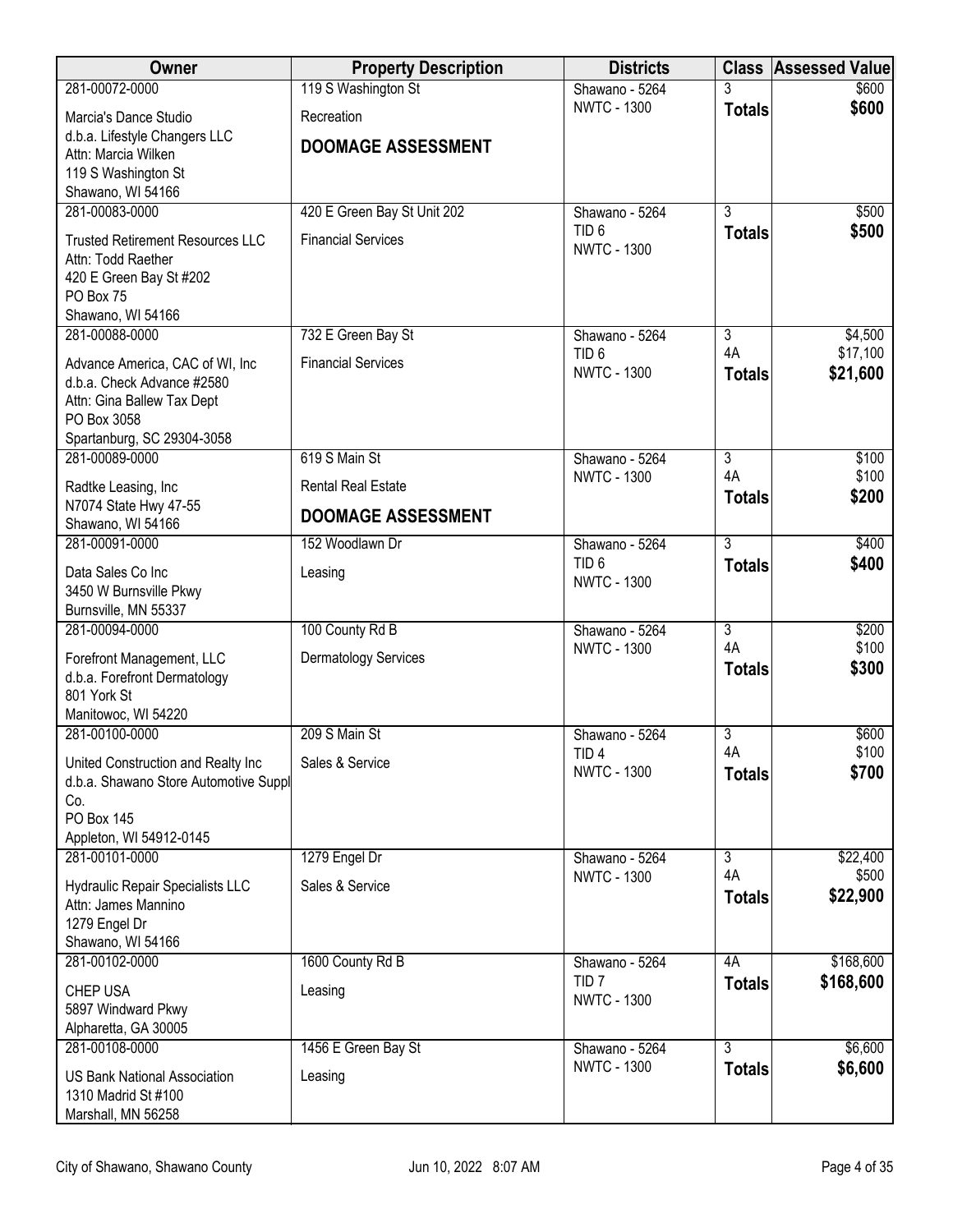| Owner | Property Description | Districts | Class | Assessed Value |
|---|---|---|---|---|
| 281-00072-0000<br>Marcia's Dance Studio<br>d.b.a. Lifestyle Changers LLC<br>Attn: Marcia Wilken<br>119 S Washington St<br>Shawano, WI 54166 | 119 S Washington St<br>Recreation<br>**DOOMAGE ASSESSMENT** | Shawano - 5264<br>NWTC - 1300 | 3<br>**Totals** | $600<br>**$600** |
| 281-00083-0000<br>Trusted Retirement Resources LLC<br>Attn: Todd Raether<br>420 E Green Bay St #202<br>PO Box 75<br>Shawano, WI 54166 | 420 E Green Bay St Unit 202<br>Financial Services | Shawano - 5264<br>TID 6<br>NWTC - 1300 | 3<br>**Totals** | $500<br>**$500** |
| 281-00088-0000<br>Advance America, CAC of WI, Inc<br>d.b.a. Check Advance #2580<br>Attn: Gina Ballew Tax Dept<br>PO Box 3058<br>Spartanburg, SC 29304-3058 | 732 E Green Bay St<br>Financial Services | Shawano - 5264<br>TID 6<br>NWTC - 1300 | 3<br>4A<br>**Totals** | $4,500<br>$17,100<br>**$21,600** |
| 281-00089-0000<br>Radtke Leasing, Inc<br>N7074 State Hwy 47-55<br>Shawano, WI 54166 | 619 S Main St<br>Rental Real Estate<br>**DOOMAGE ASSESSMENT** | Shawano - 5264<br>NWTC - 1300 | 3<br>4A<br>**Totals** | $100<br>$100<br>**$200** |
| 281-00091-0000<br>Data Sales Co Inc<br>3450 W Burnsville Pkwy<br>Burnsville, MN 55337 | 152 Woodlawn Dr<br>Leasing | Shawano - 5264<br>TID 6<br>NWTC - 1300 | 3<br>**Totals** | $400<br>**$400** |
| 281-00094-0000<br>Forefront Management, LLC<br>d.b.a. Forefront Dermatology<br>801 York St<br>Manitowoc, WI 54220 | 100 County Rd B<br>Dermatology Services | Shawano - 5264<br>NWTC - 1300 | 3<br>4A<br>**Totals** | $200<br>$100<br>**$300** |
| 281-00100-0000<br>United Construction and Realty Inc<br>d.b.a. Shawano Store Automotive Suppl Co.<br>PO Box 145<br>Appleton, WI 54912-0145 | 209 S Main St<br>Sales & Service | Shawano - 5264<br>TID 4<br>NWTC - 1300 | 3<br>4A<br>**Totals** | $600<br>$100<br>**$700** |
| 281-00101-0000<br>Hydraulic Repair Specialists LLC<br>Attn: James Mannino<br>1279 Engel Dr<br>Shawano, WI 54166 | 1279 Engel Dr<br>Sales & Service | Shawano - 5264<br>NWTC - 1300 | 3<br>4A<br>**Totals** | $22,400<br>$500<br>**$22,900** |
| 281-00102-0000<br>CHEP USA<br>5897 Windward Pkwy<br>Alpharetta, GA 30005 | 1600 County Rd B<br>Leasing | Shawano - 5264<br>TID 7<br>NWTC - 1300 | 4A<br>**Totals** | $168,600<br>**$168,600** |
| 281-00108-0000<br>US Bank National Association<br>1310 Madrid St #100<br>Marshall, MN 56258 | 1456 E Green Bay St<br>Leasing | Shawano - 5264<br>NWTC - 1300 | 3<br>**Totals** | $6,600<br>**$6,600** |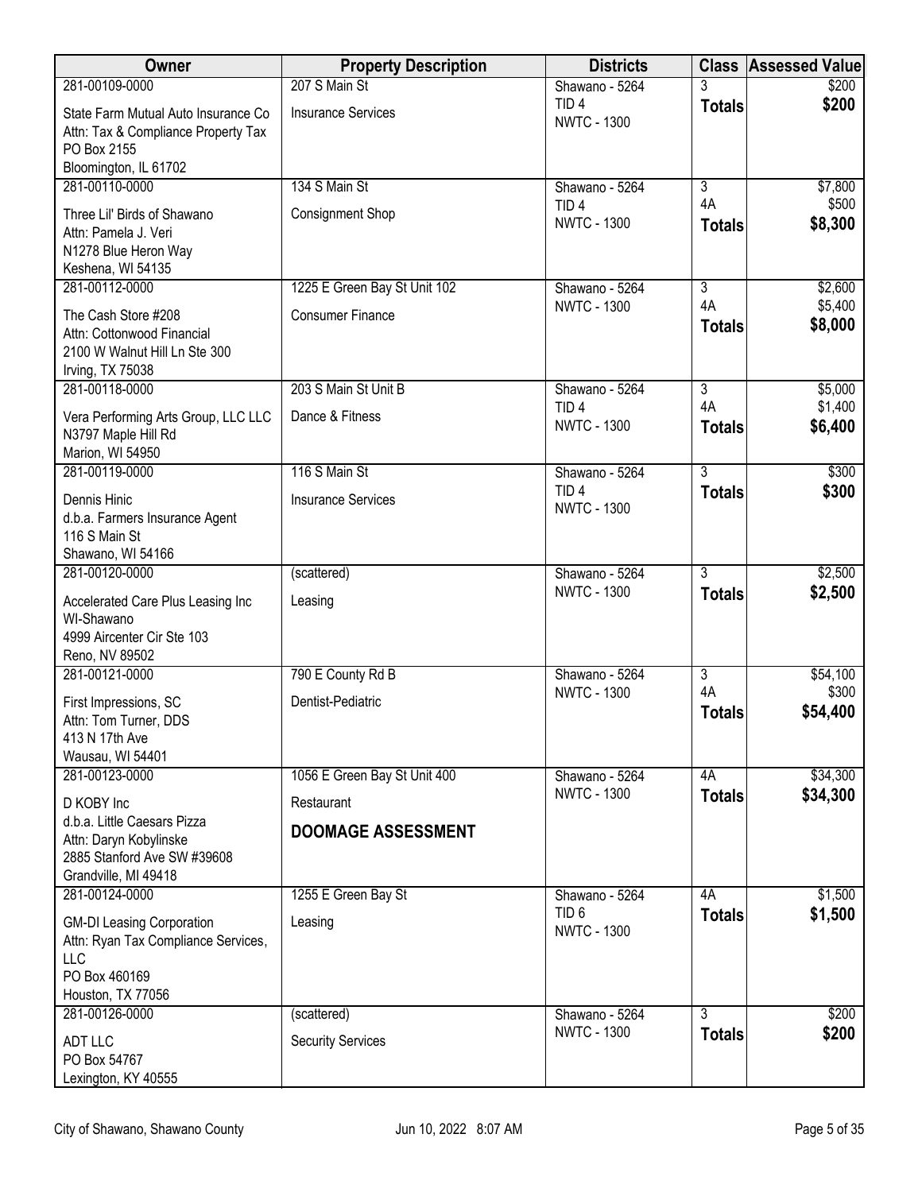| Owner | Property Description | Districts | Class | Assessed Value |
|---|---|---|---|---|
| 281-00109-0000<br>State Farm Mutual Auto Insurance Co<br>Attn: Tax & Compliance Property Tax<br>PO Box 2155<br>Bloomington, IL 61702 | 207 S Main St<br>Insurance Services | Shawano - 5264<br>TID 4<br>NWTC - 1300 | 3<br>**Totals** | $200<br>**$200** |
| 281-00110-0000<br>Three Lil' Birds of Shawano<br>Attn: Pamela J. Veri<br>N1278 Blue Heron Way<br>Keshena, WI 54135 | 134 S Main St<br>Consignment Shop | Shawano - 5264<br>TID 4<br>NWTC - 1300 | 3<br>4A<br>**Totals** | $7,800<br>$500<br>**$8,300** |
| 281-00112-0000<br>The Cash Store #208<br>Attn: Cottonwood Financial<br>2100 W Walnut Hill Ln Ste 300<br>Irving, TX 75038 | 1225 E Green Bay St Unit 102<br>Consumer Finance | Shawano - 5264<br>NWTC - 1300 | 3<br>4A<br>**Totals** | $2,600<br>$5,400<br>**$8,000** |
| 281-00118-0000<br>Vera Performing Arts Group, LLC LLC<br>N3797 Maple Hill Rd<br>Marion, WI 54950 | 203 S Main St Unit B<br>Dance & Fitness | Shawano - 5264<br>TID 4<br>NWTC - 1300 | 3<br>4A<br>**Totals** | $5,000<br>$1,400<br>**$6,400** |
| 281-00119-0000<br>Dennis Hinic<br>d.b.a. Farmers Insurance Agent<br>116 S Main St<br>Shawano, WI 54166 | 116 S Main St<br>Insurance Services | Shawano - 5264<br>TID 4<br>NWTC - 1300 | 3<br>**Totals** | $300<br>**$300** |
| 281-00120-0000<br>Accelerated Care Plus Leasing Inc<br>WI-Shawano<br>4999 Aircenter Cir Ste 103<br>Reno, NV 89502 | (scattered)<br>Leasing | Shawano - 5264<br>NWTC - 1300 | 3<br>**Totals** | $2,500<br>**$2,500** |
| 281-00121-0000<br>First Impressions, SC<br>Attn: Tom Turner, DDS<br>413 N 17th Ave<br>Wausau, WI 54401 | 790 E County Rd B<br>Dentist-Pediatric | Shawano - 5264<br>NWTC - 1300 | 3<br>4A<br>**Totals** | $54,100<br>$300<br>**$54,400** |
| 281-00123-0000<br>D KOBY Inc<br>d.b.a. Little Caesars Pizza<br>Attn: Daryn Kobylinske<br>2885 Stanford Ave SW #39608<br>Grandville, MI 49418 | 1056 E Green Bay St Unit 400<br>Restaurant<br>**DOOMAGE ASSESSMENT** | Shawano - 5264<br>NWTC - 1300 | 4A<br>**Totals** | $34,300<br>**$34,300** |
| 281-00124-0000<br>GM-DI Leasing Corporation<br>Attn: Ryan Tax Compliance Services, LLC<br>PO Box 460169<br>Houston, TX 77056 | 1255 E Green Bay St<br>Leasing | Shawano - 5264<br>TID 6<br>NWTC - 1300 | 4A<br>**Totals** | $1,500<br>**$1,500** |
| 281-00126-0000<br>ADT LLC<br>PO Box 54767<br>Lexington, KY 40555 | (scattered)<br>Security Services | Shawano - 5264<br>NWTC - 1300 | 3<br>**Totals** | $200<br>**$200** |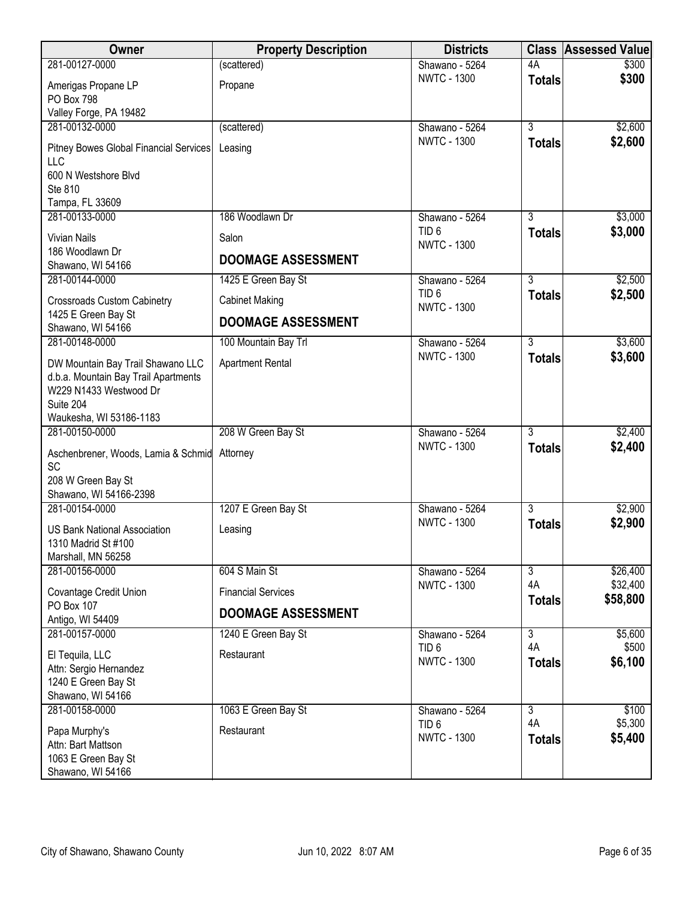| Owner | Property Description | Districts | Class | Assessed Value |
|---|---|---|---|---|
| 281-00127-0000<br>Amerigas Propane LP<br>PO Box 798<br>Valley Forge, PA 19482 | (scattered)<br>Propane | Shawano - 5264<br>NWTC - 1300 | 4A<br>**Totals** | $300<br>**$300** |
| 281-00132-0000<br>Pitney Bowes Global Financial Services LLC<br>600 N Westshore Blvd<br>Ste 810<br>Tampa, FL 33609 | (scattered)<br>Leasing | Shawano - 5264<br>NWTC - 1300 | 3<br>**Totals** | $2,600<br>**$2,600** |
| 281-00133-0000<br>Vivian Nails<br>186 Woodlawn Dr<br>Shawano, WI 54166 | 186 Woodlawn Dr<br>Salon<br>**DOOMAGE ASSESSMENT** | Shawano - 5264<br>TID 6<br>NWTC - 1300 | 3<br>**Totals** | $3,000<br>**$3,000** |
| 281-00144-0000<br>Crossroads Custom Cabinetry<br>1425 E Green Bay St<br>Shawano, WI 54166 | 1425 E Green Bay St<br>Cabinet Making<br>**DOOMAGE ASSESSMENT** | Shawano - 5264<br>TID 6<br>NWTC - 1300 | 3<br>**Totals** | $2,500<br>**$2,500** |
| 281-00148-0000<br>DW Mountain Bay Trail Shawano LLC<br>d.b.a. Mountain Bay Trail Apartments<br>W229 N1433 Westwood Dr<br>Suite 204<br>Waukesha, WI 53186-1183 | 100 Mountain Bay Trl<br>Apartment Rental | Shawano - 5264<br>NWTC - 1300 | 3<br>**Totals** | $3,600<br>**$3,600** |
| 281-00150-0000<br>Aschenbrener, Woods, Lamia & Schmid SC<br>208 W Green Bay St<br>Shawano, WI 54166-2398 | 208 W Green Bay St<br>Attorney | Shawano - 5264<br>NWTC - 1300 | 3<br>**Totals** | $2,400<br>**$2,400** |
| 281-00154-0000<br>US Bank National Association<br>1310 Madrid St #100<br>Marshall, MN 56258 | 1207 E Green Bay St<br>Leasing | Shawano - 5264<br>NWTC - 1300 | 3<br>**Totals** | $2,900<br>**$2,900** |
| 281-00156-0000<br>Covantage Credit Union<br>PO Box 107<br>Antigo, WI 54409 | 604 S Main St<br>Financial Services<br>**DOOMAGE ASSESSMENT** | Shawano - 5264<br>NWTC - 1300 | 3<br>4A<br>**Totals** | $26,400<br>$32,400<br>**$58,800** |
| 281-00157-0000<br>El Tequila, LLC<br>Attn: Sergio Hernandez<br>1240 E Green Bay St<br>Shawano, WI 54166 | 1240 E Green Bay St<br>Restaurant | Shawano - 5264<br>TID 6<br>NWTC - 1300 | 3<br>4A<br>**Totals** | $5,600<br>$500<br>**$6,100** |
| 281-00158-0000<br>Papa Murphy's<br>Attn: Bart Mattson<br>1063 E Green Bay St<br>Shawano, WI 54166 | 1063 E Green Bay St<br>Restaurant | Shawano - 5264<br>TID 6<br>NWTC - 1300 | 3<br>4A<br>**Totals** | $100<br>$5,300<br>**$5,400** |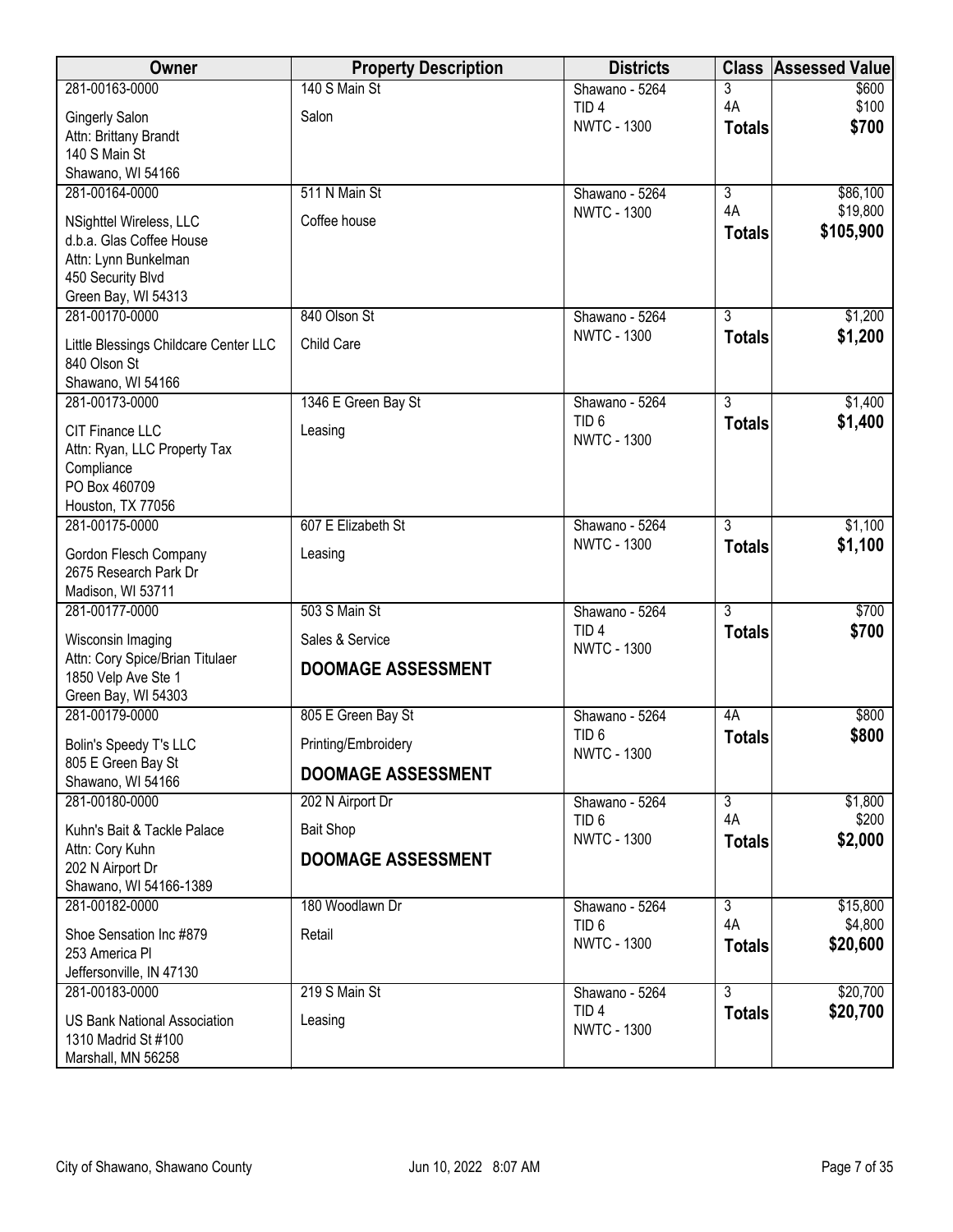| Owner | Property Description | Districts | Class | Assessed Value |
|---|---|---|---|---|
| 281-00163-0000<br>Gingerly Salon<br>Attn: Brittany Brandt<br>140 S Main St<br>Shawano, WI 54166 | 140 S Main St<br>Salon | Shawano - 5264<br>TID 4<br>NWTC - 1300 | 3<br>4A<br>**Totals** | $600<br>$100<br>**$700** |
| 281-00164-0000<br>NSighttel Wireless, LLC<br>d.b.a. Glas Coffee House<br>Attn: Lynn Bunkelman<br>450 Security Blvd<br>Green Bay, WI 54313 | 511 N Main St<br>Coffee house | Shawano - 5264<br>NWTC - 1300 | 3<br>4A<br>**Totals** | $86,100<br>$19,800<br>**$105,900** |
| 281-00170-0000<br>Little Blessings Childcare Center LLC<br>840 Olson St<br>Shawano, WI 54166 | 840 Olson St<br>Child Care | Shawano - 5264<br>NWTC - 1300 | 3<br>**Totals** | $1,200<br>**$1,200** |
| 281-00173-0000<br>CIT Finance LLC<br>Attn: Ryan, LLC Property Tax Compliance<br>PO Box 460709<br>Houston, TX 77056 | 1346 E Green Bay St<br>Leasing | Shawano - 5264<br>TID 6<br>NWTC - 1300 | 3<br>**Totals** | $1,400<br>**$1,400** |
| 281-00175-0000<br>Gordon Flesch Company<br>2675 Research Park Dr<br>Madison, WI 53711 | 607 E Elizabeth St<br>Leasing | Shawano - 5264<br>NWTC - 1300 | 3<br>**Totals** | $1,100<br>**$1,100** |
| 281-00177-0000<br>Wisconsin Imaging<br>Attn: Cory Spice/Brian Titulaer<br>1850 Velp Ave Ste 1<br>Green Bay, WI 54303 | 503 S Main St<br>Sales & Service<br>**DOOMAGE ASSESSMENT** | Shawano - 5264<br>TID 4<br>NWTC - 1300 | 3<br>**Totals** | $700<br>**$700** |
| 281-00179-0000<br>Bolin's Speedy T's LLC<br>805 E Green Bay St<br>Shawano, WI 54166 | 805 E Green Bay St<br>Printing/Embroidery<br>**DOOMAGE ASSESSMENT** | Shawano - 5264<br>TID 6<br>NWTC - 1300 | 4A<br>**Totals** | $800<br>**$800** |
| 281-00180-0000<br>Kuhn's Bait & Tackle Palace<br>Attn: Cory Kuhn<br>202 N Airport Dr<br>Shawano, WI 54166-1389 | 202 N Airport Dr<br>Bait Shop<br>**DOOMAGE ASSESSMENT** | Shawano - 5264<br>TID 6<br>NWTC - 1300 | 3<br>4A<br>**Totals** | $1,800<br>$200<br>**$2,000** |
| 281-00182-0000<br>Shoe Sensation Inc #879<br>253 America Pl<br>Jeffersonville, IN 47130 | 180 Woodlawn Dr<br>Retail | Shawano - 5264<br>TID 6<br>NWTC - 1300 | 3<br>4A<br>**Totals** | $15,800<br>$4,800<br>**$20,600** |
| 281-00183-0000<br>US Bank National Association<br>1310 Madrid St #100<br>Marshall, MN 56258 | 219 S Main St<br>Leasing | Shawano - 5264<br>TID 4<br>NWTC - 1300 | 3<br>**Totals** | $20,700<br>**$20,700** |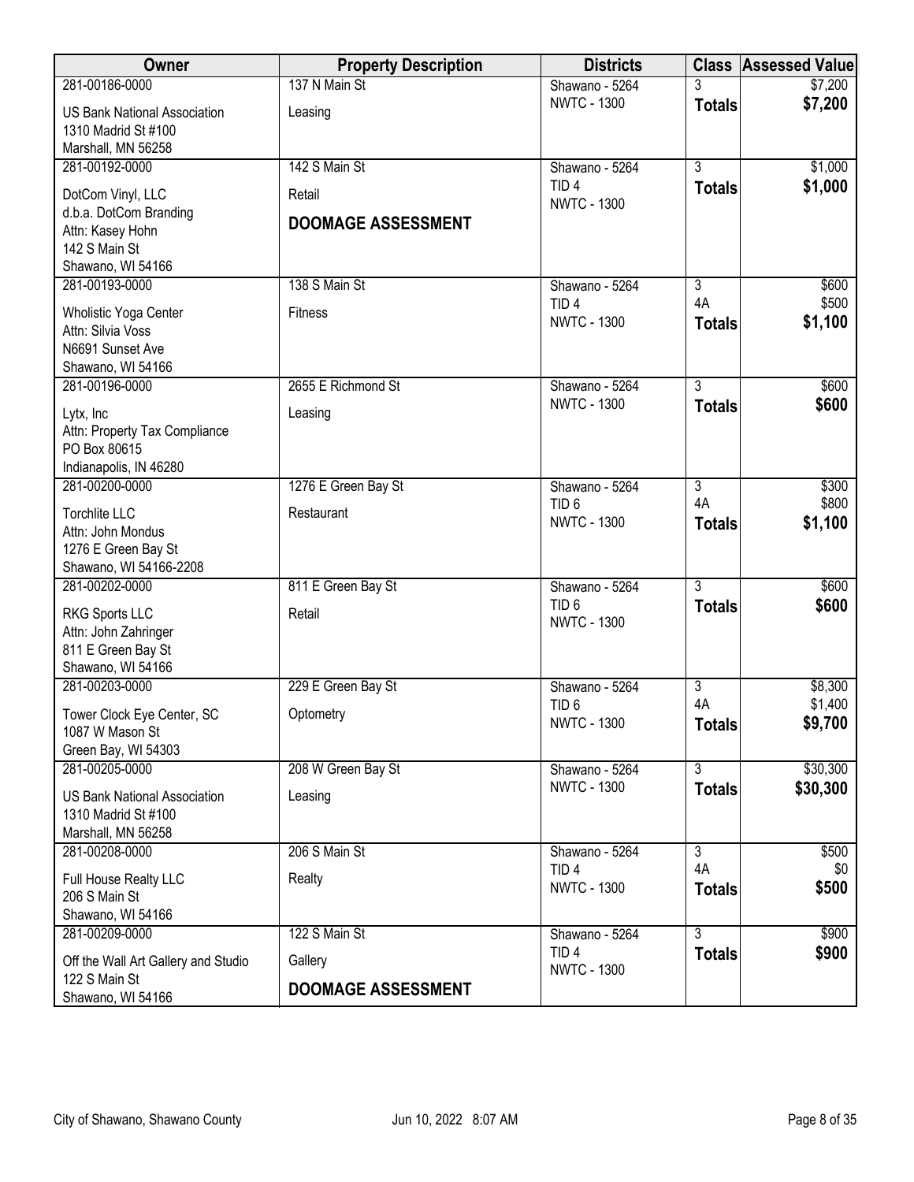| Owner | Property Description | Districts | Class | Assessed Value |
|---|---|---|---|---|
| 281-00186-0000<br>US Bank National Association<br>1310 Madrid St #100<br>Marshall, MN 56258 | 137 N Main St<br>Leasing | Shawano - 5264<br>NWTC - 1300 | 3<br>**Totals** | $7,200<br>**$7,200** |
| 281-00192-0000<br>DotCom Vinyl, LLC<br>d.b.a. DotCom Branding<br>Attn: Kasey Hohn<br>142 S Main St<br>Shawano, WI 54166 | 142 S Main St<br>Retail<br>**DOOMAGE ASSESSMENT** | Shawano - 5264<br>TID 4<br>NWTC - 1300 | 3<br>**Totals** | $1,000<br>**$1,000** |
| 281-00193-0000<br>Wholistic Yoga Center<br>Attn: Silvia Voss<br>N6691 Sunset Ave<br>Shawano, WI 54166 | 138 S Main St<br>Fitness | Shawano - 5264<br>TID 4<br>NWTC - 1300 | 3<br>4A<br>**Totals** | $600<br>$500<br>**$1,100** |
| 281-00196-0000<br>Lytx, Inc<br>Attn: Property Tax Compliance<br>PO Box 80615<br>Indianapolis, IN 46280 | 2655 E Richmond St<br>Leasing | Shawano - 5264<br>NWTC - 1300 | 3<br>**Totals** | $600<br>**$600** |
| 281-00200-0000<br>Torchlite LLC<br>Attn: John Mondus<br>1276 E Green Bay St<br>Shawano, WI 54166-2208 | 1276 E Green Bay St<br>Restaurant | Shawano - 5264<br>TID 6<br>NWTC - 1300 | 3<br>4A<br>**Totals** | $300<br>$800<br>**$1,100** |
| 281-00202-0000<br>RKG Sports LLC<br>Attn: John Zahringer<br>811 E Green Bay St<br>Shawano, WI 54166 | 811 E Green Bay St<br>Retail | Shawano - 5264<br>TID 6<br>NWTC - 1300 | 3<br>**Totals** | $600<br>**$600** |
| 281-00203-0000<br>Tower Clock Eye Center, SC<br>1087 W Mason St<br>Green Bay, WI 54303 | 229 E Green Bay St<br>Optometry | Shawano - 5264<br>TID 6<br>NWTC - 1300 | 3<br>4A<br>**Totals** | $8,300<br>$1,400<br>**$9,700** |
| 281-00205-0000<br>US Bank National Association<br>1310 Madrid St #100<br>Marshall, MN 56258 | 208 W Green Bay St<br>Leasing | Shawano - 5264<br>NWTC - 1300 | 3<br>**Totals** | $30,300<br>**$30,300** |
| 281-00208-0000<br>Full House Realty LLC<br>206 S Main St<br>Shawano, WI 54166 | 206 S Main St<br>Realty | Shawano - 5264<br>TID 4<br>NWTC - 1300 | 3<br>4A<br>**Totals** | $500<br>$0<br>**$500** |
| 281-00209-0000<br>Off the Wall Art Gallery and Studio<br>122 S Main St<br>Shawano, WI 54166 | 122 S Main St<br>Gallery<br>**DOOMAGE ASSESSMENT** | Shawano - 5264<br>TID 4<br>NWTC - 1300 | 3<br>**Totals** | $900<br>**$900** |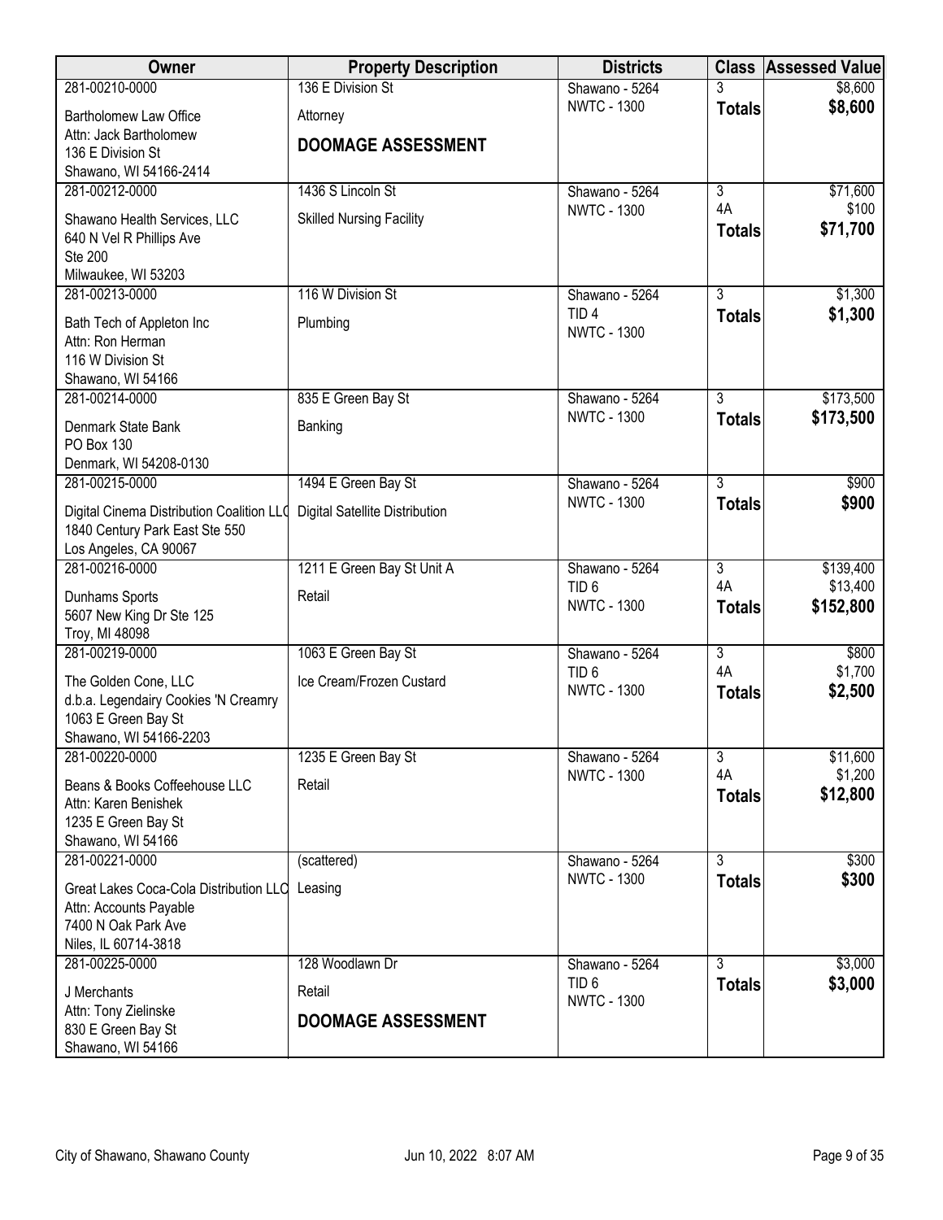| Owner | Property Description | Districts | Class | Assessed Value |
|---|---|---|---|---|
| 281-00210-0000<br>Bartholomew Law Office<br>Attn: Jack Bartholomew<br>136 E Division St<br>Shawano, WI 54166-2414 | 136 E Division St<br>Attorney<br>**DOOMAGE ASSESSMENT** | Shawano - 5264<br>NWTC - 1300 | 3<br>**Totals** | $8,600<br>**$8,600** |
| 281-00212-0000<br>Shawano Health Services, LLC<br>640 N Vel R Phillips Ave<br>Ste 200<br>Milwaukee, WI 53203 | 1436 S Lincoln St<br>Skilled Nursing Facility | Shawano - 5264<br>NWTC - 1300 | 3<br>4A<br>**Totals** | $71,600<br>$100<br>**$71,700** |
| 281-00213-0000<br>Bath Tech of Appleton Inc<br>Attn: Ron Herman<br>116 W Division St<br>Shawano, WI 54166 | 116 W Division St<br>Plumbing | Shawano - 5264<br>TID 4<br>NWTC - 1300 | 3<br>**Totals** | $1,300<br>**$1,300** |
| 281-00214-0000<br>Denmark State Bank<br>PO Box 130<br>Denmark, WI 54208-0130 | 835 E Green Bay St<br>Banking | Shawano - 5264<br>NWTC - 1300 | 3<br>**Totals** | $173,500<br>**$173,500** |
| 281-00215-0000<br>Digital Cinema Distribution Coalition LLC<br>1840 Century Park East Ste 550<br>Los Angeles, CA 90067 | 1494 E Green Bay St<br>Digital Satellite Distribution | Shawano - 5264<br>NWTC - 1300 | 3<br>**Totals** | $900<br>**$900** |
| 281-00216-0000<br>Dunhams Sports<br>5607 New King Dr Ste 125<br>Troy, MI 48098 | 1211 E Green Bay St Unit A<br>Retail | Shawano - 5264<br>TID 6<br>NWTC - 1300 | 3<br>4A<br>**Totals** | $139,400<br>$13,400<br>**$152,800** |
| 281-00219-0000<br>The Golden Cone, LLC<br>d.b.a. Legendairy Cookies 'N Creamry<br>1063 E Green Bay St<br>Shawano, WI 54166-2203 | 1063 E Green Bay St<br>Ice Cream/Frozen Custard | Shawano - 5264<br>TID 6<br>NWTC - 1300 | 3<br>4A<br>**Totals** | $800<br>$1,700<br>**$2,500** |
| 281-00220-0000<br>Beans & Books Coffeehouse LLC<br>Attn: Karen Benishek<br>1235 E Green Bay St<br>Shawano, WI 54166 | 1235 E Green Bay St<br>Retail | Shawano - 5264<br>NWTC - 1300 | 3<br>4A<br>**Totals** | $11,600<br>$1,200<br>**$12,800** |
| 281-00221-0000<br>Great Lakes Coca-Cola Distribution LLC<br>Attn: Accounts Payable<br>7400 N Oak Park Ave<br>Niles, IL 60714-3818 | (scattered)<br>Leasing | Shawano - 5264<br>NWTC - 1300 | 3<br>**Totals** | $300<br>**$300** |
| 281-00225-0000<br>J Merchants<br>Attn: Tony Zielinske<br>830 E Green Bay St<br>Shawano, WI 54166 | 128 Woodlawn Dr<br>Retail<br>**DOOMAGE ASSESSMENT** | Shawano - 5264<br>TID 6<br>NWTC - 1300 | 3<br>**Totals** | $3,000<br>**$3,000** |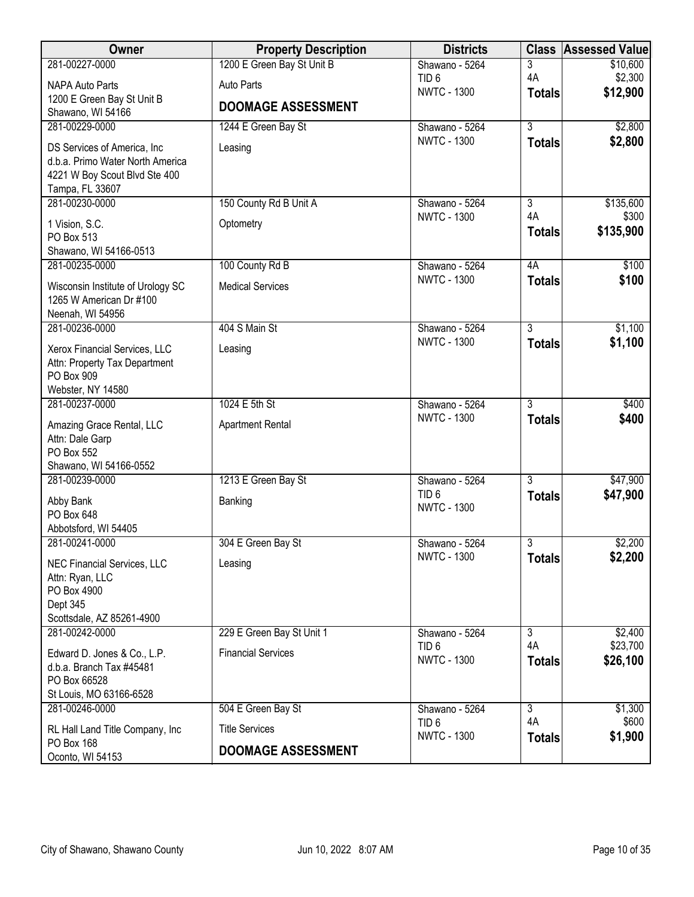| Owner | Property Description | Districts | Class | Assessed Value |
|---|---|---|---|---|
| 281-00227-0000<br>NAPA Auto Parts<br>1200 E Green Bay St Unit B<br>Shawano, WI 54166 | 1200 E Green Bay St Unit B<br>Auto Parts<br>**DOOMAGE ASSESSMENT** | Shawano - 5264<br>TID 6<br>NWTC - 1300 | 3<br>4A<br>**Totals** | $10,600<br>$2,300<br>**$12,900** |
| 281-00229-0000<br>DS Services of America, Inc<br>d.b.a. Primo Water North America<br>4221 W Boy Scout Blvd Ste 400<br>Tampa, FL 33607 | 1244 E Green Bay St<br>Leasing | Shawano - 5264<br>NWTC - 1300 | 3<br>**Totals** | $2,800<br>**$2,800** |
| 281-00230-0000<br>1 Vision, S.C.<br>PO Box 513<br>Shawano, WI 54166-0513 | 150 County Rd B Unit A<br>Optometry | Shawano - 5264<br>NWTC - 1300 | 3<br>4A<br>**Totals** | $135,600<br>$300<br>**$135,900** |
| 281-00235-0000<br>Wisconsin Institute of Urology SC<br>1265 W American Dr #100<br>Neenah, WI 54956 | 100 County Rd B<br>Medical Services | Shawano - 5264<br>NWTC - 1300 | 4A<br>**Totals** | $100<br>**$100** |
| 281-00236-0000<br>Xerox Financial Services, LLC<br>Attn: Property Tax Department<br>PO Box 909<br>Webster, NY 14580 | 404 S Main St<br>Leasing | Shawano - 5264<br>NWTC - 1300 | 3<br>**Totals** | $1,100<br>**$1,100** |
| 281-00237-0000<br>Amazing Grace Rental, LLC<br>Attn: Dale Garp<br>PO Box 552<br>Shawano, WI 54166-0552 | 1024 E 5th St<br>Apartment Rental | Shawano - 5264<br>NWTC - 1300 | 3<br>**Totals** | $400<br>**$400** |
| 281-00239-0000<br>Abby Bank<br>PO Box 648<br>Abbotsford, WI 54405 | 1213 E Green Bay St<br>Banking | Shawano - 5264<br>TID 6<br>NWTC - 1300 | 3<br>**Totals** | $47,900<br>**$47,900** |
| 281-00241-0000<br>NEC Financial Services, LLC<br>Attn: Ryan, LLC<br>PO Box 4900<br>Dept 345<br>Scottsdale, AZ 85261-4900 | 304 E Green Bay St<br>Leasing | Shawano - 5264<br>NWTC - 1300 | 3<br>**Totals** | $2,200<br>**$2,200** |
| 281-00242-0000<br>Edward D. Jones & Co., L.P.<br>d.b.a. Branch Tax #45481<br>PO Box 66528<br>St Louis, MO 63166-6528 | 229 E Green Bay St Unit 1<br>Financial Services | Shawano - 5264<br>TID 6<br>NWTC - 1300 | 3<br>4A<br>**Totals** | $2,400<br>$23,700<br>**$26,100** |
| 281-00246-0000<br>RL Hall Land Title Company, Inc<br>PO Box 168<br>Oconto, WI 54153 | 504 E Green Bay St<br>Title Services<br>**DOOMAGE ASSESSMENT** | Shawano - 5264<br>TID 6<br>NWTC - 1300 | 3<br>4A<br>**Totals** | $1,300<br>$600<br>**$1,900** |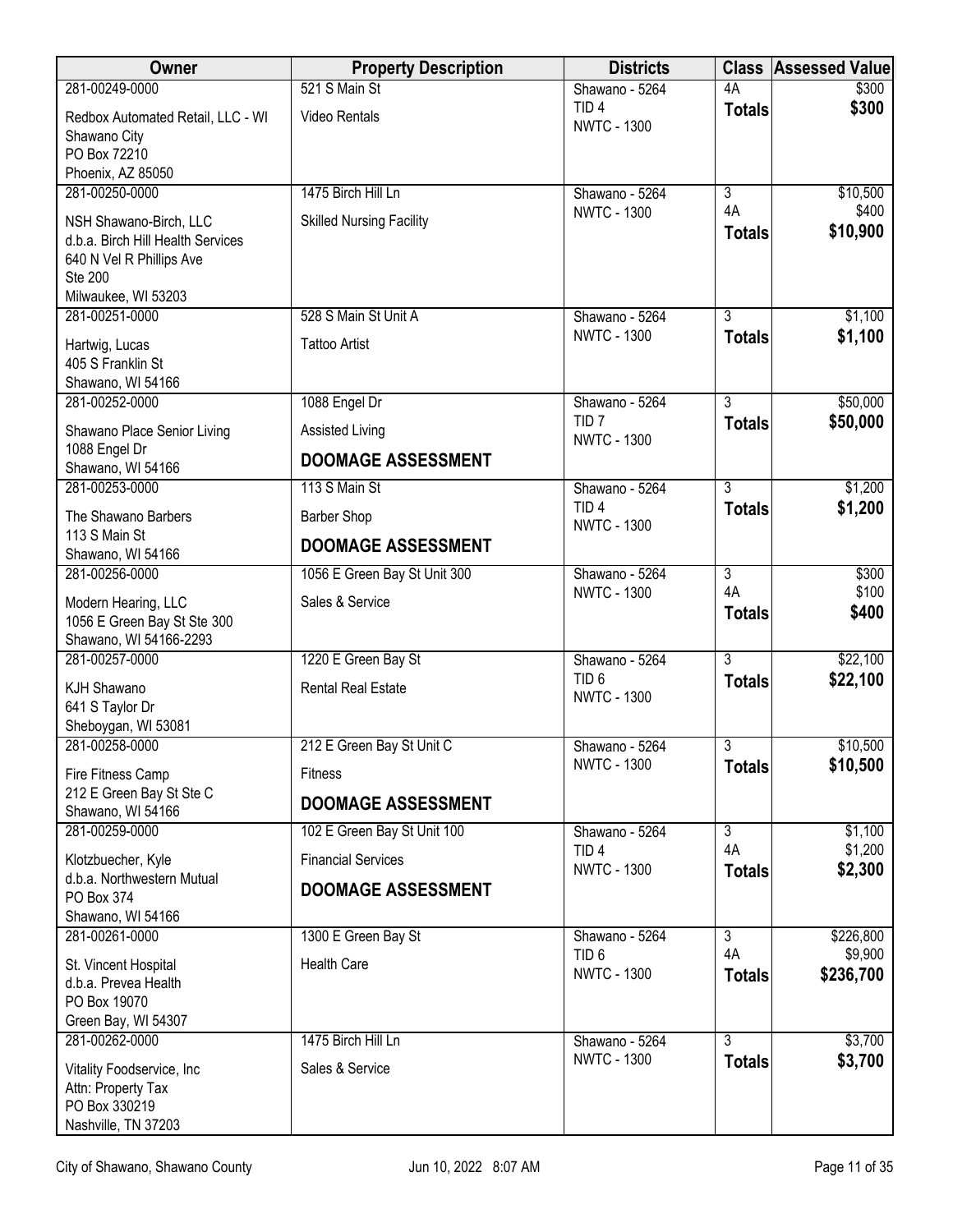| Owner | Property Description | Districts | Class | Assessed Value |
|---|---|---|---|---|
| 281-00249-0000<br>Redbox Automated Retail, LLC - WI<br>Shawano City<br>PO Box 72210<br>Phoenix, AZ 85050 | 521 S Main St<br>Video Rentals | Shawano - 5264<br>TID 4<br>NWTC - 1300 | 4A<br>**Totals** | $300<br>**$300** |
| 281-00250-0000<br>NSH Shawano-Birch, LLC<br>d.b.a. Birch Hill Health Services<br>640 N Vel R Phillips Ave<br>Ste 200<br>Milwaukee, WI 53203 | 1475 Birch Hill Ln<br>Skilled Nursing Facility | Shawano - 5264<br>NWTC - 1300 | 3<br>4A<br>**Totals** | $10,500<br>$400<br>**$10,900** |
| 281-00251-0000<br>Hartwig, Lucas<br>405 S Franklin St<br>Shawano, WI 54166 | 528 S Main St Unit A<br>Tattoo Artist | Shawano - 5264<br>NWTC - 1300 | 3<br>**Totals** | $1,100<br>**$1,100** |
| 281-00252-0000<br>Shawano Place Senior Living<br>1088 Engel Dr<br>Shawano, WI 54166 | 1088 Engel Dr<br>Assisted Living<br>**DOOMAGE ASSESSMENT** | Shawano - 5264<br>TID 7<br>NWTC - 1300 | 3<br>**Totals** | $50,000<br>**$50,000** |
| 281-00253-0000<br>The Shawano Barbers<br>113 S Main St<br>Shawano, WI 54166 | 113 S Main St<br>Barber Shop<br>**DOOMAGE ASSESSMENT** | Shawano - 5264<br>TID 4<br>NWTC - 1300 | 3<br>**Totals** | $1,200<br>**$1,200** |
| 281-00256-0000<br>Modern Hearing, LLC<br>1056 E Green Bay St Ste 300<br>Shawano, WI 54166-2293 | 1056 E Green Bay St Unit 300<br>Sales & Service | Shawano - 5264<br>NWTC - 1300 | 3<br>4A<br>**Totals** | $300<br>$100<br>**$400** |
| 281-00257-0000<br>KJH Shawano<br>641 S Taylor Dr<br>Sheboygan, WI 53081 | 1220 E Green Bay St<br>Rental Real Estate | Shawano - 5264<br>TID 6<br>NWTC - 1300 | 3<br>**Totals** | $22,100<br>**$22,100** |
| 281-00258-0000<br>Fire Fitness Camp<br>212 E Green Bay St Ste C<br>Shawano, WI 54166 | 212 E Green Bay St Unit C<br>Fitness<br>**DOOMAGE ASSESSMENT** | Shawano - 5264<br>NWTC - 1300 | 3<br>**Totals** | $10,500<br>**$10,500** |
| 281-00259-0000<br>Klotzbuecher, Kyle<br>d.b.a. Northwestern Mutual<br>PO Box 374<br>Shawano, WI 54166 | 102 E Green Bay St Unit 100<br>Financial Services<br>**DOOMAGE ASSESSMENT** | Shawano - 5264<br>TID 4<br>NWTC - 1300 | 3<br>4A<br>**Totals** | $1,100<br>$1,200<br>**$2,300** |
| 281-00261-0000<br>St. Vincent Hospital<br>d.b.a. Prevea Health<br>PO Box 19070<br>Green Bay, WI 54307 | 1300 E Green Bay St<br>Health Care | Shawano - 5264<br>TID 6<br>NWTC - 1300 | 3<br>4A<br>**Totals** | $226,800<br>$9,900<br>**$236,700** |
| 281-00262-0000<br>Vitality Foodservice, Inc<br>Attn: Property Tax<br>PO Box 330219<br>Nashville, TN 37203 | 1475 Birch Hill Ln<br>Sales & Service | Shawano - 5264<br>NWTC - 1300 | 3<br>**Totals** | $3,700<br>**$3,700** |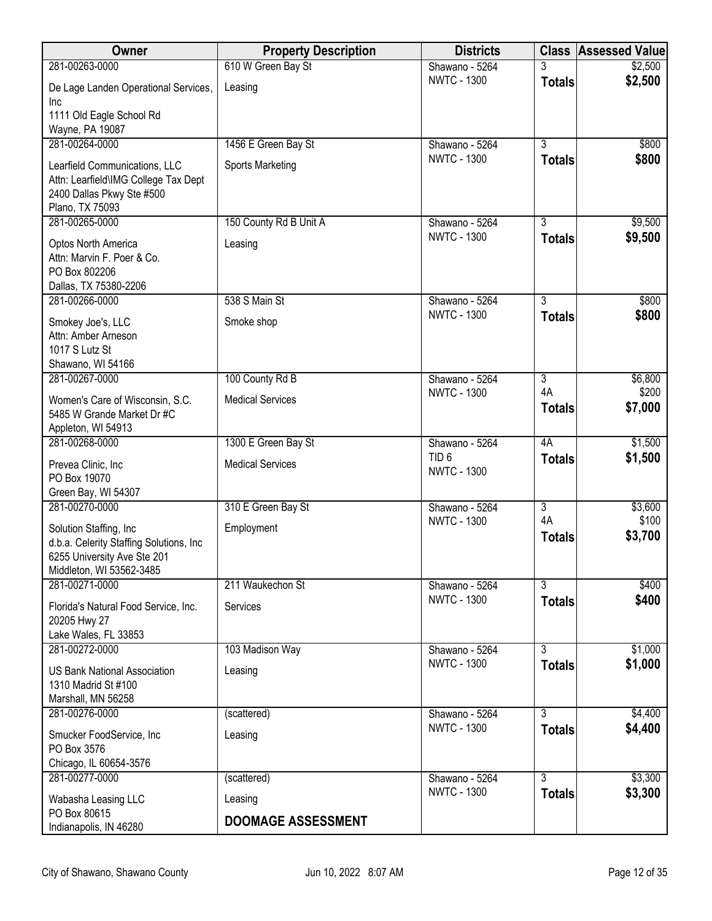| Owner | Property Description | Districts | Class | Assessed Value |
|---|---|---|---|---|
| 281-00263-0000<br>De Lage Landen Operational Services, Inc<br>1111 Old Eagle School Rd<br>Wayne, PA 19087 | 610 W Green Bay St<br>Leasing | Shawano - 5264<br>NWTC - 1300 | 3<br>**Totals** | $2,500<br>**$2,500** |
| 281-00264-0000<br>Learfield Communications, LLC<br>Attn: Learfield\IMG College Tax Dept<br>2400 Dallas Pkwy Ste #500<br>Plano, TX 75093 | 1456 E Green Bay St<br>Sports Marketing | Shawano - 5264<br>NWTC - 1300 | 3<br>**Totals** | $800<br>**$800** |
| 281-00265-0000<br>Optos North America<br>Attn: Marvin F. Poer & Co.<br>PO Box 802206<br>Dallas, TX 75380-2206 | 150 County Rd B Unit A<br>Leasing | Shawano - 5264<br>NWTC - 1300 | 3<br>**Totals** | $9,500<br>**$9,500** |
| 281-00266-0000<br>Smokey Joe's, LLC<br>Attn: Amber Arneson<br>1017 S Lutz St<br>Shawano, WI 54166 | 538 S Main St<br>Smoke shop | Shawano - 5264<br>NWTC - 1300 | 3<br>**Totals** | $800<br>**$800** |
| 281-00267-0000<br>Women's Care of Wisconsin, S.C.<br>5485 W Grande Market Dr #C<br>Appleton, WI 54913 | 100 County Rd B<br>Medical Services | Shawano - 5264<br>NWTC - 1300 | 3<br>4A<br>**Totals** | $6,800<br>$200<br>**$7,000** |
| 281-00268-0000<br>Prevea Clinic, Inc<br>PO Box 19070<br>Green Bay, WI 54307 | 1300 E Green Bay St<br>Medical Services | Shawano - 5264<br>TID 6<br>NWTC - 1300 | 4A<br>**Totals** | $1,500<br>**$1,500** |
| 281-00270-0000<br>Solution Staffing, Inc<br>d.b.a. Celerity Staffing Solutions, Inc<br>6255 University Ave Ste 201<br>Middleton, WI 53562-3485 | 310 E Green Bay St<br>Employment | Shawano - 5264<br>NWTC - 1300 | 3<br>4A<br>**Totals** | $3,600<br>$100<br>**$3,700** |
| 281-00271-0000<br>Florida's Natural Food Service, Inc.<br>20205 Hwy 27<br>Lake Wales, FL 33853 | 211 Waukechon St<br>Services | Shawano - 5264<br>NWTC - 1300 | 3<br>**Totals** | $400<br>**$400** |
| 281-00272-0000<br>US Bank National Association<br>1310 Madrid St #100<br>Marshall, MN 56258 | 103 Madison Way<br>Leasing | Shawano - 5264<br>NWTC - 1300 | 3<br>**Totals** | $1,000<br>**$1,000** |
| 281-00276-0000<br>Smucker FoodService, Inc<br>PO Box 3576<br>Chicago, IL 60654-3576 | (scattered)<br>Leasing | Shawano - 5264<br>NWTC - 1300 | 3<br>**Totals** | $4,400<br>**$4,400** |
| 281-00277-0000<br>Wabasha Leasing LLC<br>PO Box 80615<br>Indianapolis, IN 46280 | (scattered)<br>Leasing<br>**DOOMAGE ASSESSMENT** | Shawano - 5264<br>NWTC - 1300 | 3<br>**Totals** | $3,300<br>**$3,300** |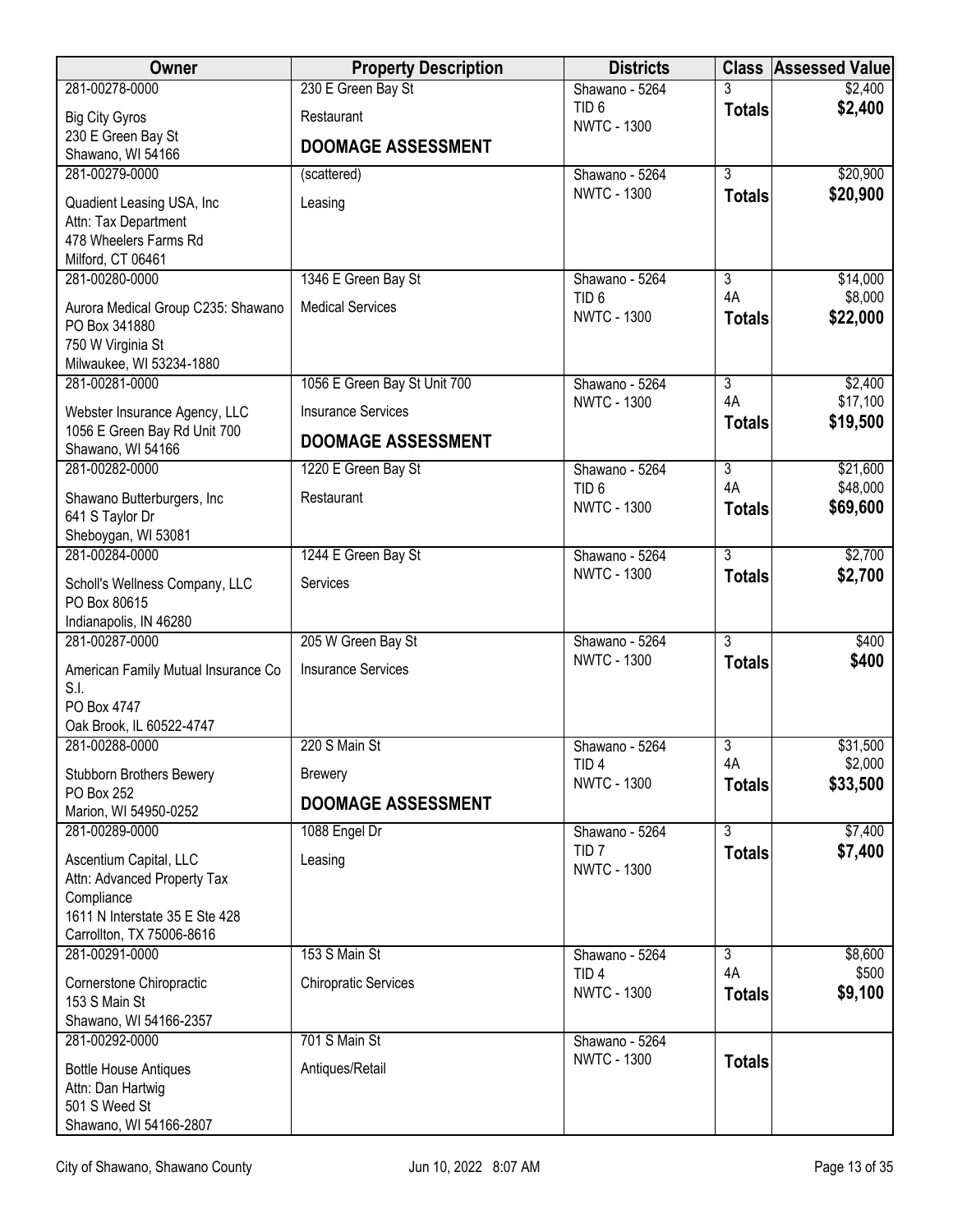| Owner | Property Description | Districts | Class | Assessed Value |
|---|---|---|---|---|
| 281-00278-0000<br>Big City Gyros<br>230 E Green Bay St<br>Shawano, WI 54166 | 230 E Green Bay St<br>Restaurant<br>**DOOMAGE ASSESSMENT** | Shawano - 5264<br>TID 6<br>NWTC - 1300 | 3<br>**Totals** | $2,400<br>**$2,400** |
| 281-00279-0000<br>Quadient Leasing USA, Inc<br>Attn: Tax Department<br>478 Wheelers Farms Rd<br>Milford, CT 06461 | (scattered)<br>Leasing | Shawano - 5264<br>NWTC - 1300 | 3<br>**Totals** | $20,900<br>**$20,900** |
| 281-00280-0000<br>Aurora Medical Group C235: Shawano<br>PO Box 341880<br>750 W Virginia St<br>Milwaukee, WI 53234-1880 | 1346 E Green Bay St<br>Medical Services | Shawano - 5264<br>TID 6<br>NWTC - 1300 | 3<br>4A<br>**Totals** | $14,000<br>$8,000<br>**$22,000** |
| 281-00281-0000<br>Webster Insurance Agency, LLC<br>1056 E Green Bay Rd Unit 700<br>Shawano, WI 54166 | 1056 E Green Bay St Unit 700<br>Insurance Services<br>**DOOMAGE ASSESSMENT** | Shawano - 5264<br>NWTC - 1300 | 3<br>4A<br>**Totals** | $2,400<br>$17,100<br>**$19,500** |
| 281-00282-0000<br>Shawano Butterburgers, Inc<br>641 S Taylor Dr<br>Sheboygan, WI 53081 | 1220 E Green Bay St<br>Restaurant | Shawano - 5264<br>TID 6<br>NWTC - 1300 | 3<br>4A<br>**Totals** | $21,600<br>$48,000<br>**$69,600** |
| 281-00284-0000<br>Scholl's Wellness Company, LLC<br>PO Box 80615<br>Indianapolis, IN 46280 | 1244 E Green Bay St<br>Services | Shawano - 5264<br>NWTC - 1300 | 3<br>**Totals** | $2,700<br>**$2,700** |
| 281-00287-0000<br>American Family Mutual Insurance Co S.I.<br>PO Box 4747<br>Oak Brook, IL 60522-4747 | 205 W Green Bay St<br>Insurance Services | Shawano - 5264<br>NWTC - 1300 | 3<br>**Totals** | $400<br>**$400** |
| 281-00288-0000<br>Stubborn Brothers Bewery<br>PO Box 252<br>Marion, WI 54950-0252 | 220 S Main St<br>Brewery<br>**DOOMAGE ASSESSMENT** | Shawano - 5264<br>TID 4<br>NWTC - 1300 | 3<br>4A<br>**Totals** | $31,500<br>$2,000<br>**$33,500** |
| 281-00289-0000<br>Ascentium Capital, LLC<br>Attn: Advanced Property Tax Compliance<br>1611 N Interstate 35 E Ste 428<br>Carrollton, TX 75006-8616 | 1088 Engel Dr<br>Leasing | Shawano - 5264<br>TID 7<br>NWTC - 1300 | 3<br>**Totals** | $7,400<br>**$7,400** |
| 281-00291-0000<br>Cornerstone Chiropractic<br>153 S Main St<br>Shawano, WI 54166-2357 | 153 S Main St<br>Chiropratic Services | Shawano - 5264<br>TID 4<br>NWTC - 1300 | 3<br>4A<br>**Totals** | $8,600<br>$500<br>**$9,100** |
| 281-00292-0000<br>Bottle House Antiques<br>Attn: Dan Hartwig<br>501 S Weed St<br>Shawano, WI 54166-2807 | 701 S Main St<br>Antiques/Retail | Shawano - 5264<br>NWTC - 1300 | **Totals** | |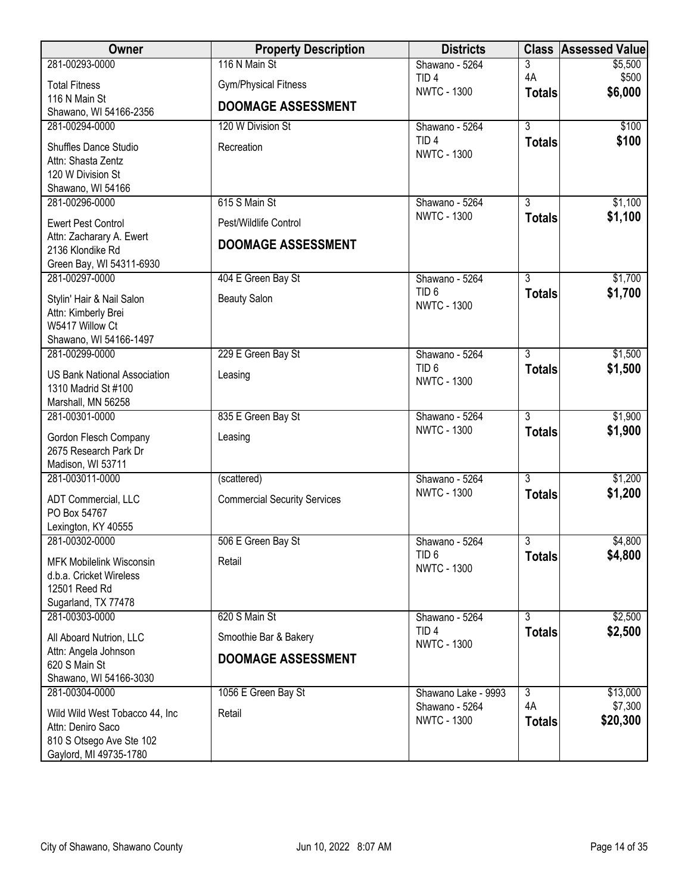| Owner | Property Description | Districts | Class | Assessed Value |
|---|---|---|---|---|
| 281-00293-0000<br>Total Fitness<br>116 N Main St<br>Shawano, WI 54166-2356 | 116 N Main St<br>Gym/Physical Fitness<br>**DOOMAGE ASSESSMENT** | Shawano - 5264<br>TID 4<br>NWTC - 1300 | 3<br>4A<br>**Totals** | $5,500<br>$500<br>**$6,000** |
| 281-00294-0000<br>Shuffles Dance Studio<br>Attn: Shasta Zentz<br>120 W Division St<br>Shawano, WI 54166 | 120 W Division St<br>Recreation | Shawano - 5264<br>TID 4<br>NWTC - 1300 | 3<br>**Totals** | $100<br>**$100** |
| 281-00296-0000<br>Ewert Pest Control<br>Attn: Zacharary A. Ewert<br>2136 Klondike Rd<br>Green Bay, WI 54311-6930 | 615 S Main St<br>Pest/Wildlife Control<br>**DOOMAGE ASSESSMENT** | Shawano - 5264<br>NWTC - 1300 | 3<br>**Totals** | $1,100<br>**$1,100** |
| 281-00297-0000<br>Stylin' Hair & Nail Salon<br>Attn: Kimberly Brei<br>W5417 Willow Ct<br>Shawano, WI 54166-1497 | 404 E Green Bay St<br>Beauty Salon | Shawano - 5264<br>TID 6<br>NWTC - 1300 | 3<br>**Totals** | $1,700<br>**$1,700** |
| 281-00299-0000<br>US Bank National Association<br>1310 Madrid St #100<br>Marshall, MN 56258 | 229 E Green Bay St<br>Leasing | Shawano - 5264<br>TID 6<br>NWTC - 1300 | 3<br>**Totals** | $1,500<br>**$1,500** |
| 281-00301-0000<br>Gordon Flesch Company<br>2675 Research Park Dr<br>Madison, WI 53711 | 835 E Green Bay St<br>Leasing | Shawano - 5264<br>NWTC - 1300 | 3<br>**Totals** | $1,900<br>**$1,900** |
| 281-003011-0000<br>ADT Commercial, LLC<br>PO Box 54767<br>Lexington, KY 40555 | (scattered)<br>Commercial Security Services | Shawano - 5264<br>NWTC - 1300 | 3<br>**Totals** | $1,200<br>**$1,200** |
| 281-00302-0000<br>MFK Mobilelink Wisconsin<br>d.b.a. Cricket Wireless<br>12501 Reed Rd<br>Sugarland, TX 77478 | 506 E Green Bay St<br>Retail | Shawano - 5264<br>TID 6<br>NWTC - 1300 | 3<br>**Totals** | $4,800<br>**$4,800** |
| 281-00303-0000<br>All Aboard Nutrion, LLC<br>Attn: Angela Johnson<br>620 S Main St<br>Shawano, WI 54166-3030 | 620 S Main St<br>Smoothie Bar & Bakery<br>**DOOMAGE ASSESSMENT** | Shawano - 5264<br>TID 4<br>NWTC - 1300 | 3<br>**Totals** | $2,500<br>**$2,500** |
| 281-00304-0000<br>Wild Wild West Tobacco 44, Inc<br>Attn: Deniro Saco<br>810 S Otsego Ave Ste 102<br>Gaylord, MI 49735-1780 | 1056 E Green Bay St<br>Retail | Shawano Lake - 9993<br>Shawano - 5264<br>NWTC - 1300 | 3<br>4A<br>**Totals** | $13,000<br>$7,300<br>**$20,300** |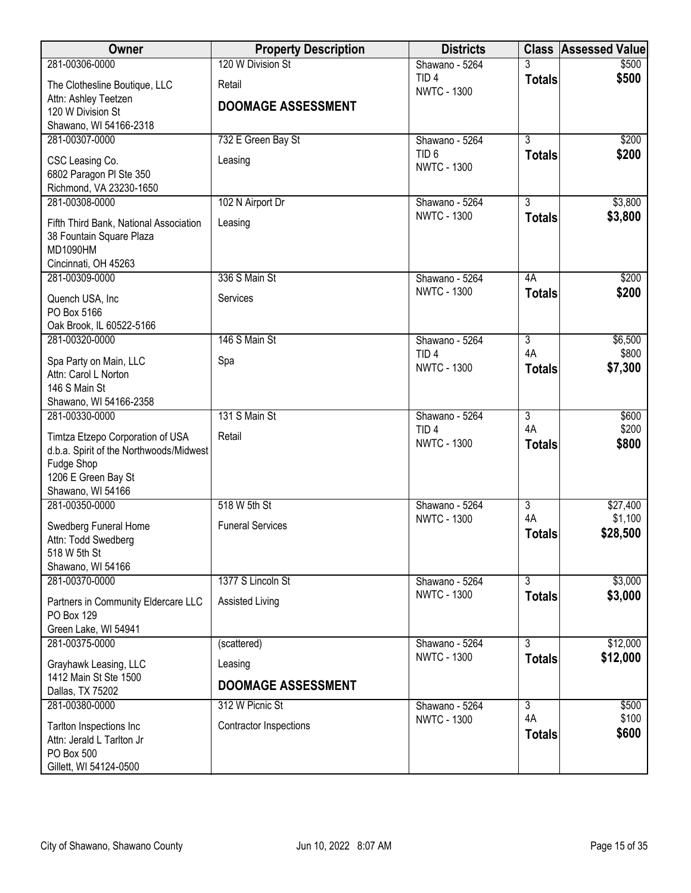| Owner | Property Description | Districts | Class | Assessed Value |
|---|---|---|---|---|
| 281-00306-0000<br>The Clothesline Boutique, LLC<br>Attn: Ashley Teetzen<br>120 W Division St<br>Shawano, WI 54166-2318 | 120 W Division St<br>Retail<br>**DOOMAGE ASSESSMENT** | Shawano - 5264<br>TID 4<br>NWTC - 1300 | 3<br>**Totals** | $500<br>**$500** |
| 281-00307-0000<br>CSC Leasing Co.<br>6802 Paragon Pl Ste 350<br>Richmond, VA 23230-1650 | 732 E Green Bay St<br>Leasing | Shawano - 5264<br>TID 6<br>NWTC - 1300 | 3<br>**Totals** | $200<br>**$200** |
| 281-00308-0000<br>Fifth Third Bank, National Association<br>38 Fountain Square Plaza<br>MD1090HM<br>Cincinnati, OH 45263 | 102 N Airport Dr<br>Leasing | Shawano - 5264<br>NWTC - 1300 | 3<br>**Totals** | $3,800<br>**$3,800** |
| 281-00309-0000<br>Quench USA, Inc<br>PO Box 5166<br>Oak Brook, IL 60522-5166 | 336 S Main St<br>Services | Shawano - 5264<br>NWTC - 1300 | 4A<br>**Totals** | $200<br>**$200** |
| 281-00320-0000<br>Spa Party on Main, LLC<br>Attn: Carol L Norton<br>146 S Main St<br>Shawano, WI 54166-2358 | 146 S Main St<br>Spa | Shawano - 5264<br>TID 4<br>NWTC - 1300 | 3<br>4A<br>**Totals** | $6,500<br>$800<br>**$7,300** |
| 281-00330-0000<br>Timtza Etzepo Corporation of USA<br>d.b.a. Spirit of the Northwoods/Midwest Fudge Shop<br>1206 E Green Bay St<br>Shawano, WI 54166 | 131 S Main St<br>Retail | Shawano - 5264<br>TID 4<br>NWTC - 1300 | 3<br>4A<br>**Totals** | $600<br>$200<br>**$800** |
| 281-00350-0000<br>Swedberg Funeral Home<br>Attn: Todd Swedberg<br>518 W 5th St<br>Shawano, WI 54166 | 518 W 5th St<br>Funeral Services | Shawano - 5264<br>NWTC - 1300 | 3<br>4A<br>**Totals** | $27,400<br>$1,100<br>**$28,500** |
| 281-00370-0000<br>Partners in Community Eldercare LLC<br>PO Box 129<br>Green Lake, WI 54941 | 1377 S Lincoln St<br>Assisted Living | Shawano - 5264<br>NWTC - 1300 | 3<br>**Totals** | $3,000<br>**$3,000** |
| 281-00375-0000<br>Grayhawk Leasing, LLC<br>1412 Main St Ste 1500<br>Dallas, TX 75202 | (scattered)<br>Leasing<br>**DOOMAGE ASSESSMENT** | Shawano - 5264<br>NWTC - 1300 | 3<br>**Totals** | $12,000<br>**$12,000** |
| 281-00380-0000<br>Tarlton Inspections Inc<br>Attn: Jerald L Tarlton Jr<br>PO Box 500<br>Gillett, WI 54124-0500 | 312 W Picnic St<br>Contractor Inspections | Shawano - 5264<br>NWTC - 1300 | 3<br>4A<br>**Totals** | $500<br>$100<br>**$600** |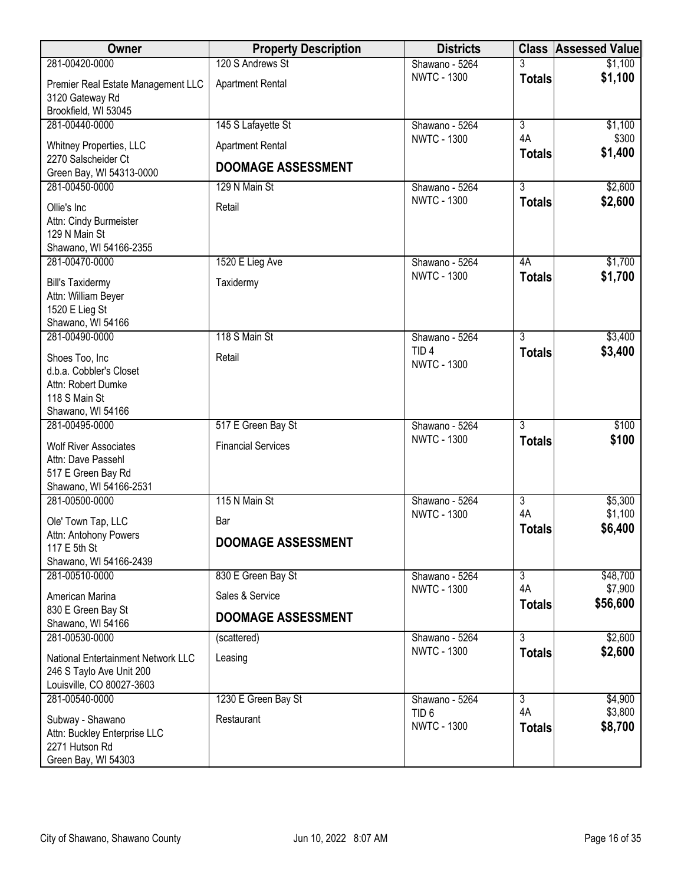| Owner | Property Description | Districts | Class | Assessed Value |
|---|---|---|---|---|
| 281-00420-0000<br>Premier Real Estate Management LLC<br>3120 Gateway Rd<br>Brookfield, WI 53045 | 120 S Andrews St<br>Apartment Rental | Shawano - 5264<br>NWTC - 1300 | 3<br>**Totals** | $1,100<br>**$1,100** |
| 281-00440-0000<br>Whitney Properties, LLC<br>2270 Salscheider Ct<br>Green Bay, WI 54313-0000 | 145 S Lafayette St<br>Apartment Rental<br>**DOOMAGE ASSESSMENT** | Shawano - 5264<br>NWTC - 1300 | 3<br>4A<br>**Totals** | $1,100<br>$300<br>**$1,400** |
| 281-00450-0000<br>Ollie's Inc<br>Attn: Cindy Burmeister<br>129 N Main St<br>Shawano, WI 54166-2355 | 129 N Main St<br>Retail | Shawano - 5264<br>NWTC - 1300 | 3<br>**Totals** | $2,600<br>**$2,600** |
| 281-00470-0000<br>Bill's Taxidermy<br>Attn: William Beyer<br>1520 E Lieg St<br>Shawano, WI 54166 | 1520 E Lieg Ave<br>Taxidermy | Shawano - 5264<br>NWTC - 1300 | 4A<br>**Totals** | $1,700<br>**$1,700** |
| 281-00490-0000<br>Shoes Too, Inc<br>d.b.a. Cobbler's Closet<br>Attn: Robert Dumke<br>118 S Main St<br>Shawano, WI 54166 | 118 S Main St<br>Retail | Shawano - 5264<br>TID 4<br>NWTC - 1300 | 3<br>**Totals** | $3,400<br>**$3,400** |
| 281-00495-0000<br>Wolf River Associates<br>Attn: Dave Passehl<br>517 E Green Bay Rd<br>Shawano, WI 54166-2531 | 517 E Green Bay St<br>Financial Services | Shawano - 5264<br>NWTC - 1300 | 3<br>**Totals** | $100<br>**$100** |
| 281-00500-0000<br>Ole' Town Tap, LLC<br>Attn: Antohony Powers<br>117 E 5th St<br>Shawano, WI 54166-2439 | 115 N Main St<br>Bar<br>**DOOMAGE ASSESSMENT** | Shawano - 5264<br>NWTC - 1300 | 3<br>4A<br>**Totals** | $5,300<br>$1,100<br>**$6,400** |
| 281-00510-0000<br>American Marina<br>830 E Green Bay St<br>Shawano, WI 54166 | 830 E Green Bay St<br>Sales & Service<br>**DOOMAGE ASSESSMENT** | Shawano - 5264<br>NWTC - 1300 | 3<br>4A<br>**Totals** | $48,700<br>$7,900<br>**$56,600** |
| 281-00530-0000<br>National Entertainment Network LLC<br>246 S Taylo Ave Unit 200<br>Louisville, CO 80027-3603 | (scattered)<br>Leasing | Shawano - 5264<br>NWTC - 1300 | 3<br>**Totals** | $2,600<br>**$2,600** |
| 281-00540-0000<br>Subway - Shawano<br>Attn: Buckley Enterprise LLC<br>2271 Hutson Rd<br>Green Bay, WI 54303 | 1230 E Green Bay St<br>Restaurant | Shawano - 5264<br>TID 6<br>NWTC - 1300 | 3<br>4A<br>**Totals** | $4,900<br>$3,800<br>**$8,700** |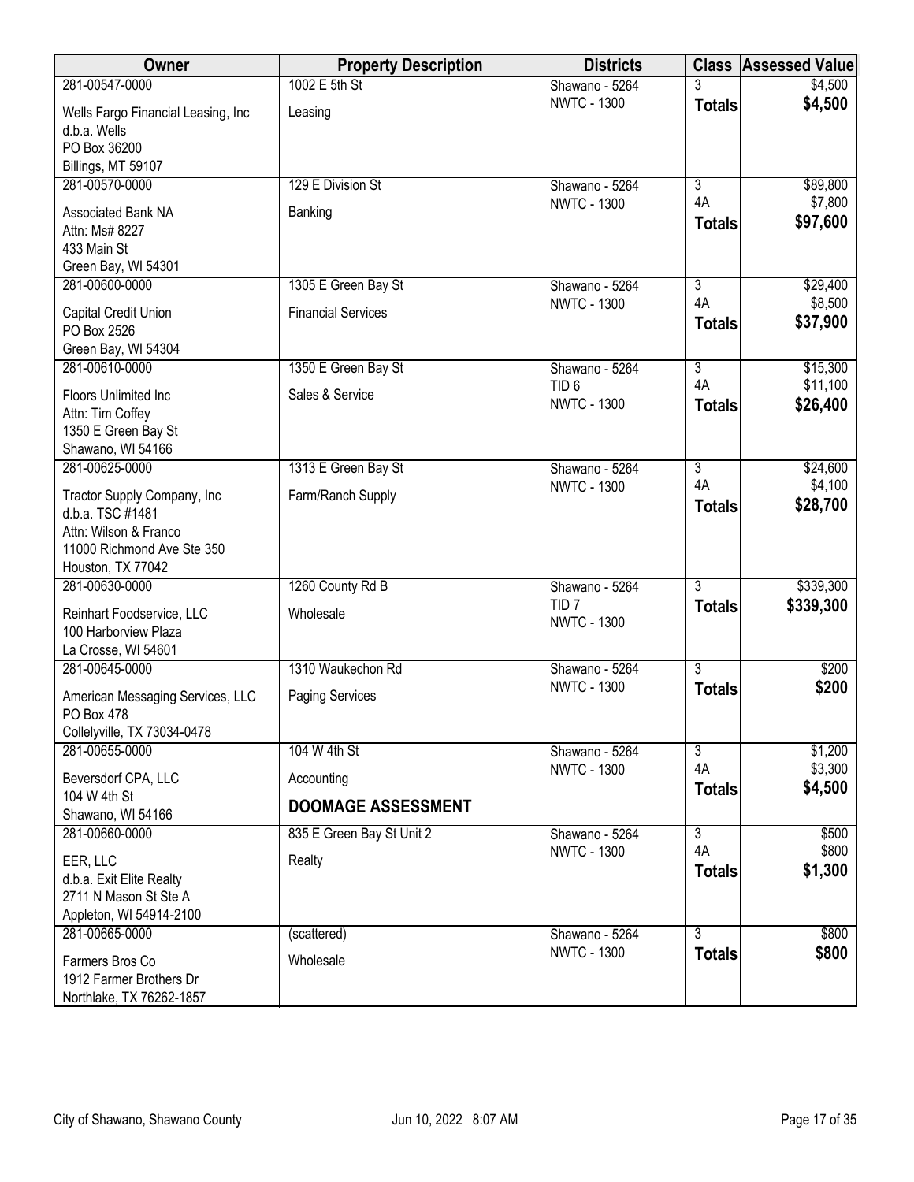| Owner | Property Description | Districts | Class | Assessed Value |
|---|---|---|---|---|
| 281-00547-0000<br>Wells Fargo Financial Leasing, Inc<br>d.b.a. Wells<br>PO Box 36200<br>Billings, MT 59107 | 1002 E 5th St<br>Leasing | Shawano - 5264<br>NWTC - 1300 | 3<br>**Totals** | $4,500<br>**$4,500** |
| 281-00570-0000<br>Associated Bank NA<br>Attn: Ms# 8227<br>433 Main St<br>Green Bay, WI 54301 | 129 E Division St<br>Banking | Shawano - 5264<br>NWTC - 1300 | 3<br>4A<br>**Totals** | $89,800<br>$7,800<br>**$97,600** |
| 281-00600-0000<br>Capital Credit Union<br>PO Box 2526<br>Green Bay, WI 54304 | 1305 E Green Bay St<br>Financial Services | Shawano - 5264<br>NWTC - 1300 | 3<br>4A<br>**Totals** | $29,400<br>$8,500<br>**$37,900** |
| 281-00610-0000<br>Floors Unlimited Inc<br>Attn: Tim Coffey<br>1350 E Green Bay St<br>Shawano, WI 54166 | 1350 E Green Bay St<br>Sales & Service | Shawano - 5264<br>TID 6<br>NWTC - 1300 | 3<br>4A<br>**Totals** | $15,300<br>$11,100<br>**$26,400** |
| 281-00625-0000<br>Tractor Supply Company, Inc<br>d.b.a. TSC #1481<br>Attn: Wilson & Franco<br>11000 Richmond Ave Ste 350<br>Houston, TX 77042 | 1313 E Green Bay St<br>Farm/Ranch Supply | Shawano - 5264<br>NWTC - 1300 | 3<br>4A<br>**Totals** | $24,600<br>$4,100<br>**$28,700** |
| 281-00630-0000<br>Reinhart Foodservice, LLC<br>100 Harborview Plaza<br>La Crosse, WI 54601 | 1260 County Rd B<br>Wholesale | Shawano - 5264<br>TID 7<br>NWTC - 1300 | 3<br>**Totals** | $339,300<br>**$339,300** |
| 281-00645-0000<br>American Messaging Services, LLC<br>PO Box 478<br>Collelyville, TX 73034-0478 | 1310 Waukechon Rd<br>Paging Services | Shawano - 5264<br>NWTC - 1300 | 3<br>**Totals** | $200<br>**$200** |
| 281-00655-0000<br>Beversdorf CPA, LLC<br>104 W 4th St<br>Shawano, WI 54166 | 104 W 4th St<br>Accounting<br>**DOOMAGE ASSESSMENT** | Shawano - 5264<br>NWTC - 1300 | 3<br>4A<br>**Totals** | $1,200<br>$3,300<br>**$4,500** |
| 281-00660-0000<br>EER, LLC<br>d.b.a. Exit Elite Realty<br>2711 N Mason St Ste A<br>Appleton, WI 54914-2100 | 835 E Green Bay St Unit 2<br>Realty | Shawano - 5264<br>NWTC - 1300 | 3<br>4A<br>**Totals** | $500<br>$800<br>**$1,300** |
| 281-00665-0000<br>Farmers Bros Co<br>1912 Farmer Brothers Dr<br>Northlake, TX 76262-1857 | (scattered)<br>Wholesale | Shawano - 5264<br>NWTC - 1300 | 3<br>**Totals** | $800<br>**$800** |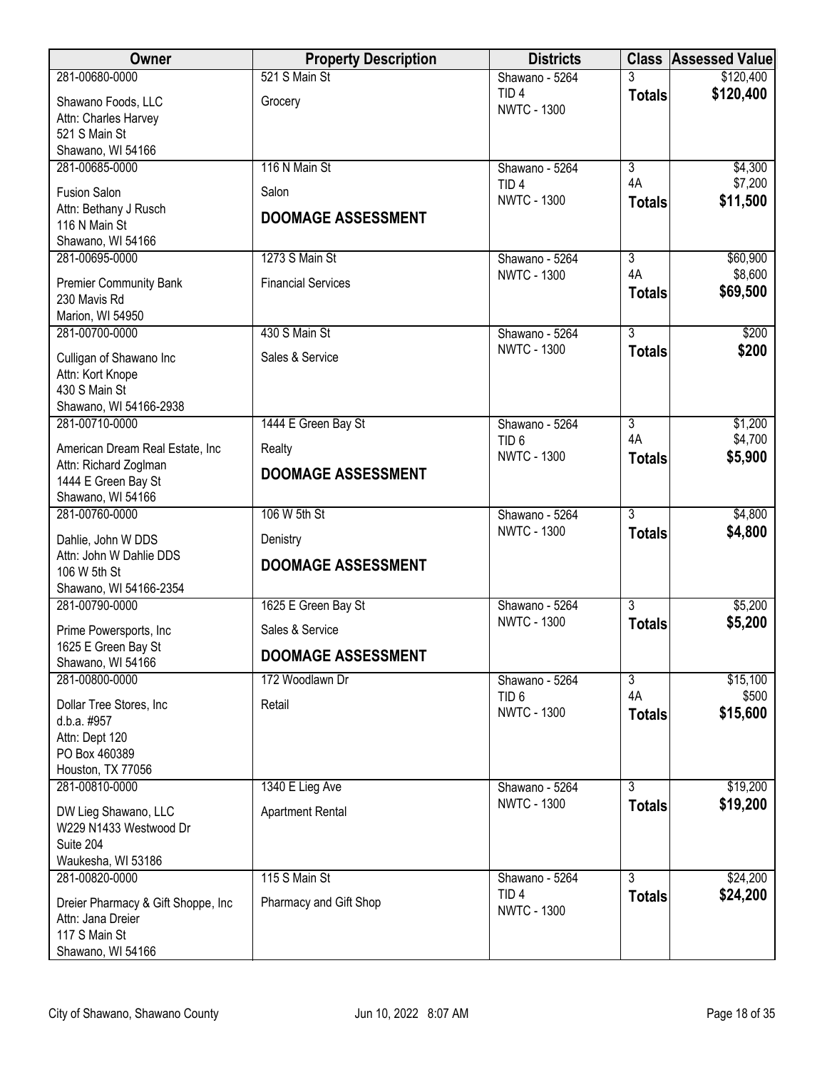| Owner | Property Description | Districts | Class | Assessed Value |
|---|---|---|---|---|
| 281-00680-0000<br>Shawano Foods, LLC<br>Attn: Charles Harvey<br>521 S Main St<br>Shawano, WI 54166 | 521 S Main St<br>Grocery | Shawano - 5264<br>TID 4<br>NWTC - 1300 | 3<br>**Totals** | $120,400<br>**$120,400** |
| 281-00685-0000<br>Fusion Salon<br>Attn: Bethany J Rusch<br>116 N Main St<br>Shawano, WI 54166 | 116 N Main St<br>Salon<br>**DOOMAGE ASSESSMENT** | Shawano - 5264<br>TID 4<br>NWTC - 1300 | 3<br>4A<br>**Totals** | $4,300<br>$7,200<br>**$11,500** |
| 281-00695-0000<br>Premier Community Bank<br>230 Mavis Rd<br>Marion, WI 54950 | 1273 S Main St<br>Financial Services | Shawano - 5264<br>NWTC - 1300 | 3<br>4A<br>**Totals** | $60,900<br>$8,600<br>**$69,500** |
| 281-00700-0000<br>Culligan of Shawano Inc<br>Attn: Kort Knope<br>430 S Main St<br>Shawano, WI 54166-2938 | 430 S Main St<br>Sales & Service | Shawano - 5264<br>NWTC - 1300 | 3<br>**Totals** | $200<br>**$200** |
| 281-00710-0000<br>American Dream Real Estate, Inc<br>Attn: Richard Zoglman<br>1444 E Green Bay St<br>Shawano, WI 54166 | 1444 E Green Bay St<br>Realty<br>**DOOMAGE ASSESSMENT** | Shawano - 5264<br>TID 6<br>NWTC - 1300 | 3<br>4A<br>**Totals** | $1,200<br>$4,700<br>**$5,900** |
| 281-00760-0000<br>Dahlie, John W DDS<br>Attn: John W Dahlie DDS<br>106 W 5th St<br>Shawano, WI 54166-2354 | 106 W 5th St<br>Denistry<br>**DOOMAGE ASSESSMENT** | Shawano - 5264<br>NWTC - 1300 | 3<br>**Totals** | $4,800<br>**$4,800** |
| 281-00790-0000<br>Prime Powersports, Inc<br>1625 E Green Bay St<br>Shawano, WI 54166 | 1625 E Green Bay St<br>Sales & Service<br>**DOOMAGE ASSESSMENT** | Shawano - 5264<br>NWTC - 1300 | 3<br>**Totals** | $5,200<br>**$5,200** |
| 281-00800-0000<br>Dollar Tree Stores, Inc<br>d.b.a. #957<br>Attn: Dept 120<br>PO Box 460389<br>Houston, TX 77056 | 172 Woodlawn Dr<br>Retail | Shawano - 5264<br>TID 6<br>NWTC - 1300 | 3<br>4A<br>**Totals** | $15,100<br>$500<br>**$15,600** |
| 281-00810-0000<br>DW Lieg Shawano, LLC<br>W229 N1433 Westwood Dr<br>Suite 204<br>Waukesha, WI 53186 | 1340 E Lieg Ave<br>Apartment Rental | Shawano - 5264<br>NWTC - 1300 | 3<br>**Totals** | $19,200<br>**$19,200** |
| 281-00820-0000<br>Dreier Pharmacy & Gift Shoppe, Inc<br>Attn: Jana Dreier<br>117 S Main St<br>Shawano, WI 54166 | 115 S Main St<br>Pharmacy and Gift Shop | Shawano - 5264<br>TID 4<br>NWTC - 1300 | 3<br>**Totals** | $24,200<br>**$24,200** |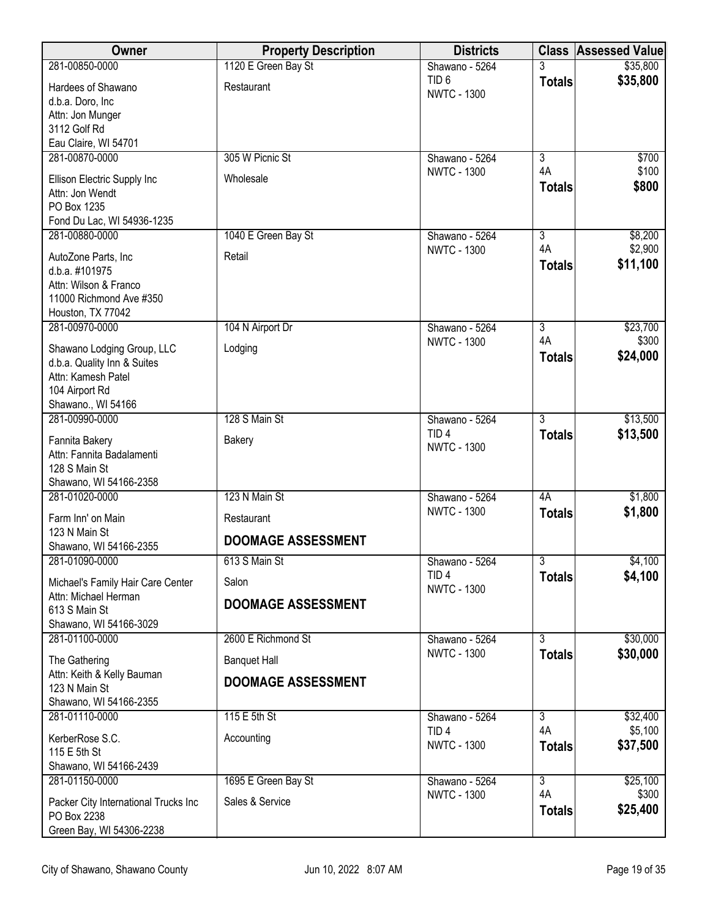| Owner | Property Description | Districts | Class | Assessed Value |
|---|---|---|---|---|
| 281-00850-0000<br>Hardees of Shawano<br>d.b.a. Doro, Inc<br>Attn: Jon Munger<br>3112 Golf Rd<br>Eau Claire, WI 54701 | 1120 E Green Bay St<br>Restaurant | Shawano - 5264<br>TID 6<br>NWTC - 1300 | 3<br>**Totals** | $35,800<br>**$35,800** |
| 281-00870-0000<br>Ellison Electric Supply Inc<br>Attn: Jon Wendt<br>PO Box 1235<br>Fond Du Lac, WI 54936-1235 | 305 W Picnic St<br>Wholesale | Shawano - 5264<br>NWTC - 1300 | 3<br>4A<br>**Totals** | $700<br>$100<br>**$800** |
| 281-00880-0000<br>AutoZone Parts, Inc<br>d.b.a. #101975<br>Attn: Wilson & Franco<br>11000 Richmond Ave #350<br>Houston, TX 77042 | 1040 E Green Bay St<br>Retail | Shawano - 5264<br>NWTC - 1300 | 3<br>4A<br>**Totals** | $8,200<br>$2,900<br>**$11,100** |
| 281-00970-0000<br>Shawano Lodging Group, LLC<br>d.b.a. Quality Inn & Suites<br>Attn: Kamesh Patel<br>104 Airport Rd<br>Shawano., WI 54166 | 104 N Airport Dr<br>Lodging | Shawano - 5264<br>NWTC - 1300 | 3<br>4A<br>**Totals** | $23,700<br>$300<br>**$24,000** |
| 281-00990-0000<br>Fannita Bakery<br>Attn: Fannita Badalamenti<br>128 S Main St<br>Shawano, WI 54166-2358 | 128 S Main St<br>Bakery | Shawano - 5264<br>TID 4<br>NWTC - 1300 | 3<br>**Totals** | $13,500<br>**$13,500** |
| 281-01020-0000<br>Farm Inn' on Main<br>123 N Main St<br>Shawano, WI 54166-2355 | 123 N Main St<br>Restaurant<br>**DOOMAGE ASSESSMENT** | Shawano - 5264<br>NWTC - 1300 | 4A<br>**Totals** | $1,800<br>**$1,800** |
| 281-01090-0000<br>Michael's Family Hair Care Center<br>Attn: Michael Herman<br>613 S Main St<br>Shawano, WI 54166-3029 | 613 S Main St<br>Salon<br>**DOOMAGE ASSESSMENT** | Shawano - 5264<br>TID 4<br>NWTC - 1300 | 3<br>**Totals** | $4,100<br>**$4,100** |
| 281-01100-0000<br>The Gathering<br>Attn: Keith & Kelly Bauman<br>123 N Main St<br>Shawano, WI 54166-2355 | 2600 E Richmond St<br>Banquet Hall<br>**DOOMAGE ASSESSMENT** | Shawano - 5264<br>NWTC - 1300 | 3<br>**Totals** | $30,000<br>**$30,000** |
| 281-01110-0000<br>KerberRose S.C.<br>115 E 5th St<br>Shawano, WI 54166-2439 | 115 E 5th St<br>Accounting | Shawano - 5264<br>TID 4<br>NWTC - 1300 | 3<br>4A<br>**Totals** | $32,400<br>$5,100<br>**$37,500** |
| 281-01150-0000<br>Packer City International Trucks Inc<br>PO Box 2238<br>Green Bay, WI 54306-2238 | 1695 E Green Bay St<br>Sales & Service | Shawano - 5264<br>NWTC - 1300 | 3<br>4A<br>**Totals** | $25,100<br>$300<br>**$25,400** |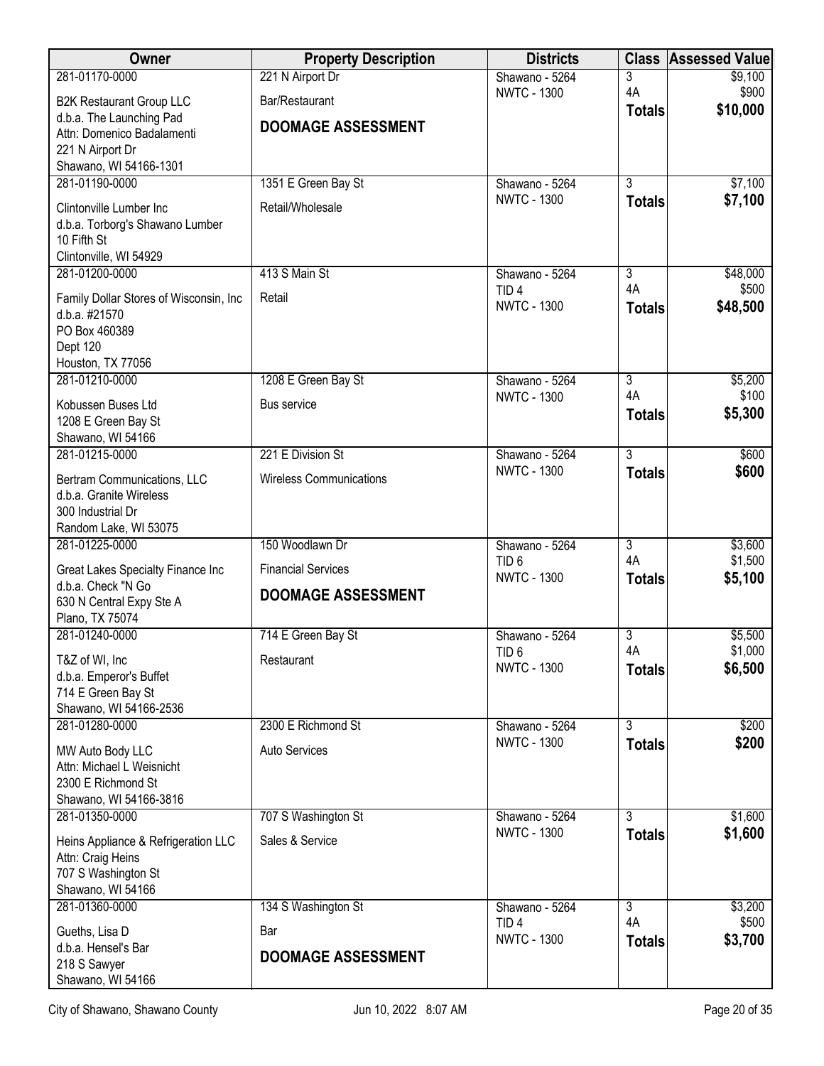| Owner | Property Description | Districts | Class | Assessed Value |
|---|---|---|---|---|
| 281-01170-0000<br>B2K Restaurant Group LLC<br>d.b.a. The Launching Pad<br>Attn: Domenico Badalamenti<br>221 N Airport Dr<br>Shawano, WI 54166-1301 | 221 N Airport Dr<br>Bar/Restaurant<br>**DOOMAGE ASSESSMENT** | Shawano - 5264<br>NWTC - 1300 | 3<br>4A<br>**Totals** | \$9,100<br>\$900<br>**\$10,000** |
| 281-01190-0000<br>Clintonville Lumber Inc<br>d.b.a. Torborg's Shawano Lumber<br>10 Fifth St<br>Clintonville, WI 54929 | 1351 E Green Bay St<br>Retail/Wholesale | Shawano - 5264<br>NWTC - 1300 | 3<br>**Totals** | \$7,100<br>**\$7,100** |
| 281-01200-0000<br>Family Dollar Stores of Wisconsin, Inc<br>d.b.a. #21570<br>PO Box 460389<br>Dept 120<br>Houston, TX 77056 | 413 S Main St<br>Retail | Shawano - 5264<br>TID 4<br>NWTC - 1300 | 3<br>4A<br>**Totals** | \$48,000<br>\$500<br>**\$48,500** |
| 281-01210-0000<br>Kobussen Buses Ltd<br>1208 E Green Bay St<br>Shawano, WI 54166 | 1208 E Green Bay St<br>Bus service | Shawano - 5264<br>NWTC - 1300 | 3<br>4A<br>**Totals** | \$5,200<br>\$100<br>**\$5,300** |
| 281-01215-0000<br>Bertram Communications, LLC<br>d.b.a. Granite Wireless<br>300 Industrial Dr<br>Random Lake, WI 53075 | 221 E Division St<br>Wireless Communications | Shawano - 5264<br>NWTC - 1300 | 3<br>**Totals** | \$600<br>**\$600** |
| 281-01225-0000<br>Great Lakes Specialty Finance Inc<br>d.b.a. Check "N Go<br>630 N Central Expy Ste A<br>Plano, TX 75074 | 150 Woodlawn Dr<br>Financial Services<br>**DOOMAGE ASSESSMENT** | Shawano - 5264<br>TID 6<br>NWTC - 1300 | 3<br>4A<br>**Totals** | \$3,600<br>\$1,500<br>**\$5,100** |
| 281-01240-0000<br>T&Z of WI, Inc<br>d.b.a. Emperor's Buffet<br>714 E Green Bay St<br>Shawano, WI 54166-2536 | 714 E Green Bay St<br>Restaurant | Shawano - 5264<br>TID 6<br>NWTC - 1300 | 3<br>4A<br>**Totals** | \$5,500<br>\$1,000<br>**\$6,500** |
| 281-01280-0000<br>MW Auto Body LLC<br>Attn: Michael L Weisnicht<br>2300 E Richmond St<br>Shawano, WI 54166-3816 | 2300 E Richmond St<br>Auto Services | Shawano - 5264<br>NWTC - 1300 | 3<br>**Totals** | \$200<br>**\$200** |
| 281-01350-0000<br>Heins Appliance & Refrigeration LLC<br>Attn: Craig Heins<br>707 S Washington St<br>Shawano, WI 54166 | 707 S Washington St<br>Sales & Service | Shawano - 5264<br>NWTC - 1300 | 3<br>**Totals** | \$1,600<br>**\$1,600** |
| 281-01360-0000<br>Gueths, Lisa D<br>d.b.a. Hensel's Bar<br>218 S Sawyer<br>Shawano, WI 54166 | 134 S Washington St<br>Bar<br>**DOOMAGE ASSESSMENT** | Shawano - 5264<br>TID 4<br>NWTC - 1300 | 3<br>4A<br>**Totals** | \$3,200<br>\$500<br>**\$3,700** |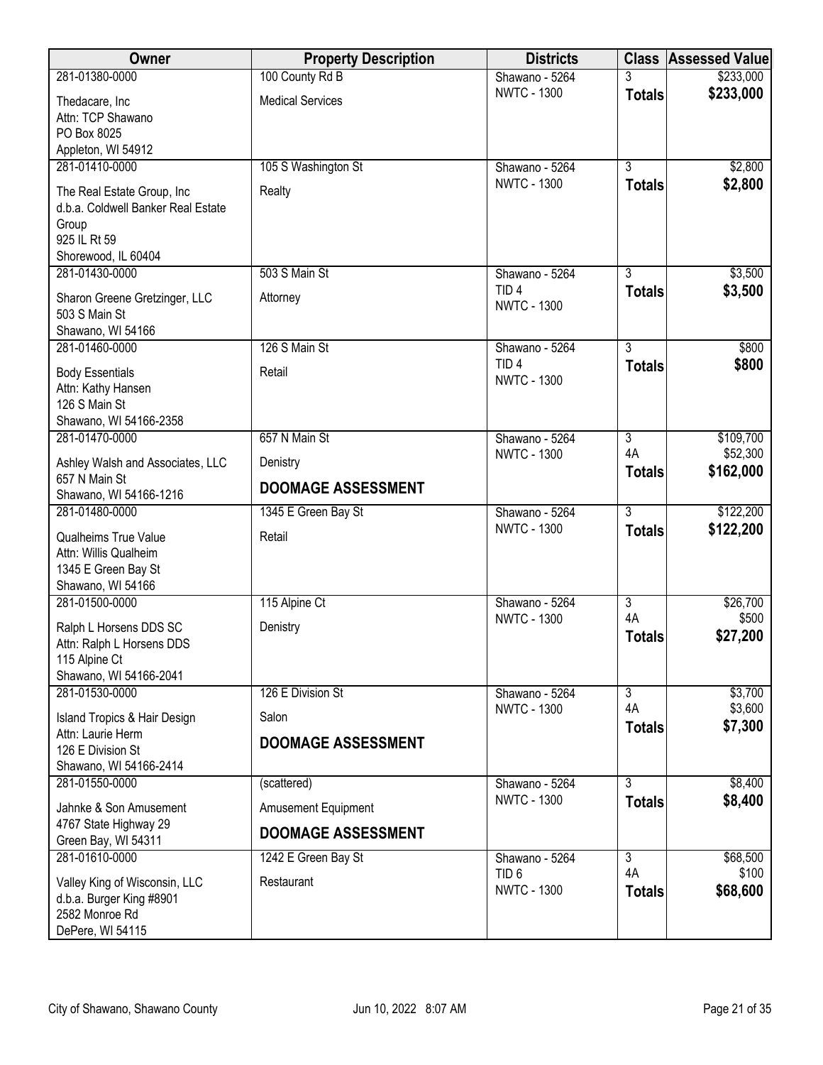| Owner | Property Description | Districts | Class | Assessed Value |
|---|---|---|---|---|
| 281-01380-0000<br>Thedacare, Inc<br>Attn: TCP Shawano<br>PO Box 8025<br>Appleton, WI 54912 | 100 County Rd B<br>Medical Services | Shawano - 5264<br>NWTC - 1300 | 3<br>**Totals** | $233,000<br>**$233,000** |
| 281-01410-0000<br>The Real Estate Group, Inc<br>d.b.a. Coldwell Banker Real Estate Group<br>925 IL Rt 59<br>Shorewood, IL 60404 | 105 S Washington St<br>Realty | Shawano - 5264<br>NWTC - 1300 | 3<br>**Totals** | $2,800<br>**$2,800** |
| 281-01430-0000<br>Sharon Greene Gretzinger, LLC<br>503 S Main St<br>Shawano, WI 54166 | 503 S Main St<br>Attorney | Shawano - 5264<br>TID 4<br>NWTC - 1300 | 3<br>**Totals** | $3,500<br>**$3,500** |
| 281-01460-0000<br>Body Essentials<br>Attn: Kathy Hansen<br>126 S Main St<br>Shawano, WI 54166-2358 | 126 S Main St<br>Retail | Shawano - 5264<br>TID 4<br>NWTC - 1300 | 3<br>**Totals** | $800<br>**$800** |
| 281-01470-0000<br>Ashley Walsh and Associates, LLC<br>657 N Main St<br>Shawano, WI 54166-1216 | 657 N Main St<br>Denistry<br>**DOOMAGE ASSESSMENT** | Shawano - 5264<br>NWTC - 1300 | 3<br>4A<br>**Totals** | $109,700<br>$52,300<br>**$162,000** |
| 281-01480-0000<br>Qualheims True Value<br>Attn: Willis Qualheim<br>1345 E Green Bay St<br>Shawano, WI 54166 | 1345 E Green Bay St<br>Retail | Shawano - 5264<br>NWTC - 1300 | 3<br>**Totals** | $122,200<br>**$122,200** |
| 281-01500-0000<br>Ralph L Horsens DDS SC<br>Attn: Ralph L Horsens DDS<br>115 Alpine Ct<br>Shawano, WI 54166-2041 | 115 Alpine Ct<br>Denistry | Shawano - 5264<br>NWTC - 1300 | 3<br>4A<br>**Totals** | $26,700<br>$500<br>**$27,200** |
| 281-01530-0000<br>Island Tropics & Hair Design<br>Attn: Laurie Herm<br>126 E Division St<br>Shawano, WI 54166-2414 | 126 E Division St<br>Salon<br>**DOOMAGE ASSESSMENT** | Shawano - 5264<br>NWTC - 1300 | 3<br>4A<br>**Totals** | $3,700<br>$3,600<br>**$7,300** |
| 281-01550-0000<br>Jahnke & Son Amusement<br>4767 State Highway 29<br>Green Bay, WI 54311 | (scattered)<br>Amusement Equipment<br>**DOOMAGE ASSESSMENT** | Shawano - 5264<br>NWTC - 1300 | 3<br>**Totals** | $8,400<br>**$8,400** |
| 281-01610-0000<br>Valley King of Wisconsin, LLC<br>d.b.a. Burger King #8901<br>2582 Monroe Rd<br>DePere, WI 54115 | 1242 E Green Bay St<br>Restaurant | Shawano - 5264<br>TID 6<br>NWTC - 1300 | 3<br>4A<br>**Totals** | $68,500<br>$100<br>**$68,600** |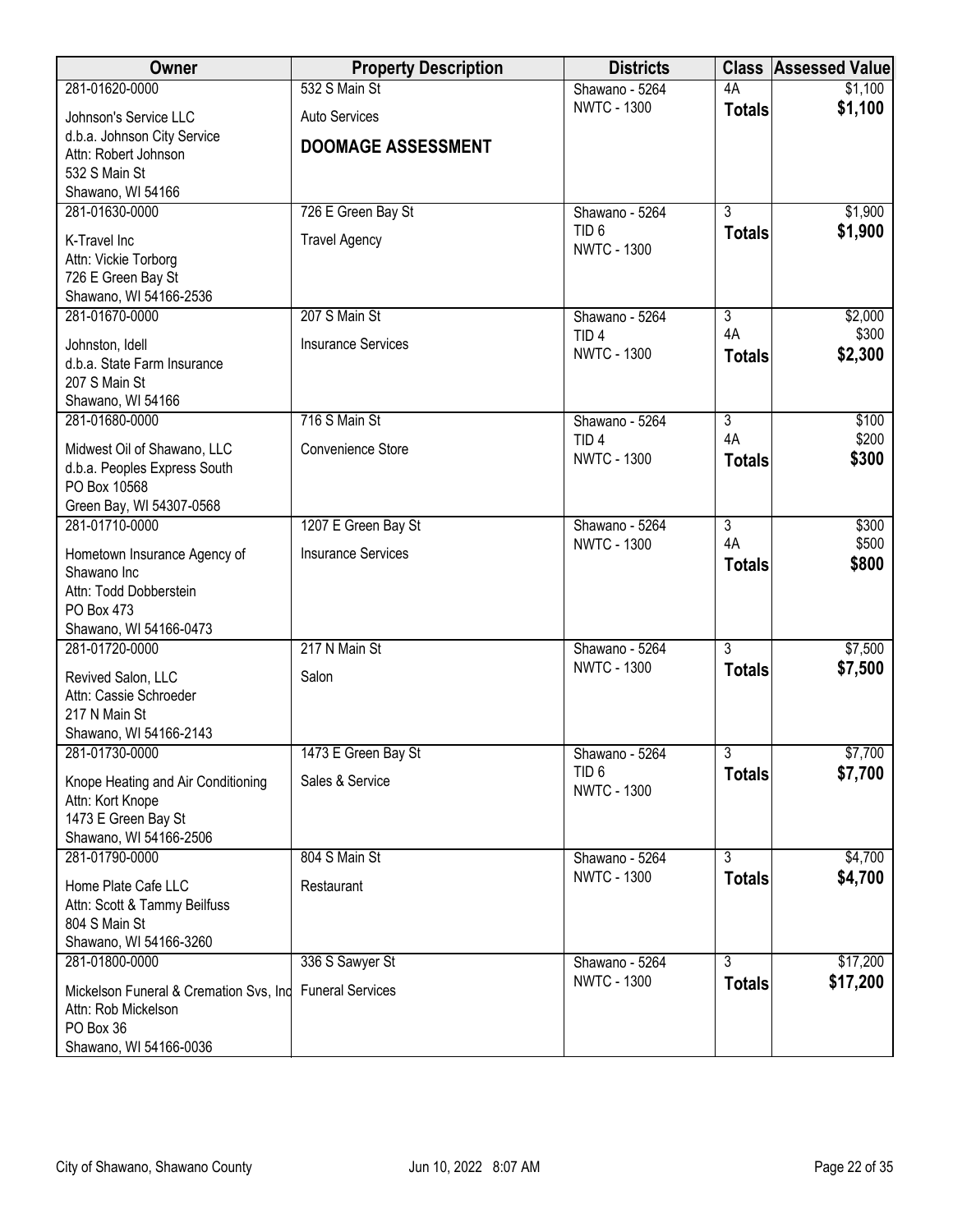| Owner | Property Description | Districts | Class | Assessed Value |
|---|---|---|---|---|
| 281-01620-0000<br>Johnson's Service LLC<br>d.b.a. Johnson City Service<br>Attn: Robert Johnson<br>532 S Main St<br>Shawano, WI 54166 | 532 S Main St<br>Auto Services<br>**DOOMAGE ASSESSMENT** | Shawano - 5264<br>NWTC - 1300 | 4A<br>**Totals** | $1,100<br>**$1,100** |
| 281-01630-0000<br>K-Travel Inc<br>Attn: Vickie Torborg<br>726 E Green Bay St<br>Shawano, WI 54166-2536 | 726 E Green Bay St<br>Travel Agency | Shawano - 5264<br>TID 6<br>NWTC - 1300 | 3<br>**Totals** | $1,900<br>**$1,900** |
| 281-01670-0000<br>Johnston, Idell<br>d.b.a. State Farm Insurance<br>207 S Main St<br>Shawano, WI 54166 | 207 S Main St<br>Insurance Services | Shawano - 5264<br>TID 4<br>NWTC - 1300 | 3<br>4A<br>**Totals** | $2,000<br>$300<br>**$2,300** |
| 281-01680-0000<br>Midwest Oil of Shawano, LLC<br>d.b.a. Peoples Express South<br>PO Box 10568<br>Green Bay, WI 54307-0568 | 716 S Main St<br>Convenience Store | Shawano - 5264<br>TID 4<br>NWTC - 1300 | 3<br>4A<br>**Totals** | $100<br>$200<br>**$300** |
| 281-01710-0000<br>Hometown Insurance Agency of Shawano Inc<br>Attn: Todd Dobberstein<br>PO Box 473<br>Shawano, WI 54166-0473 | 1207 E Green Bay St<br>Insurance Services | Shawano - 5264<br>NWTC - 1300 | 3<br>4A<br>**Totals** | $300<br>$500<br>**$800** |
| 281-01720-0000<br>Revived Salon, LLC<br>Attn: Cassie Schroeder<br>217 N Main St<br>Shawano, WI 54166-2143 | 217 N Main St<br>Salon | Shawano - 5264<br>NWTC - 1300 | 3<br>**Totals** | $7,500<br>**$7,500** |
| 281-01730-0000<br>Knope Heating and Air Conditioning<br>Attn: Kort Knope<br>1473 E Green Bay St<br>Shawano, WI 54166-2506 | 1473 E Green Bay St<br>Sales & Service | Shawano - 5264<br>TID 6<br>NWTC - 1300 | 3<br>**Totals** | $7,700<br>**$7,700** |
| 281-01790-0000<br>Home Plate Cafe LLC<br>Attn: Scott & Tammy Beilfuss<br>804 S Main St<br>Shawano, WI 54166-3260 | 804 S Main St<br>Restaurant | Shawano - 5264<br>NWTC - 1300 | 3<br>**Totals** | $4,700<br>**$4,700** |
| 281-01800-0000<br>Mickelson Funeral & Cremation Svs, Inc<br>Attn: Rob Mickelson<br>PO Box 36<br>Shawano, WI 54166-0036 | 336 S Sawyer St<br>Funeral Services | Shawano - 5264<br>NWTC - 1300 | 3<br>**Totals** | $17,200<br>**$17,200** |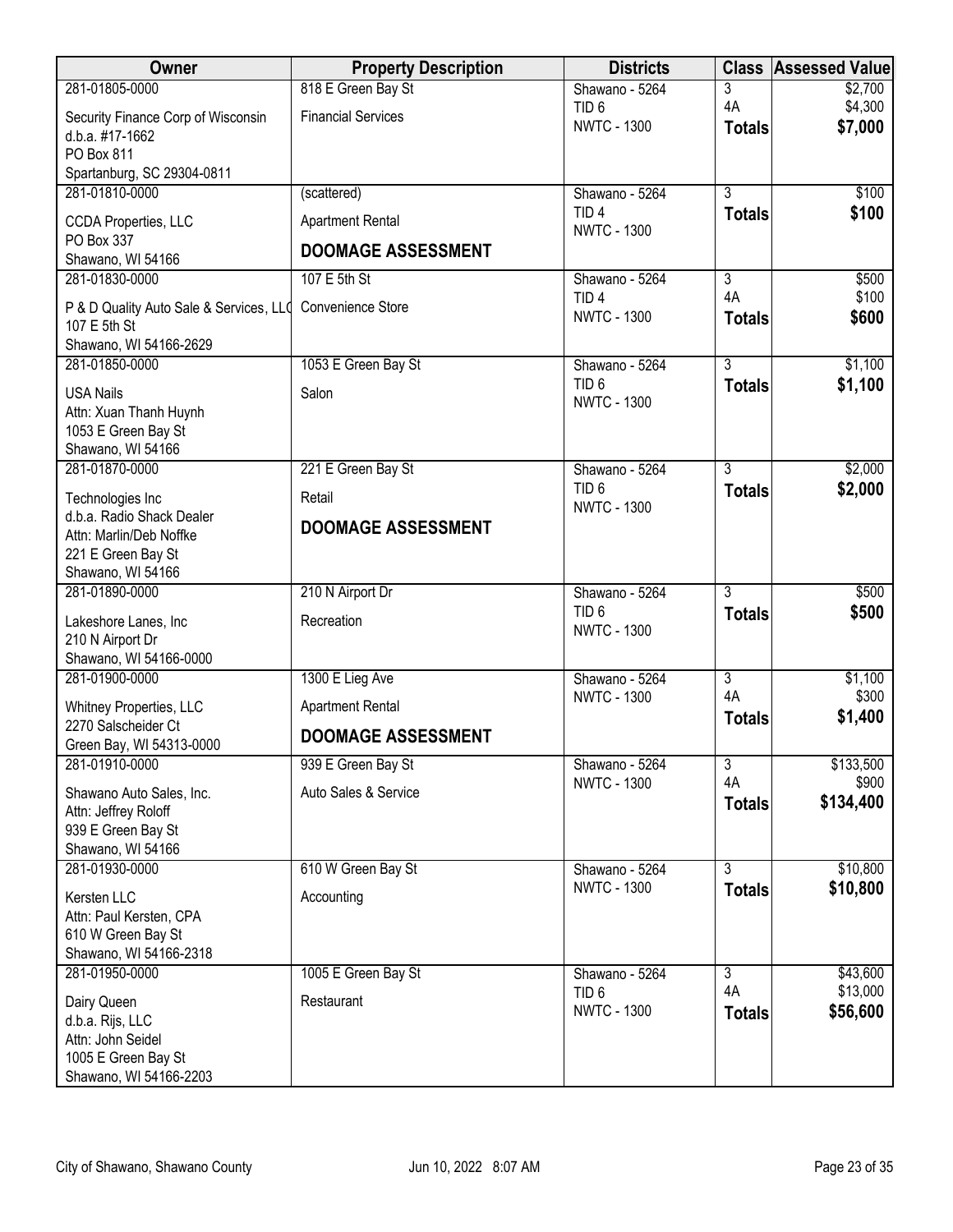| Owner | Property Description | Districts | Class | Assessed Value |
|---|---|---|---|---|
| 281-01805-0000<br>Security Finance Corp of Wisconsin<br>d.b.a. #17-1662<br>PO Box 811<br>Spartanburg, SC 29304-0811 | 818 E Green Bay St<br>Financial Services | Shawano - 5264<br>TID 6<br>NWTC - 1300 | 3<br>4A<br>**Totals** | $2,700<br>$4,300<br>**$7,000** |
| 281-01810-0000<br>CCDA Properties, LLC<br>PO Box 337<br>Shawano, WI 54166 | (scattered)<br>Apartment Rental<br>**DOOMAGE ASSESSMENT** | Shawano - 5264<br>TID 4<br>NWTC - 1300 | 3<br>**Totals** | $100<br>**$100** |
| 281-01830-0000<br>P & D Quality Auto Sale & Services, LLC<br>107 E 5th St<br>Shawano, WI 54166-2629 | 107 E 5th St<br>Convenience Store | Shawano - 5264<br>TID 4<br>NWTC - 1300 | 3<br>4A<br>**Totals** | $500<br>$100<br>**$600** |
| 281-01850-0000<br>USA Nails<br>Attn: Xuan Thanh Huynh<br>1053 E Green Bay St<br>Shawano, WI 54166 | 1053 E Green Bay St<br>Salon | Shawano - 5264<br>TID 6<br>NWTC - 1300 | 3<br>**Totals** | $1,100<br>**$1,100** |
| 281-01870-0000<br>Technologies Inc<br>d.b.a. Radio Shack Dealer<br>Attn: Marlin/Deb Noffke<br>221 E Green Bay St<br>Shawano, WI 54166 | 221 E Green Bay St<br>Retail<br>**DOOMAGE ASSESSMENT** | Shawano - 5264<br>TID 6<br>NWTC - 1300 | 3<br>**Totals** | $2,000<br>**$2,000** |
| 281-01890-0000<br>Lakeshore Lanes, Inc<br>210 N Airport Dr<br>Shawano, WI 54166-0000 | 210 N Airport Dr<br>Recreation | Shawano - 5264<br>TID 6<br>NWTC - 1300 | 3<br>**Totals** | $500<br>**$500** |
| 281-01900-0000<br>Whitney Properties, LLC<br>2270 Salscheider Ct<br>Green Bay, WI 54313-0000 | 1300 E Lieg Ave<br>Apartment Rental<br>**DOOMAGE ASSESSMENT** | Shawano - 5264<br>NWTC - 1300 | 3<br>4A<br>**Totals** | $1,100<br>$300<br>**$1,400** |
| 281-01910-0000<br>Shawano Auto Sales, Inc.<br>Attn: Jeffrey Roloff<br>939 E Green Bay St<br>Shawano, WI 54166 | 939 E Green Bay St<br>Auto Sales & Service | Shawano - 5264<br>NWTC - 1300 | 3<br>4A<br>**Totals** | $133,500<br>$900<br>**$134,400** |
| 281-01930-0000<br>Kersten LLC<br>Attn: Paul Kersten, CPA<br>610 W Green Bay St<br>Shawano, WI 54166-2318 | 610 W Green Bay St<br>Accounting | Shawano - 5264<br>NWTC - 1300 | 3<br>**Totals** | $10,800<br>**$10,800** |
| 281-01950-0000<br>Dairy Queen<br>d.b.a. Rijs, LLC<br>Attn: John Seidel<br>1005 E Green Bay St<br>Shawano, WI 54166-2203 | 1005 E Green Bay St<br>Restaurant | Shawano - 5264<br>TID 6<br>NWTC - 1300 | 3<br>4A<br>**Totals** | $43,600<br>$13,000<br>**$56,600** |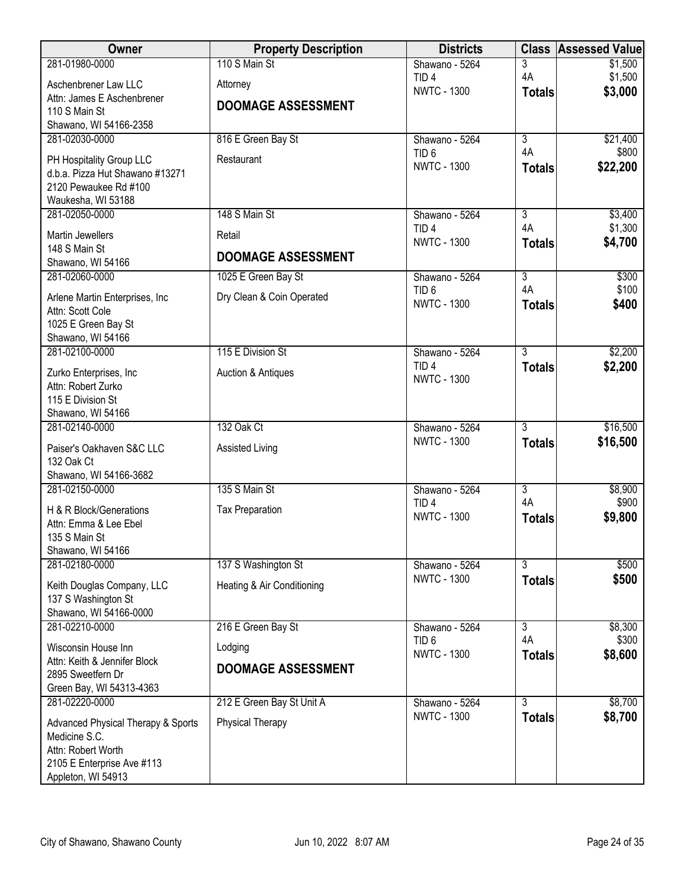| Owner | Property Description | Districts | Class | Assessed Value |
|---|---|---|---|---|
| 281-01980-0000<br>Aschenbrener Law LLC<br>Attn: James E Aschenbrener<br>110 S Main St<br>Shawano, WI 54166-2358 | 110 S Main St<br>Attorney<br>**DOOMAGE ASSESSMENT** | Shawano - 5264<br>TID 4<br>NWTC - 1300 | 3<br>4A<br>**Totals** | \$1,500<br>\$1,500<br>**\$3,000** |
| 281-02030-0000<br>PH Hospitality Group LLC<br>d.b.a. Pizza Hut Shawano #13271<br>2120 Pewaukee Rd #100<br>Waukesha, WI 53188 | 816 E Green Bay St<br>Restaurant | Shawano - 5264<br>TID 6<br>NWTC - 1300 | 3<br>4A<br>**Totals** | \$21,400<br>\$800<br>**\$22,200** |
| 281-02050-0000<br>Martin Jewellers<br>148 S Main St<br>Shawano, WI 54166 | 148 S Main St<br>Retail<br>**DOOMAGE ASSESSMENT** | Shawano - 5264<br>TID 4<br>NWTC - 1300 | 3<br>4A<br>**Totals** | \$3,400<br>\$1,300<br>**\$4,700** |
| 281-02060-0000<br>Arlene Martin Enterprises, Inc<br>Attn: Scott Cole<br>1025 E Green Bay St<br>Shawano, WI 54166 | 1025 E Green Bay St<br>Dry Clean & Coin Operated | Shawano - 5264<br>TID 6<br>NWTC - 1300 | 3<br>4A<br>**Totals** | \$300<br>\$100<br>**\$400** |
| 281-02100-0000<br>Zurko Enterprises, Inc<br>Attn: Robert Zurko<br>115 E Division St<br>Shawano, WI 54166 | 115 E Division St<br>Auction & Antiques | Shawano - 5264<br>TID 4<br>NWTC - 1300 | 3<br>**Totals** | \$2,200<br>**\$2,200** |
| 281-02140-0000<br>Paiser's Oakhaven S&C LLC<br>132 Oak Ct<br>Shawano, WI 54166-3682 | 132 Oak Ct<br>Assisted Living | Shawano - 5264<br>NWTC - 1300 | 3<br>**Totals** | \$16,500<br>**\$16,500** |
| 281-02150-0000<br>H & R Block/Generations<br>Attn: Emma & Lee Ebel<br>135 S Main St<br>Shawano, WI 54166 | 135 S Main St<br>Tax Preparation | Shawano - 5264<br>TID 4<br>NWTC - 1300 | 3<br>4A<br>**Totals** | \$8,900<br>\$900<br>**\$9,800** |
| 281-02180-0000<br>Keith Douglas Company, LLC<br>137 S Washington St<br>Shawano, WI 54166-0000 | 137 S Washington St<br>Heating & Air Conditioning | Shawano - 5264<br>NWTC - 1300 | 3<br>**Totals** | \$500<br>**\$500** |
| 281-02210-0000<br>Wisconsin House Inn<br>Attn: Keith & Jennifer Block<br>2895 Sweetfern Dr<br>Green Bay, WI 54313-4363 | 216 E Green Bay St<br>Lodging<br>**DOOMAGE ASSESSMENT** | Shawano - 5264<br>TID 6<br>NWTC - 1300 | 3<br>4A<br>**Totals** | \$8,300<br>\$300<br>**\$8,600** |
| 281-02220-0000<br>Advanced Physical Therapy & Sports Medicine S.C.<br>Attn: Robert Worth<br>2105 E Enterprise Ave #113<br>Appleton, WI 54913 | 212 E Green Bay St Unit A<br>Physical Therapy | Shawano - 5264<br>NWTC - 1300 | 3<br>**Totals** | \$8,700<br>**\$8,700** |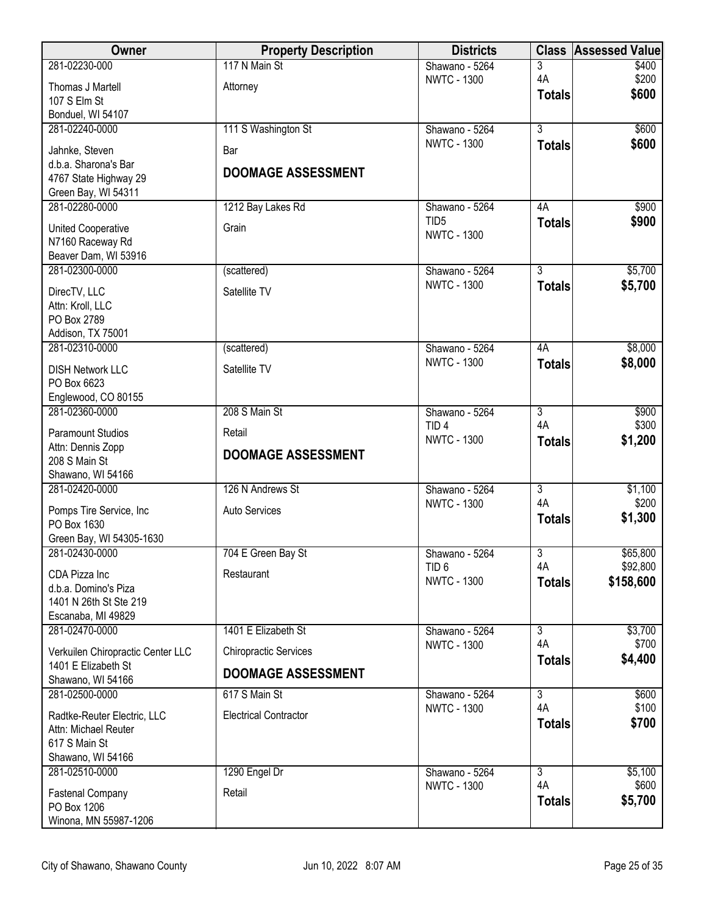| Owner | Property Description | Districts | Class | Assessed Value |
|---|---|---|---|---|
| 281-02230-000<br>Thomas J Martell<br>107 S Elm St<br>Bonduel, WI 54107 | 117 N Main St<br>Attorney | Shawano - 5264<br>NWTC - 1300 | 3<br>4A<br>**Totals** | $400<br>$200<br>**$600** |
| 281-02240-0000<br>Jahnke, Steven<br>d.b.a. Sharona's Bar<br>4767 State Highway 29<br>Green Bay, WI 54311 | 111 S Washington St<br>Bar<br>**DOOMAGE ASSESSMENT** | Shawano - 5264<br>NWTC - 1300 | 3<br>**Totals** | $600<br>**$600** |
| 281-02280-0000<br>United Cooperative<br>N7160 Raceway Rd<br>Beaver Dam, WI 53916 | 1212 Bay Lakes Rd<br>Grain | Shawano - 5264<br>TID5<br>NWTC - 1300 | 4A<br>**Totals** | $900<br>**$900** |
| 281-02300-0000<br>DirecTV, LLC<br>Attn: Kroll, LLC<br>PO Box 2789<br>Addison, TX 75001 | (scattered)<br>Satellite TV | Shawano - 5264<br>NWTC - 1300 | 3<br>**Totals** | $5,700<br>**$5,700** |
| 281-02310-0000<br>DISH Network LLC<br>PO Box 6623<br>Englewood, CO 80155 | (scattered)<br>Satellite TV | Shawano - 5264<br>NWTC - 1300 | 4A<br>**Totals** | $8,000<br>**$8,000** |
| 281-02360-0000<br>Paramount Studios<br>Attn: Dennis Zopp<br>208 S Main St<br>Shawano, WI 54166 | 208 S Main St<br>Retail<br>**DOOMAGE ASSESSMENT** | Shawano - 5264<br>TID 4<br>NWTC - 1300 | 3<br>4A<br>**Totals** | $900<br>$300<br>**$1,200** |
| 281-02420-0000<br>Pomps Tire Service, Inc<br>PO Box 1630<br>Green Bay, WI 54305-1630 | 126 N Andrews St<br>Auto Services | Shawano - 5264<br>NWTC - 1300 | 3<br>4A<br>**Totals** | $1,100<br>$200<br>**$1,300** |
| 281-02430-0000<br>CDA Pizza Inc<br>d.b.a. Domino's Piza<br>1401 N 26th St Ste 219<br>Escanaba, MI 49829 | 704 E Green Bay St<br>Restaurant | Shawano - 5264<br>TID 6<br>NWTC - 1300 | 3<br>4A<br>**Totals** | $65,800<br>$92,800<br>**$158,600** |
| 281-02470-0000<br>Verkuilen Chiropractic Center LLC<br>1401 E Elizabeth St<br>Shawano, WI 54166 | 1401 E Elizabeth St<br>Chiropractic Services<br>**DOOMAGE ASSESSMENT** | Shawano - 5264<br>NWTC - 1300 | 3<br>4A<br>**Totals** | $3,700<br>$700<br>**$4,400** |
| 281-02500-0000<br>Radtke-Reuter Electric, LLC<br>Attn: Michael Reuter<br>617 S Main St<br>Shawano, WI 54166 | 617 S Main St<br>Electrical Contractor | Shawano - 5264<br>NWTC - 1300 | 3<br>4A<br>**Totals** | $600<br>$100<br>**$700** |
| 281-02510-0000<br>Fastenal Company<br>PO Box 1206<br>Winona, MN 55987-1206 | 1290 Engel Dr<br>Retail | Shawano - 5264<br>NWTC - 1300 | 3<br>4A<br>**Totals** | $5,100<br>$600<br>**$5,700** |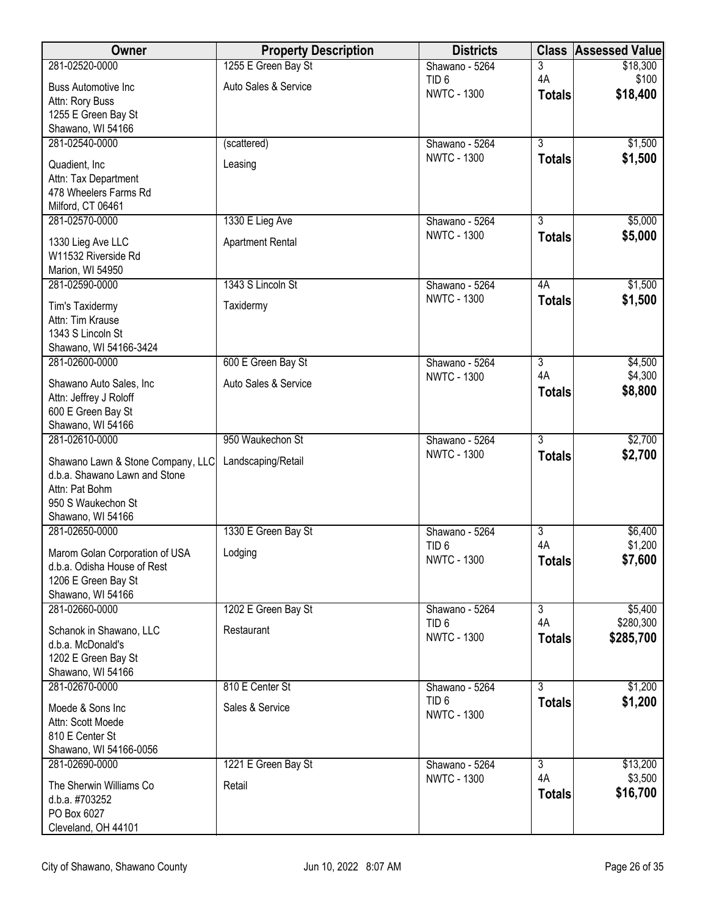| Owner | Property Description | Districts | Class | Assessed Value |
|---|---|---|---|---|
| 281-02520-0000<br>Buss Automotive Inc<br>Attn: Rory Buss<br>1255 E Green Bay St<br>Shawano, WI 54166 | 1255 E Green Bay St<br>Auto Sales & Service | Shawano - 5264<br>TID 6<br>NWTC - 1300 | 3<br>4A<br>**Totals** | $18,300<br>$100<br>**$18,400** |
| 281-02540-0000<br>Quadient, Inc<br>Attn: Tax Department<br>478 Wheelers Farms Rd<br>Milford, CT 06461 | (scattered)<br>Leasing | Shawano - 5264<br>NWTC - 1300 | 3<br>**Totals** | $1,500<br>**$1,500** |
| 281-02570-0000<br>1330 Lieg Ave LLC<br>W11532 Riverside Rd<br>Marion, WI 54950 | 1330 E Lieg Ave<br>Apartment Rental | Shawano - 5264<br>NWTC - 1300 | 3<br>**Totals** | $5,000<br>**$5,000** |
| 281-02590-0000<br>Tim's Taxidermy<br>Attn: Tim Krause<br>1343 S Lincoln St<br>Shawano, WI 54166-3424 | 1343 S Lincoln St<br>Taxidermy | Shawano - 5264<br>NWTC - 1300 | 4A<br>**Totals** | $1,500<br>**$1,500** |
| 281-02600-0000<br>Shawano Auto Sales, Inc<br>Attn: Jeffrey J Roloff<br>600 E Green Bay St<br>Shawano, WI 54166 | 600 E Green Bay St<br>Auto Sales & Service | Shawano - 5264<br>NWTC - 1300 | 3<br>4A<br>**Totals** | $4,500<br>$4,300<br>**$8,800** |
| 281-02610-0000<br>Shawano Lawn & Stone Company, LLC<br>d.b.a. Shawano Lawn and Stone<br>Attn: Pat Bohm<br>950 S Waukechon St<br>Shawano, WI 54166 | 950 Waukechon St<br>Landscaping/Retail | Shawano - 5264<br>NWTC - 1300 | 3<br>**Totals** | $2,700<br>**$2,700** |
| 281-02650-0000<br>Marom Golan Corporation of USA<br>d.b.a. Odisha House of Rest<br>1206 E Green Bay St<br>Shawano, WI 54166 | 1330 E Green Bay St<br>Lodging | Shawano - 5264<br>TID 6<br>NWTC - 1300 | 3<br>4A<br>**Totals** | $6,400<br>$1,200<br>**$7,600** |
| 281-02660-0000<br>Schanok in Shawano, LLC<br>d.b.a. McDonald's<br>1202 E Green Bay St<br>Shawano, WI 54166 | 1202 E Green Bay St<br>Restaurant | Shawano - 5264<br>TID 6<br>NWTC - 1300 | 3<br>4A<br>**Totals** | $5,400<br>$280,300<br>**$285,700** |
| 281-02670-0000<br>Moede & Sons Inc<br>Attn: Scott Moede<br>810 E Center St<br>Shawano, WI 54166-0056 | 810 E Center St<br>Sales & Service | Shawano - 5264<br>TID 6<br>NWTC - 1300 | 3<br>**Totals** | $1,200<br>**$1,200** |
| 281-02690-0000<br>The Sherwin Williams Co<br>d.b.a. #703252<br>PO Box 6027<br>Cleveland, OH 44101 | 1221 E Green Bay St<br>Retail | Shawano - 5264<br>NWTC - 1300 | 3<br>4A<br>**Totals** | $13,200<br>$3,500<br>**$16,700** |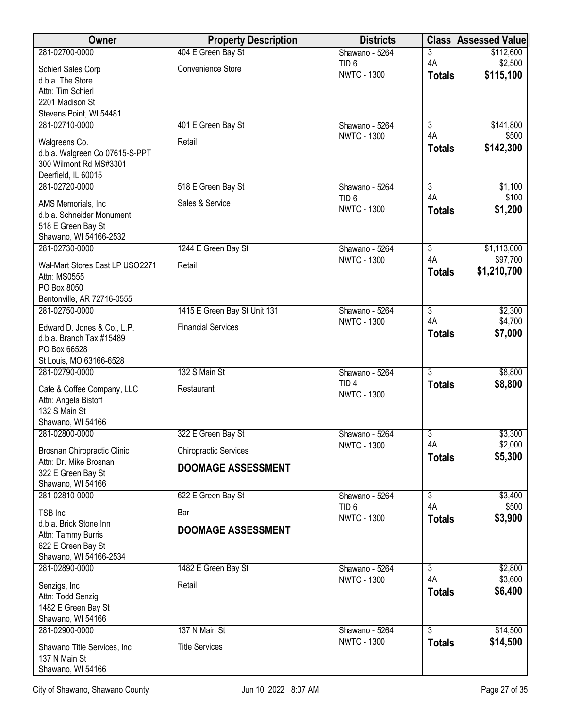| Owner | Property Description | Districts | Class | Assessed Value |
|---|---|---|---|---|
| 281-02700-0000<br>Schierl Sales Corp<br>d.b.a. The Store<br>Attn: Tim Schierl<br>2201 Madison St<br>Stevens Point, WI 54481 | 404 E Green Bay St<br>Convenience Store | Shawano - 5264<br>TID 6<br>NWTC - 1300 | 3<br>4A<br>**Totals** | $112,600<br>$2,500<br>**$115,100** |
| 281-02710-0000<br>Walgreens Co.<br>d.b.a. Walgreen Co 07615-S-PPT<br>300 Wilmont Rd MS#3301<br>Deerfield, IL 60015 | 401 E Green Bay St<br>Retail | Shawano - 5264<br>NWTC - 1300 | 3<br>4A<br>**Totals** | $141,800<br>$500<br>**$142,300** |
| 281-02720-0000<br>AMS Memorials, Inc<br>d.b.a. Schneider Monument<br>518 E Green Bay St<br>Shawano, WI 54166-2532 | 518 E Green Bay St<br>Sales & Service | Shawano - 5264<br>TID 6<br>NWTC - 1300 | 3<br>4A<br>**Totals** | $1,100<br>$100<br>**$1,200** |
| 281-02730-0000<br>Wal-Mart Stores East LP USO2271<br>Attn: MS0555<br>PO Box 8050<br>Bentonville, AR 72716-0555 | 1244 E Green Bay St<br>Retail | Shawano - 5264<br>NWTC - 1300 | 3<br>4A<br>**Totals** | $1,113,000<br>$97,700<br>**$1,210,700** |
| 281-02750-0000<br>Edward D. Jones & Co., L.P.<br>d.b.a. Branch Tax #15489<br>PO Box 66528<br>St Louis, MO 63166-6528 | 1415 E Green Bay St Unit 131<br>Financial Services | Shawano - 5264<br>NWTC - 1300 | 3<br>4A<br>**Totals** | $2,300<br>$4,700<br>**$7,000** |
| 281-02790-0000<br>Cafe & Coffee Company, LLC<br>Attn: Angela Bistoff<br>132 S Main St<br>Shawano, WI 54166 | 132 S Main St<br>Restaurant | Shawano - 5264<br>TID 4<br>NWTC - 1300 | 3<br>**Totals** | $8,800<br>**$8,800** |
| 281-02800-0000<br>Brosnan Chiropractic Clinic<br>Attn: Dr. Mike Brosnan<br>322 E Green Bay St<br>Shawano, WI 54166 | 322 E Green Bay St<br>Chiropractic Services<br>**DOOMAGE ASSESSMENT** | Shawano - 5264<br>NWTC - 1300 | 3<br>4A<br>**Totals** | $3,300<br>$2,000<br>**$5,300** |
| 281-02810-0000<br>TSB Inc<br>d.b.a. Brick Stone Inn<br>Attn: Tammy Burris<br>622 E Green Bay St<br>Shawano, WI 54166-2534 | 622 E Green Bay St<br>Bar<br>**DOOMAGE ASSESSMENT** | Shawano - 5264<br>TID 6<br>NWTC - 1300 | 3<br>4A<br>**Totals** | $3,400<br>$500<br>**$3,900** |
| 281-02890-0000<br>Senzigs, Inc<br>Attn: Todd Senzig<br>1482 E Green Bay St<br>Shawano, WI 54166 | 1482 E Green Bay St<br>Retail | Shawano - 5264<br>NWTC - 1300 | 3<br>4A<br>**Totals** | $2,800<br>$3,600<br>**$6,400** |
| 281-02900-0000<br>Shawano Title Services, Inc<br>137 N Main St<br>Shawano, WI 54166 | 137 N Main St<br>Title Services | Shawano - 5264<br>NWTC - 1300 | 3<br>**Totals** | $14,500<br>**$14,500** |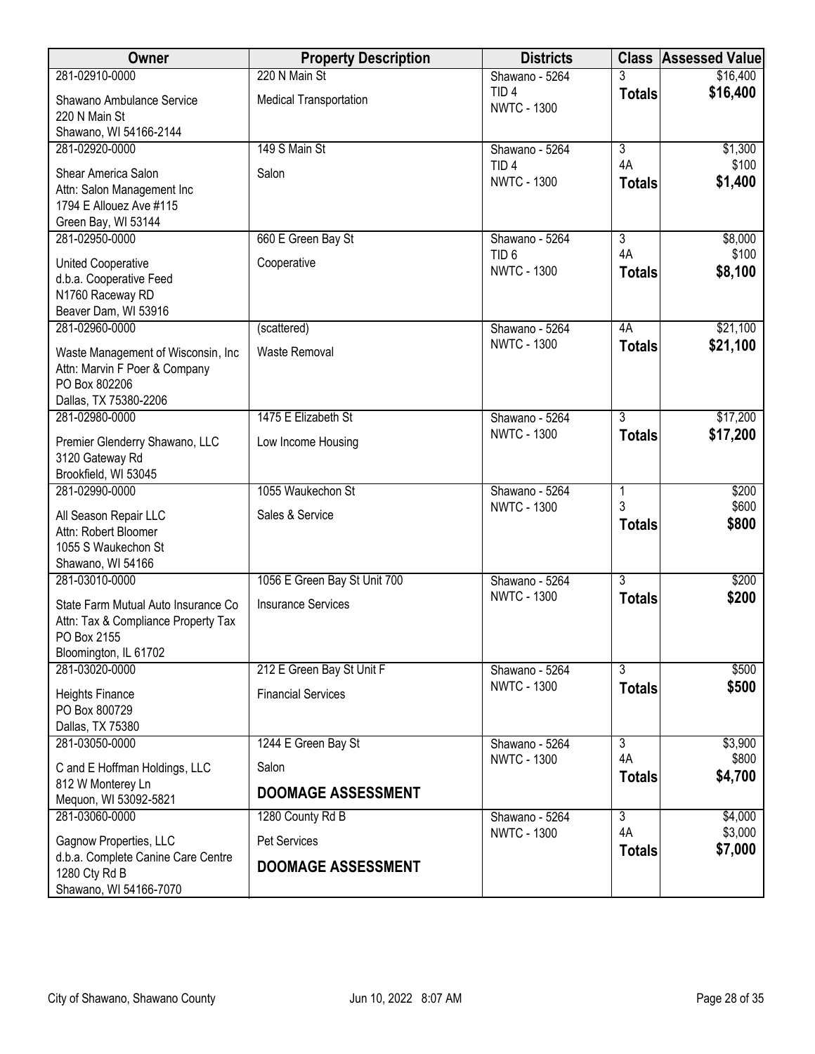| Owner | Property Description | Districts | Class | Assessed Value |
|---|---|---|---|---|
| 281-02910-0000<br>Shawano Ambulance Service<br>220 N Main St<br>Shawano, WI 54166-2144 | 220 N Main St<br>Medical Transportation | Shawano - 5264<br>TID 4<br>NWTC - 1300 | 3<br>**Totals** | $16,400<br>**$16,400** |
| 281-02920-0000<br>Shear America Salon<br>Attn: Salon Management Inc<br>1794 E Allouez Ave #115<br>Green Bay, WI 53144 | 149 S Main St<br>Salon | Shawano - 5264<br>TID 4<br>NWTC - 1300 | 3<br>4A<br>**Totals** | $1,300<br>$100<br>**$1,400** |
| 281-02950-0000<br>United Cooperative<br>d.b.a. Cooperative Feed<br>N1760 Raceway RD<br>Beaver Dam, WI 53916 | 660 E Green Bay St<br>Cooperative | Shawano - 5264<br>TID 6<br>NWTC - 1300 | 3<br>4A<br>**Totals** | $8,000<br>$100<br>**$8,100** |
| 281-02960-0000<br>Waste Management of Wisconsin, Inc<br>Attn: Marvin F Poer & Company<br>PO Box 802206<br>Dallas, TX 75380-2206 | (scattered)<br>Waste Removal | Shawano - 5264<br>NWTC - 1300 | 4A<br>**Totals** | $21,100<br>**$21,100** |
| 281-02980-0000<br>Premier Glenderry Shawano, LLC<br>3120 Gateway Rd<br>Brookfield, WI 53045 | 1475 E Elizabeth St<br>Low Income Housing | Shawano - 5264<br>NWTC - 1300 | 3<br>**Totals** | $17,200<br>**$17,200** |
| 281-02990-0000<br>All Season Repair LLC<br>Attn: Robert Bloomer<br>1055 S Waukechon St<br>Shawano, WI 54166 | 1055 Waukechon St<br>Sales & Service | Shawano - 5264<br>NWTC - 1300 | 1<br>3<br>**Totals** | $200<br>$600<br>**$800** |
| 281-03010-0000<br>State Farm Mutual Auto Insurance Co<br>Attn: Tax & Compliance Property Tax<br>PO Box 2155<br>Bloomington, IL 61702 | 1056 E Green Bay St Unit 700<br>Insurance Services | Shawano - 5264<br>NWTC - 1300 | 3<br>**Totals** | $200<br>**$200** |
| 281-03020-0000<br>Heights Finance<br>PO Box 800729<br>Dallas, TX 75380 | 212 E Green Bay St Unit F<br>Financial Services | Shawano - 5264<br>NWTC - 1300 | 3<br>**Totals** | $500<br>**$500** |
| 281-03050-0000<br>C and E Hoffman Holdings, LLC<br>812 W Monterey Ln<br>Mequon, WI 53092-5821 | 1244 E Green Bay St<br>Salon<br>**DOOMAGE ASSESSMENT** | Shawano - 5264<br>NWTC - 1300 | 3<br>4A<br>**Totals** | $3,900<br>$800<br>**$4,700** |
| 281-03060-0000<br>Gagnow Properties, LLC<br>d.b.a. Complete Canine Care Centre<br>1280 Cty Rd B<br>Shawano, WI 54166-7070 | 1280 County Rd B<br>Pet Services<br>**DOOMAGE ASSESSMENT** | Shawano - 5264<br>NWTC - 1300 | 3<br>4A<br>**Totals** | $4,000<br>$3,000<br>**$7,000** |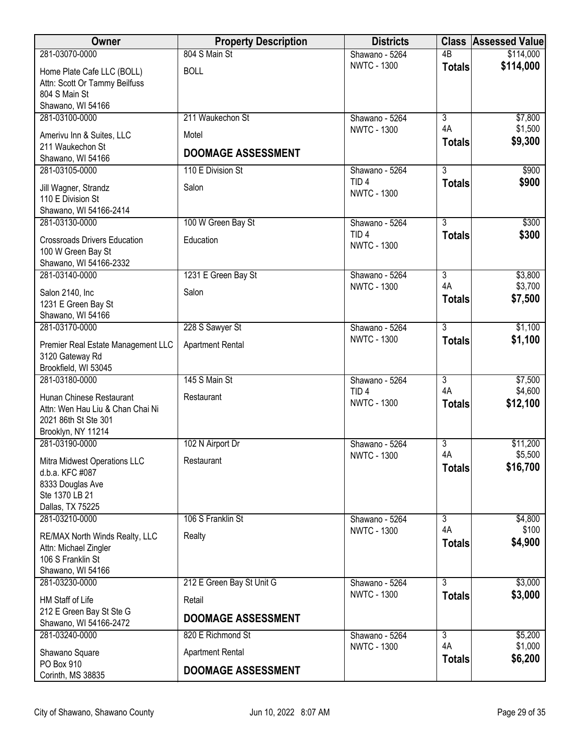| Owner | Property Description | Districts | Class | Assessed Value |
|---|---|---|---|---|
| 281-03070-0000 | 804 S Main St | Shawano - 5264 | 4B | $114,000 |
| Home Plate Cafe LLC (BOLL)<br>Attn: Scott Or Tammy Beilfuss<br>804 S Main St<br>Shawano, WI 54166 | BOLL | NWTC - 1300 | **Totals** | **$114,000** |
| 281-03100-0000 | 211 Waukechon St | Shawano - 5264 | 3 | $7,800 |
| Amerivu Inn & Suites, LLC<br>211 Waukechon St<br>Shawano, WI 54166 | Motel<br>**DOOMAGE ASSESSMENT** | NWTC - 1300 | 4A | $1,500 |
| | | | **Totals** | **$9,300** |
| 281-03105-0000 | 110 E Division St | Shawano - 5264 | 3 | $900 |
| Jill Wagner, Strandz<br>110 E Division St<br>Shawano, WI 54166-2414 | Salon | TID 4<br>NWTC - 1300 | **Totals** | **$900** |
| 281-03130-0000 | 100 W Green Bay St | Shawano - 5264 | 3 | $300 |
| Crossroads Drivers Education<br>100 W Green Bay St<br>Shawano, WI 54166-2332 | Education | TID 4<br>NWTC - 1300 | **Totals** | **$300** |
| 281-03140-0000 | 1231 E Green Bay St | Shawano - 5264 | 3 | $3,800 |
| Salon 2140, Inc<br>1231 E Green Bay St<br>Shawano, WI 54166 | Salon | NWTC - 1300 | 4A | $3,700 |
| | | | **Totals** | **$7,500** |
| 281-03170-0000 | 228 S Sawyer St | Shawano - 5264 | 3 | $1,100 |
| Premier Real Estate Management LLC<br>3120 Gateway Rd<br>Brookfield, WI 53045 | Apartment Rental | NWTC - 1300 | **Totals** | **$1,100** |
| 281-03180-0000 | 145 S Main St | Shawano - 5264 | 3 | $7,500 |
| Hunan Chinese Restaurant<br>Attn: Wen Hau Liu & Chan Chai Ni<br>2021 86th St Ste 301<br>Brooklyn, NY 11214 | Restaurant | TID 4<br>NWTC - 1300 | 4A | $4,600 |
| | | | **Totals** | **$12,100** |
| 281-03190-0000 | 102 N Airport Dr | Shawano - 5264 | 3 | $11,200 |
| Mitra Midwest Operations LLC<br>d.b.a. KFC #087<br>8333 Douglas Ave<br>Ste 1370 LB 21<br>Dallas, TX 75225 | Restaurant | NWTC - 1300 | 4A | $5,500 |
| | | | **Totals** | **$16,700** |
| 281-03210-0000 | 106 S Franklin St | Shawano - 5264 | 3 | $4,800 |
| RE/MAX North Winds Realty, LLC<br>Attn: Michael Zingler<br>106 S Franklin St<br>Shawano, WI 54166 | Realty | NWTC - 1300 | 4A | $100 |
| | | | **Totals** | **$4,900** |
| 281-03230-0000 | 212 E Green Bay St Unit G | Shawano - 5264 | 3 | $3,000 |
| HM Staff of Life<br>212 E Green Bay St Ste G<br>Shawano, WI 54166-2472 | Retail<br>**DOOMAGE ASSESSMENT** | NWTC - 1300 | **Totals** | **$3,000** |
| 281-03240-0000 | 820 E Richmond St | Shawano - 5264 | 3 | $5,200 |
| Shawano Square<br>PO Box 910<br>Corinth, MS 38835 | Apartment Rental<br>**DOOMAGE ASSESSMENT** | NWTC - 1300 | 4A | $1,000 |
| | | | **Totals** | **$6,200** |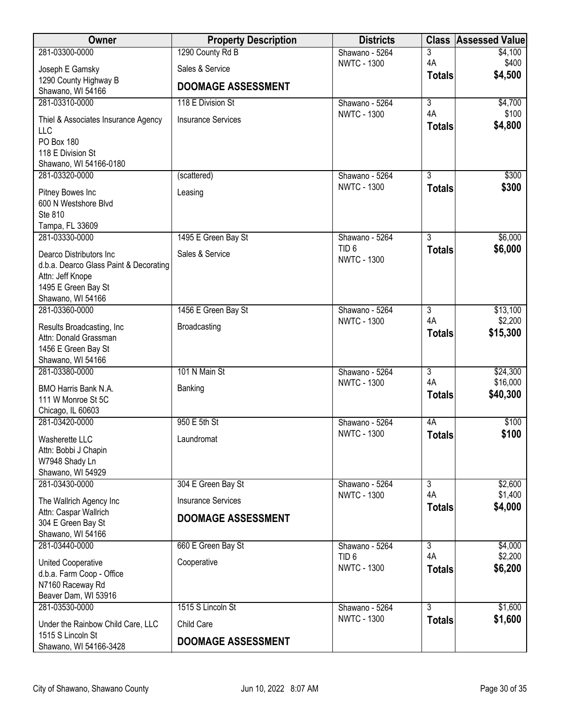| Owner | Property Description | Districts | Class | Assessed Value |
|---|---|---|---|---|
| 281-03300-0000<br>Joseph E Gamsky<br>1290 County Highway B<br>Shawano, WI 54166 | 1290 County Rd B<br>Sales & Service<br>**DOOMAGE ASSESSMENT** | Shawano - 5264<br>NWTC - 1300 | 3<br>4A<br>**Totals** | $4,100<br>$400<br>**$4,500** |
| 281-03310-0000<br>Thiel & Associates Insurance Agency LLC<br>PO Box 180<br>118 E Division St<br>Shawano, WI 54166-0180 | 118 E Division St<br>Insurance Services | Shawano - 5264<br>NWTC - 1300 | 3<br>4A<br>**Totals** | $4,700<br>$100<br>**$4,800** |
| 281-03320-0000<br>Pitney Bowes Inc<br>600 N Westshore Blvd<br>Ste 810<br>Tampa, FL 33609 | (scattered)<br>Leasing | Shawano - 5264<br>NWTC - 1300 | 3<br>**Totals** | $300<br>**$300** |
| 281-03330-0000<br>Dearco Distributors Inc<br>d.b.a. Dearco Glass Paint & Decorating<br>Attn: Jeff Knope<br>1495 E Green Bay St<br>Shawano, WI 54166 | 1495 E Green Bay St<br>Sales & Service | Shawano - 5264<br>TID 6<br>NWTC - 1300 | 3<br>**Totals** | $6,000<br>**$6,000** |
| 281-03360-0000<br>Results Broadcasting, Inc<br>Attn: Donald Grassman<br>1456 E Green Bay St<br>Shawano, WI 54166 | 1456 E Green Bay St<br>Broadcasting | Shawano - 5264<br>NWTC - 1300 | 3<br>4A<br>**Totals** | $13,100<br>$2,200<br>**$15,300** |
| 281-03380-0000<br>BMO Harris Bank N.A.<br>111 W Monroe St 5C<br>Chicago, IL 60603 | 101 N Main St<br>Banking | Shawano - 5264<br>NWTC - 1300 | 3<br>4A<br>**Totals** | $24,300<br>$16,000<br>**$40,300** |
| 281-03420-0000<br>Washerette LLC<br>Attn: Bobbi J Chapin<br>W7948 Shady Ln<br>Shawano, WI 54929 | 950 E 5th St<br>Laundromat | Shawano - 5264<br>NWTC - 1300 | 4A<br>**Totals** | $100<br>**$100** |
| 281-03430-0000<br>The Wallrich Agency Inc<br>Attn: Caspar Wallrich<br>304 E Green Bay St<br>Shawano, WI 54166 | 304 E Green Bay St<br>Insurance Services<br>**DOOMAGE ASSESSMENT** | Shawano - 5264<br>NWTC - 1300 | 3<br>4A<br>**Totals** | $2,600<br>$1,400<br>**$4,000** |
| 281-03440-0000<br>United Cooperative<br>d.b.a. Farm Coop - Office<br>N7160 Raceway Rd<br>Beaver Dam, WI 53916 | 660 E Green Bay St<br>Cooperative | Shawano - 5264<br>TID 6<br>NWTC - 1300 | 3<br>4A<br>**Totals** | $4,000<br>$2,200<br>**$6,200** |
| 281-03530-0000<br>Under the Rainbow Child Care, LLC<br>1515 S Lincoln St<br>Shawano, WI 54166-3428 | 1515 S Lincoln St<br>Child Care<br>**DOOMAGE ASSESSMENT** | Shawano - 5264<br>NWTC - 1300 | 3<br>**Totals** | $1,600<br>**$1,600** |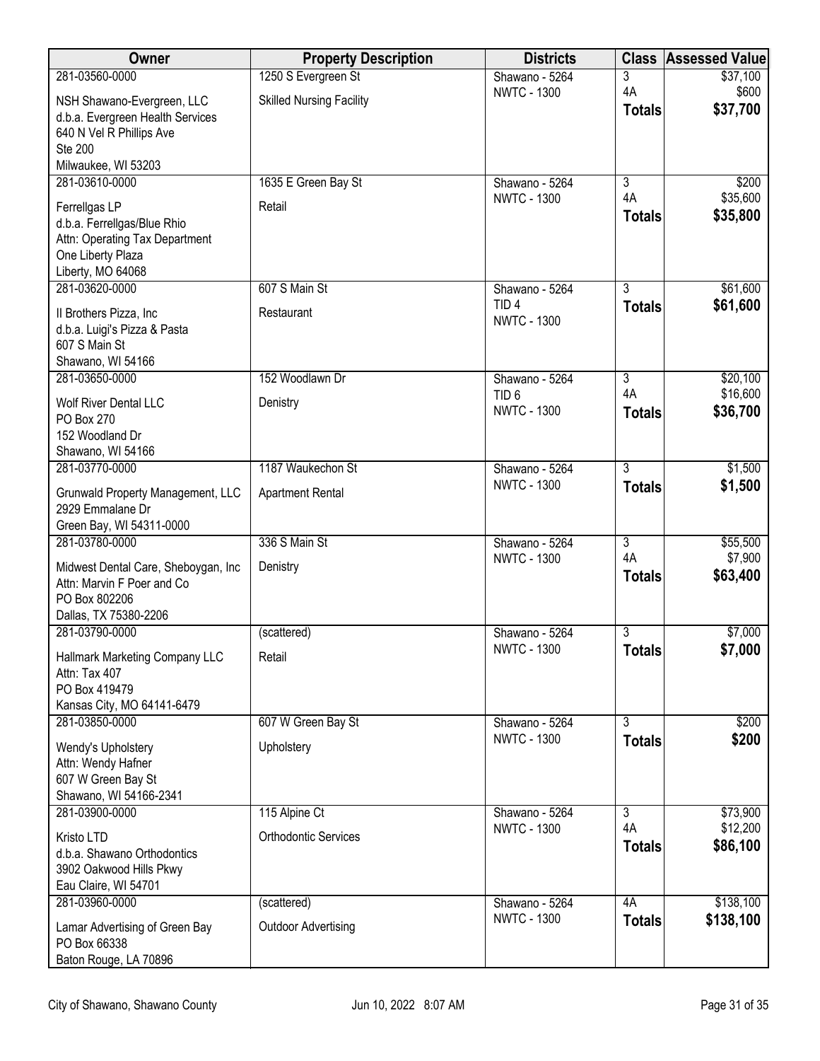| Owner | Property Description | Districts | Class | Assessed Value |
|---|---|---|---|---|
| 281-03560-0000<br>NSH Shawano-Evergreen, LLC<br>d.b.a. Evergreen Health Services<br>640 N Vel R Phillips Ave<br>Ste 200<br>Milwaukee, WI 53203 | 1250 S Evergreen St<br>Skilled Nursing Facility | Shawano - 5264<br>NWTC - 1300 | 3<br>4A<br>**Totals** | $37,100<br>$600<br>**$37,700** |
| 281-03610-0000<br>Ferrellgas LP<br>d.b.a. Ferrellgas/Blue Rhio<br>Attn: Operating Tax Department<br>One Liberty Plaza<br>Liberty, MO 64068 | 1635 E Green Bay St<br>Retail | Shawano - 5264<br>NWTC - 1300 | 3<br>4A<br>**Totals** | $200<br>$35,600<br>**$35,800** |
| 281-03620-0000<br>II Brothers Pizza, Inc<br>d.b.a. Luigi's Pizza & Pasta<br>607 S Main St<br>Shawano, WI 54166 | 607 S Main St<br>Restaurant | Shawano - 5264<br>TID 4<br>NWTC - 1300 | 3<br>**Totals** | $61,600<br>**$61,600** |
| 281-03650-0000<br>Wolf River Dental LLC<br>PO Box 270<br>152 Woodland Dr<br>Shawano, WI 54166 | 152 Woodlawn Dr<br>Denistry | Shawano - 5264<br>TID 6<br>NWTC - 1300 | 3<br>4A<br>**Totals** | $20,100<br>$16,600<br>**$36,700** |
| 281-03770-0000<br>Grunwald Property Management, LLC<br>2929 Emmalane Dr<br>Green Bay, WI 54311-0000 | 1187 Waukechon St<br>Apartment Rental | Shawano - 5264<br>NWTC - 1300 | 3<br>**Totals** | $1,500<br>**$1,500** |
| 281-03780-0000<br>Midwest Dental Care, Sheboygan, Inc<br>Attn: Marvin F Poer and Co<br>PO Box 802206<br>Dallas, TX 75380-2206 | 336 S Main St<br>Denistry | Shawano - 5264<br>NWTC - 1300 | 3<br>4A<br>**Totals** | $55,500<br>$7,900<br>**$63,400** |
| 281-03790-0000<br>Hallmark Marketing Company LLC<br>Attn: Tax 407<br>PO Box 419479<br>Kansas City, MO 64141-6479 | (scattered)<br>Retail | Shawano - 5264<br>NWTC - 1300 | 3<br>**Totals** | $7,000<br>**$7,000** |
| 281-03850-0000<br>Wendy's Upholstery<br>Attn: Wendy Hafner<br>607 W Green Bay St<br>Shawano, WI 54166-2341 | 607 W Green Bay St<br>Upholstery | Shawano - 5264<br>NWTC - 1300 | 3<br>**Totals** | $200<br>**$200** |
| 281-03900-0000<br>Kristo LTD<br>d.b.a. Shawano Orthodontics<br>3902 Oakwood Hills Pkwy<br>Eau Claire, WI 54701 | 115 Alpine Ct<br>Orthodontic Services | Shawano - 5264<br>NWTC - 1300 | 3<br>4A<br>**Totals** | $73,900<br>$12,200<br>**$86,100** |
| 281-03960-0000<br>Lamar Advertising of Green Bay<br>PO Box 66338<br>Baton Rouge, LA 70896 | (scattered)<br>Outdoor Advertising | Shawano - 5264<br>NWTC - 1300 | 4A<br>**Totals** | $138,100<br>**$138,100** |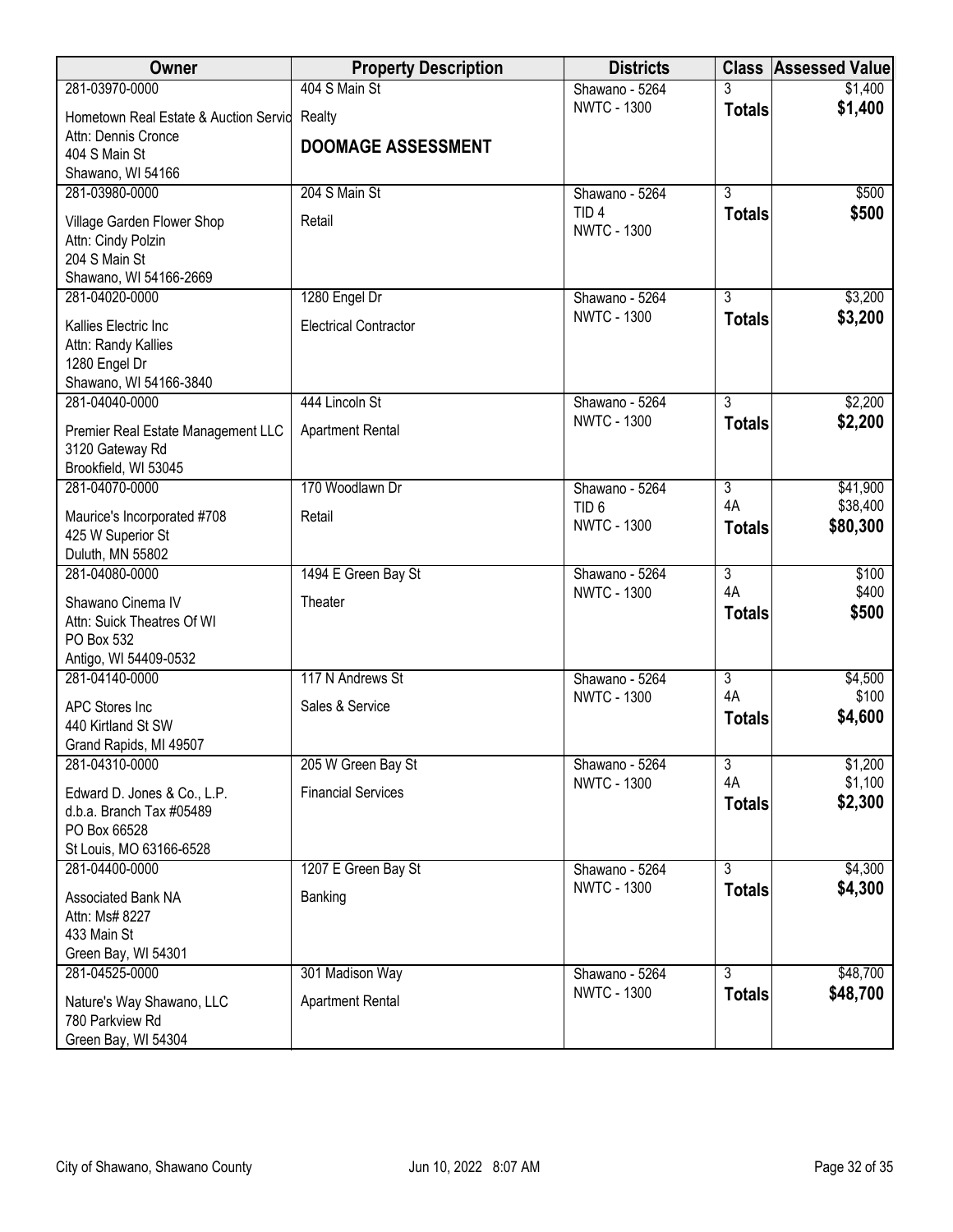| Owner | Property Description | Districts | Class | Assessed Value |
|---|---|---|---|---|
| 281-03970-0000<br>Hometown Real Estate & Auction Servic<br>Attn: Dennis Cronce<br>404 S Main St<br>Shawano, WI 54166 | 404 S Main St<br>Realty<br>**DOOMAGE ASSESSMENT** | Shawano - 5264<br>NWTC - 1300 | 3<br>**Totals** | $1,400<br>**$1,400** |
| 281-03980-0000<br>Village Garden Flower Shop<br>Attn: Cindy Polzin<br>204 S Main St<br>Shawano, WI 54166-2669 | 204 S Main St<br>Retail | Shawano - 5264<br>TID 4<br>NWTC - 1300 | 3<br>**Totals** | $500<br>**$500** |
| 281-04020-0000<br>Kallies Electric Inc<br>Attn: Randy Kallies<br>1280 Engel Dr<br>Shawano, WI 54166-3840 | 1280 Engel Dr<br>Electrical Contractor | Shawano - 5264<br>NWTC - 1300 | 3<br>**Totals** | $3,200<br>**$3,200** |
| 281-04040-0000<br>Premier Real Estate Management LLC<br>3120 Gateway Rd<br>Brookfield, WI 53045 | 444 Lincoln St<br>Apartment Rental | Shawano - 5264<br>NWTC - 1300 | 3<br>**Totals** | $2,200<br>**$2,200** |
| 281-04070-0000<br>Maurice's Incorporated #708<br>425 W Superior St<br>Duluth, MN 55802 | 170 Woodlawn Dr<br>Retail | Shawano - 5264<br>TID 6<br>NWTC - 1300 | 3<br>4A<br>**Totals** | $41,900<br>$38,400<br>**$80,300** |
| 281-04080-0000<br>Shawano Cinema IV<br>Attn: Suick Theatres Of WI<br>PO Box 532<br>Antigo, WI 54409-0532 | 1494 E Green Bay St<br>Theater | Shawano - 5264<br>NWTC - 1300 | 3<br>4A<br>**Totals** | $100<br>$400<br>**$500** |
| 281-04140-0000<br>APC Stores Inc<br>440 Kirtland St SW<br>Grand Rapids, MI 49507 | 117 N Andrews St<br>Sales & Service | Shawano - 5264<br>NWTC - 1300 | 3<br>4A<br>**Totals** | $4,500<br>$100<br>**$4,600** |
| 281-04310-0000<br>Edward D. Jones & Co., L.P.<br>d.b.a. Branch Tax #05489<br>PO Box 66528<br>St Louis, MO 63166-6528 | 205 W Green Bay St<br>Financial Services | Shawano - 5264<br>NWTC - 1300 | 3<br>4A<br>**Totals** | $1,200<br>$1,100<br>**$2,300** |
| 281-04400-0000<br>Associated Bank NA<br>Attn: Ms# 8227<br>433 Main St<br>Green Bay, WI 54301 | 1207 E Green Bay St<br>Banking | Shawano - 5264<br>NWTC - 1300 | 3<br>**Totals** | $4,300<br>**$4,300** |
| 281-04525-0000<br>Nature's Way Shawano, LLC<br>780 Parkview Rd<br>Green Bay, WI 54304 | 301 Madison Way<br>Apartment Rental | Shawano - 5264<br>NWTC - 1300 | 3<br>**Totals** | $48,700<br>**$48,700** |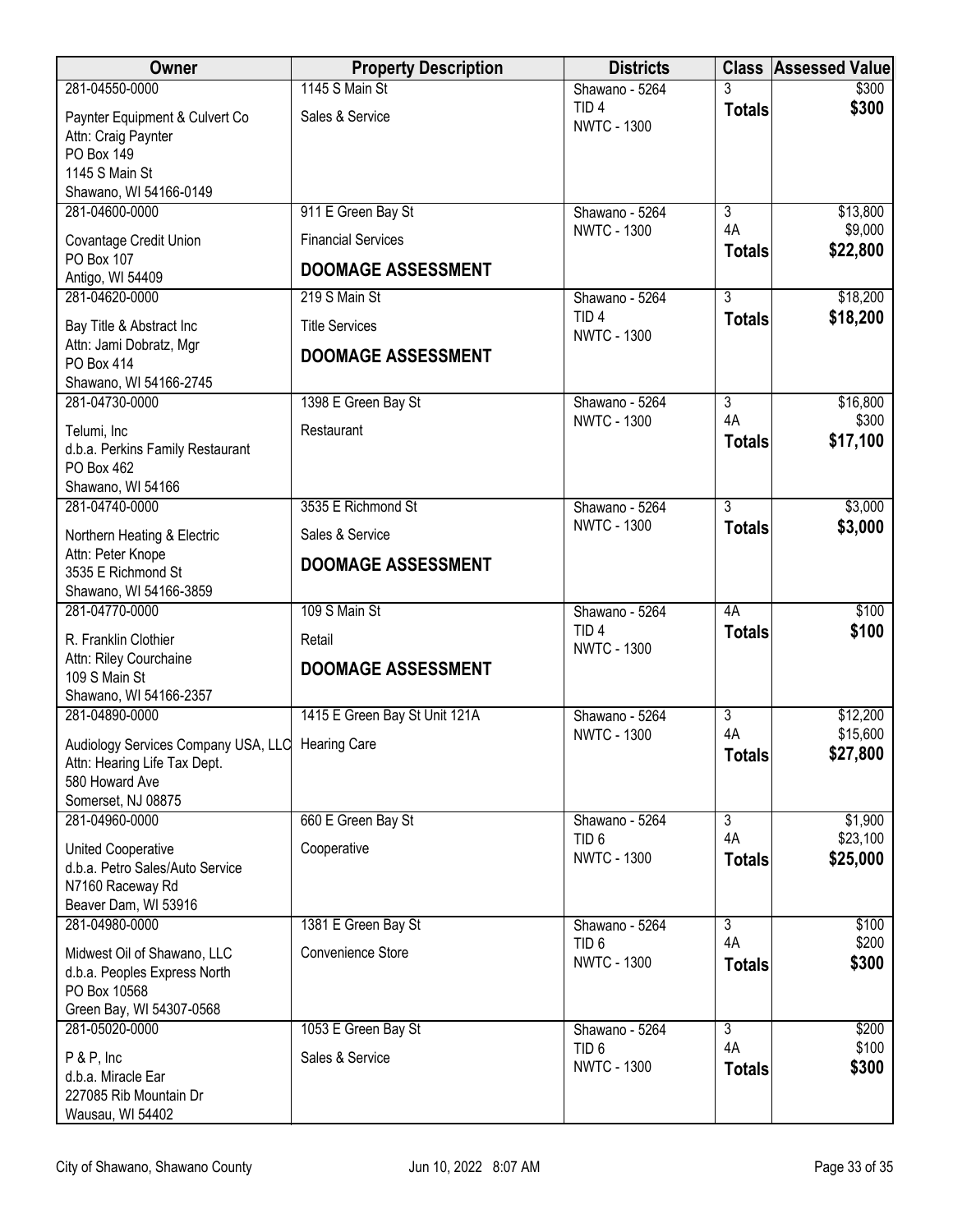| Owner | Property Description | Districts | Class | Assessed Value |
|---|---|---|---|---|
| 281-04550-0000<br>Paynter Equipment & Culvert Co<br>Attn: Craig Paynter<br>PO Box 149<br>1145 S Main St<br>Shawano, WI 54166-0149 | 1145 S Main St<br>Sales & Service | Shawano - 5264<br>TID 4<br>NWTC - 1300 | 3<br>**Totals** | $300<br>**$300** |
| 281-04600-0000<br>Covantage Credit Union<br>PO Box 107<br>Antigo, WI 54409 | 911 E Green Bay St<br>Financial Services<br>**DOOMAGE ASSESSMENT** | Shawano - 5264<br>NWTC - 1300 | 3<br>4A<br>**Totals** | $13,800<br>$9,000<br>**$22,800** |
| 281-04620-0000<br>Bay Title & Abstract Inc<br>Attn: Jami Dobratz, Mgr<br>PO Box 414<br>Shawano, WI 54166-2745 | 219 S Main St<br>Title Services<br>**DOOMAGE ASSESSMENT** | Shawano - 5264<br>TID 4<br>NWTC - 1300 | 3<br>**Totals** | $18,200<br>**$18,200** |
| 281-04730-0000<br>Telumi, Inc<br>d.b.a. Perkins Family Restaurant<br>PO Box 462<br>Shawano, WI 54166 | 1398 E Green Bay St<br>Restaurant | Shawano - 5264<br>NWTC - 1300 | 3<br>4A<br>**Totals** | $16,800<br>$300<br>**$17,100** |
| 281-04740-0000<br>Northern Heating & Electric<br>Attn: Peter Knope<br>3535 E Richmond St<br>Shawano, WI 54166-3859 | 3535 E Richmond St<br>Sales & Service<br>**DOOMAGE ASSESSMENT** | Shawano - 5264<br>NWTC - 1300 | 3<br>**Totals** | $3,000<br>**$3,000** |
| 281-04770-0000<br>R. Franklin Clothier<br>Attn: Riley Courchaine<br>109 S Main St<br>Shawano, WI 54166-2357 | 109 S Main St<br>Retail<br>**DOOMAGE ASSESSMENT** | Shawano - 5264<br>TID 4<br>NWTC - 1300 | 4A<br>**Totals** | $100<br>**$100** |
| 281-04890-0000<br>Audiology Services Company USA, LLC<br>Attn: Hearing Life Tax Dept.<br>580 Howard Ave<br>Somerset, NJ 08875 | 1415 E Green Bay St Unit 121A<br>Hearing Care | Shawano - 5264<br>NWTC - 1300 | 3<br>4A<br>**Totals** | $12,200<br>$15,600<br>**$27,800** |
| 281-04960-0000<br>United Cooperative<br>d.b.a. Petro Sales/Auto Service<br>N7160 Raceway Rd<br>Beaver Dam, WI 53916 | 660 E Green Bay St<br>Cooperative | Shawano - 5264<br>TID 6<br>NWTC - 1300 | 3<br>4A<br>**Totals** | $1,900<br>$23,100<br>**$25,000** |
| 281-04980-0000<br>Midwest Oil of Shawano, LLC<br>d.b.a. Peoples Express North<br>PO Box 10568<br>Green Bay, WI 54307-0568 | 1381 E Green Bay St<br>Convenience Store | Shawano - 5264<br>TID 6<br>NWTC - 1300 | 3<br>4A<br>**Totals** | $100<br>$200<br>**$300** |
| 281-05020-0000<br>P & P, Inc<br>d.b.a. Miracle Ear<br>227085 Rib Mountain Dr<br>Wausau, WI 54402 | 1053 E Green Bay St<br>Sales & Service | Shawano - 5264<br>TID 6<br>NWTC - 1300 | 3<br>4A<br>**Totals** | $200<br>$100<br>**$300** |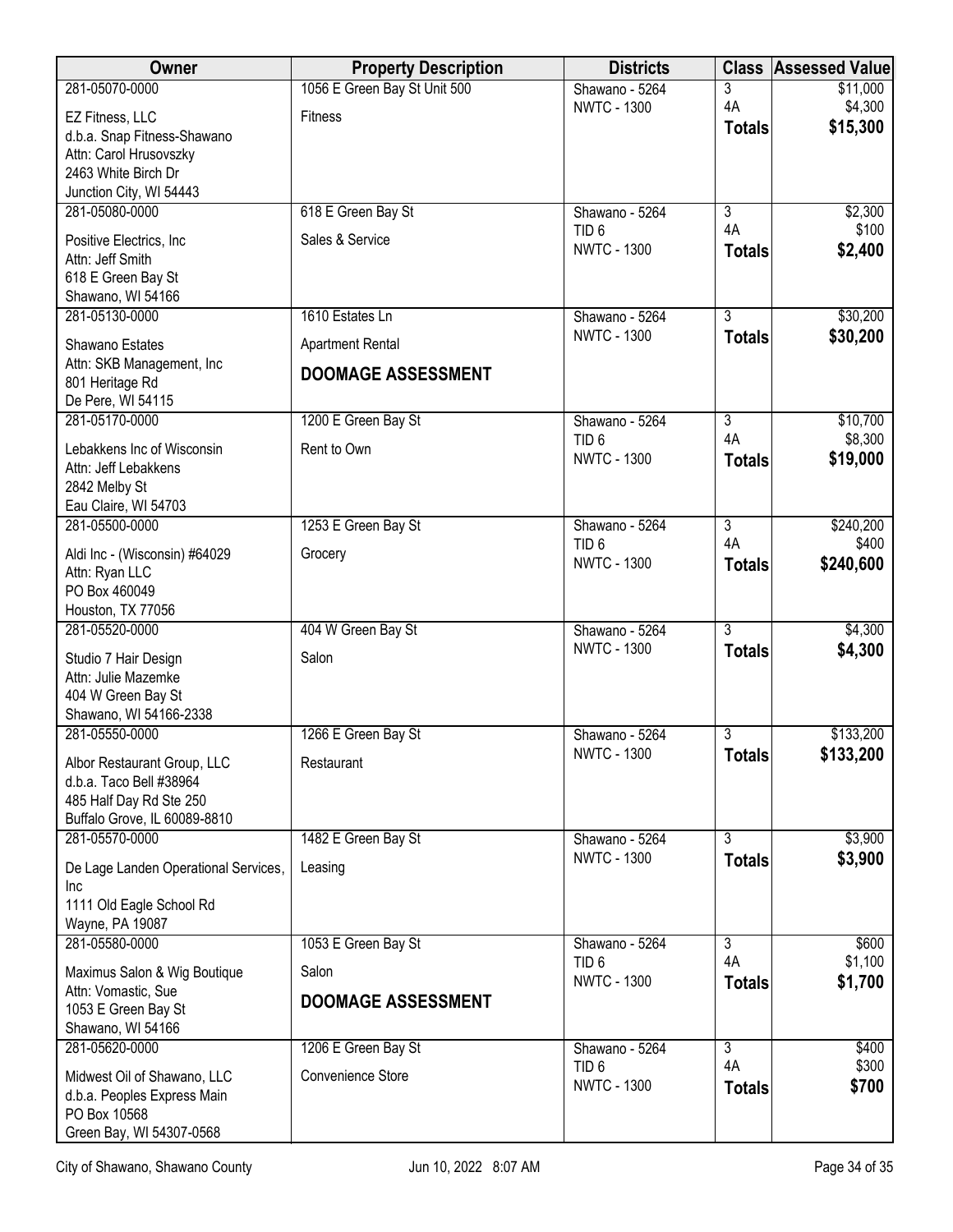| Owner | Property Description | Districts | Class | Assessed Value |
|---|---|---|---|---|
| 281-05070-0000<br>EZ Fitness, LLC<br>d.b.a. Snap Fitness-Shawano<br>Attn: Carol Hrusovszky<br>2463 White Birch Dr<br>Junction City, WI 54443 | 1056 E Green Bay St Unit 500<br>Fitness | Shawano - 5264<br>NWTC - 1300 | 3<br>4A<br>**Totals** | $11,000<br>$4,300<br>**$15,300** |
| 281-05080-0000<br>Positive Electrics, Inc<br>Attn: Jeff Smith<br>618 E Green Bay St<br>Shawano, WI 54166 | 618 E Green Bay St<br>Sales & Service | Shawano - 5264<br>TID 6<br>NWTC - 1300 | 3<br>4A<br>**Totals** | $2,300<br>$100<br>**$2,400** |
| 281-05130-0000<br>Shawano Estates<br>Attn: SKB Management, Inc<br>801 Heritage Rd<br>De Pere, WI 54115 | 1610 Estates Ln<br>Apartment Rental<br>**DOOMAGE ASSESSMENT** | Shawano - 5264<br>NWTC - 1300 | 3<br>**Totals** | $30,200<br>**$30,200** |
| 281-05170-0000<br>Lebakkens Inc of Wisconsin<br>Attn: Jeff Lebakkens<br>2842 Melby St<br>Eau Claire, WI 54703 | 1200 E Green Bay St<br>Rent to Own | Shawano - 5264<br>TID 6<br>NWTC - 1300 | 3<br>4A<br>**Totals** | $10,700<br>$8,300<br>**$19,000** |
| 281-05500-0000<br>Aldi Inc - (Wisconsin) #64029<br>Attn: Ryan LLC<br>PO Box 460049<br>Houston, TX 77056 | 1253 E Green Bay St<br>Grocery | Shawano - 5264<br>TID 6<br>NWTC - 1300 | 3<br>4A<br>**Totals** | $240,200<br>$400<br>**$240,600** |
| 281-05520-0000<br>Studio 7 Hair Design<br>Attn: Julie Mazemke<br>404 W Green Bay St<br>Shawano, WI 54166-2338 | 404 W Green Bay St<br>Salon | Shawano - 5264<br>NWTC - 1300 | 3<br>**Totals** | $4,300<br>**$4,300** |
| 281-05550-0000<br>Albor Restaurant Group, LLC<br>d.b.a. Taco Bell #38964<br>485 Half Day Rd Ste 250<br>Buffalo Grove, IL 60089-8810 | 1266 E Green Bay St<br>Restaurant | Shawano - 5264<br>NWTC - 1300 | 3<br>**Totals** | $133,200<br>**$133,200** |
| 281-05570-0000<br>De Lage Landen Operational Services, Inc<br>1111 Old Eagle School Rd<br>Wayne, PA 19087 | 1482 E Green Bay St<br>Leasing | Shawano - 5264<br>NWTC - 1300 | 3<br>**Totals** | $3,900<br>**$3,900** |
| 281-05580-0000<br>Maximus Salon & Wig Boutique<br>Attn: Vomastic, Sue<br>1053 E Green Bay St<br>Shawano, WI 54166 | 1053 E Green Bay St<br>Salon<br>**DOOMAGE ASSESSMENT** | Shawano - 5264<br>TID 6<br>NWTC - 1300 | 3<br>4A<br>**Totals** | $600<br>$1,100<br>**$1,700** |
| 281-05620-0000<br>Midwest Oil of Shawano, LLC<br>d.b.a. Peoples Express Main<br>PO Box 10568<br>Green Bay, WI 54307-0568 | 1206 E Green Bay St<br>Convenience Store | Shawano - 5264<br>TID 6<br>NWTC - 1300 | 3<br>4A<br>**Totals** | $400<br>$300<br>**$700** |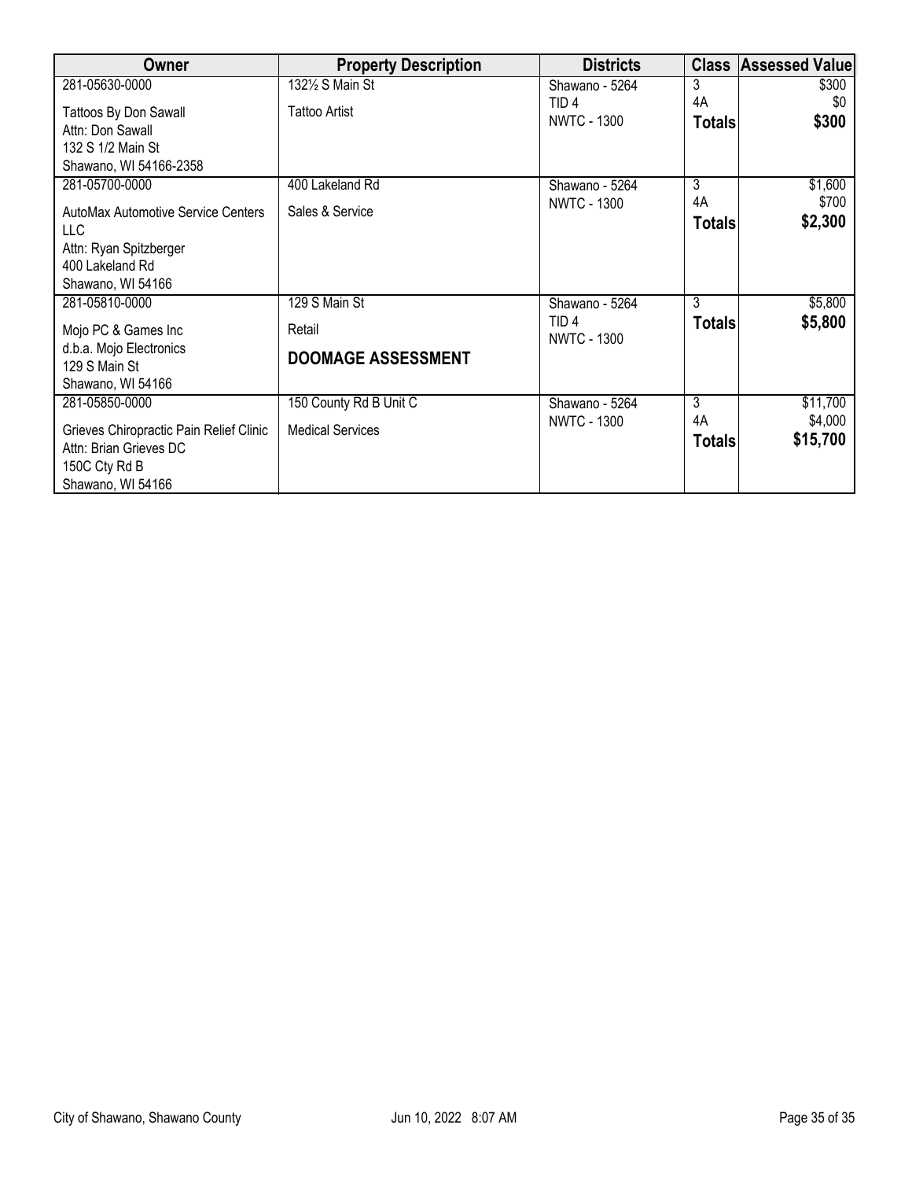| Owner | Property Description | Districts | Class | Assessed Value |
|---|---|---|---|---|
| 281-05630-0000<br>Tattoos By Don Sawall<br>Attn: Don Sawall<br>132 S 1/2 Main St<br>Shawano, WI 54166-2358 | 132½ S Main St<br>Tattoo Artist | Shawano - 5264<br>TID 4<br>NWTC - 1300 | 3<br>4A<br>**Totals** | $300<br>$0<br>**$300** |
| 281-05700-0000<br>AutoMax Automotive Service Centers LLC<br>Attn: Ryan Spitzberger<br>400 Lakeland Rd<br>Shawano, WI 54166 | 400 Lakeland Rd<br>Sales & Service | Shawano - 5264<br>NWTC - 1300 | 3<br>4A<br>**Totals** | $1,600<br>$700<br>**$2,300** |
| 281-05810-0000<br>Mojo PC & Games Inc<br>d.b.a. Mojo Electronics<br>129 S Main St<br>Shawano, WI 54166 | 129 S Main St<br>Retail<br>**DOOMAGE ASSESSMENT** | Shawano - 5264<br>TID 4<br>NWTC - 1300 | 3<br>**Totals** | $5,800<br>**$5,800** |
| 281-05850-0000<br>Grieves Chiropractic Pain Relief Clinic<br>Attn: Brian Grieves DC<br>150C Cty Rd B<br>Shawano, WI 54166 | 150 County Rd B Unit C<br>Medical Services | Shawano - 5264<br>NWTC - 1300 | 3<br>4A<br>**Totals** | $11,700<br>$4,000<br>**$15,700** |